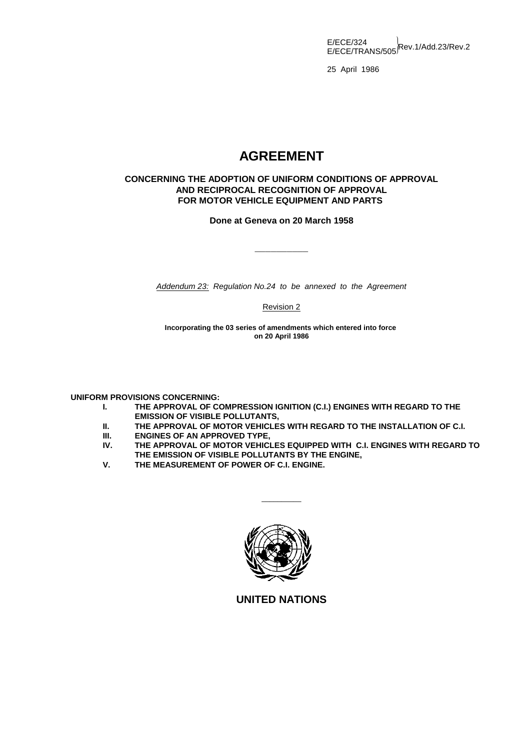E/ECE/324
E/ECE/TRANS/505 } Rev.1/Add.23/Rev.2

25 April 1986

# AGREEMENT

## CONCERNING THE ADOPTION OF UNIFORM CONDITIONS OF APPROVAL AND RECIPROCAL RECOGNITION OF APPROVAL FOR MOTOR VEHICLE EQUIPMENT AND PARTS

**Done at Geneva on 20 March 1958**

---

*Addendum 23: Regulation No.24 to be annexed to the Agreement*

Revision 2

**Incorporating the 03 series of amendments which entered into force on 20 April 1986**

**UNIFORM PROVISIONS CONCERNING:**

- **I. THE APPROVAL OF COMPRESSION IGNITION (C.I.) ENGINES WITH REGARD TO THE EMISSION OF VISIBLE POLLUTANTS,**
- **II. THE APPROVAL OF MOTOR VEHICLES WITH REGARD TO THE INSTALLATION OF C.I.**
- **III. ENGINES OF AN APPROVED TYPE,**
- **IV. THE APPROVAL OF MOTOR VEHICLES EQUIPPED WITH C.I. ENGINES WITH REGARD TO THE EMISSION OF VISIBLE POLLUTANTS BY THE ENGINE,**
- **V. THE MEASUREMENT OF POWER OF C.I. ENGINE.**

---

**UNITED NATIONS**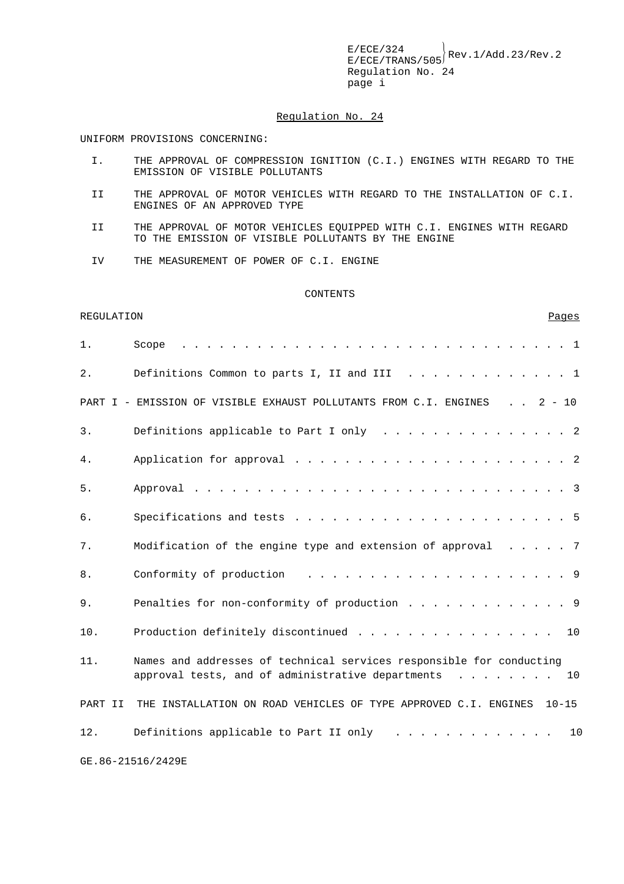## Regulation No. 24

UNIFORM PROVISIONS CONCERNING:

I. THE APPROVAL OF COMPRESSION IGNITION (C.I.) ENGINES WITH REGARD TO THE EMISSION OF VISIBLE POLLUTANTS

II THE APPROVAL OF MOTOR VEHICLES WITH REGARD TO THE INSTALLATION OF C.I. ENGINES OF AN APPROVED TYPE

II THE APPROVAL OF MOTOR VEHICLES EQUIPPED WITH C.I. ENGINES WITH REGARD TO THE EMISSION OF VISIBLE POLLUTANTS BY THE ENGINE

IV THE MEASUREMENT OF POWER OF C.I. ENGINE

CONTENTS

| REGULATION | | Pages |
|---|---|---|
| 1. | Scope | 1 |
| 2. | Definitions Common to parts I, II and III | 1 |
| PART I - | EMISSION OF VISIBLE EXHAUST POLLUTANTS FROM C.I. ENGINES | 2 - 10 |
| 3. | Definitions applicable to Part I only | 2 |
| 4. | Application for approval | 2 |
| 5. | Approval | 3 |
| 6. | Specifications and tests | 5 |
| 7. | Modification of the engine type and extension of approval | 7 |
| 8. | Conformity of production | 9 |
| 9. | Penalties for non-conformity of production | 9 |
| 10. | Production definitely discontinued | 10 |
| 11. | Names and addresses of technical services responsible for conducting approval tests, and of administrative departments | 10 |
| PART II | THE INSTALLATION ON ROAD VEHICLES OF TYPE APPROVED C.I. ENGINES | 10-15 |
| 12. | Definitions applicable to Part II only | 10 |

GE.86-21516/2429E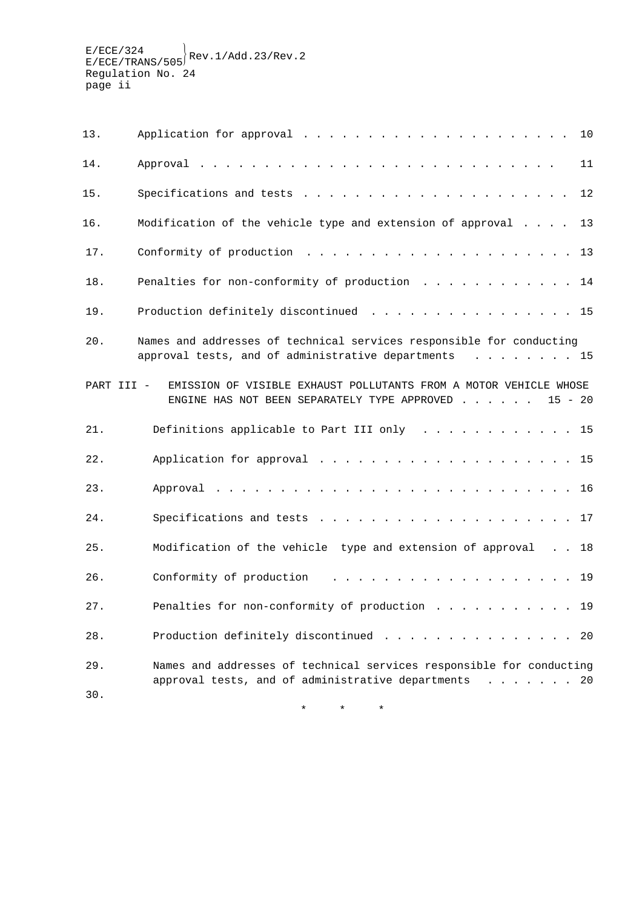| | | |
|---|---|---|
| 13. | Application for approval | 10 |
| 14. | Approval | 11 |
| 15. | Specifications and tests | 12 |
| 16. | Modification of the vehicle type and extension of approval | 13 |
| 17. | Conformity of production | 13 |
| 18. | Penalties for non-conformity of production | 14 |
| 19. | Production definitely discontinued | 15 |
| 20. | Names and addresses of technical services responsible for conducting approval tests, and of administrative departments | 15 |
| PART III - | EMISSION OF VISIBLE EXHAUST POLLUTANTS FROM A MOTOR VEHICLE WHOSE ENGINE HAS NOT BEEN SEPARATELY TYPE APPROVED | 15 - 20 |
| 21. | Definitions applicable to Part III only | 15 |
| 22. | Application for approval | 15 |
| 23. | Approval | 16 |
| 24. | Specifications and tests | 17 |
| 25. | Modification of the vehicle type and extension of approval | 18 |
| 26. | Conformity of production | 19 |
| 27. | Penalties for non-conformity of production | 19 |
| 28. | Production definitely discontinued | 20 |
| 29. | Names and addresses of technical services responsible for conducting approval tests, and of administrative departments | 20 |
| 30. | | |

\* \* \*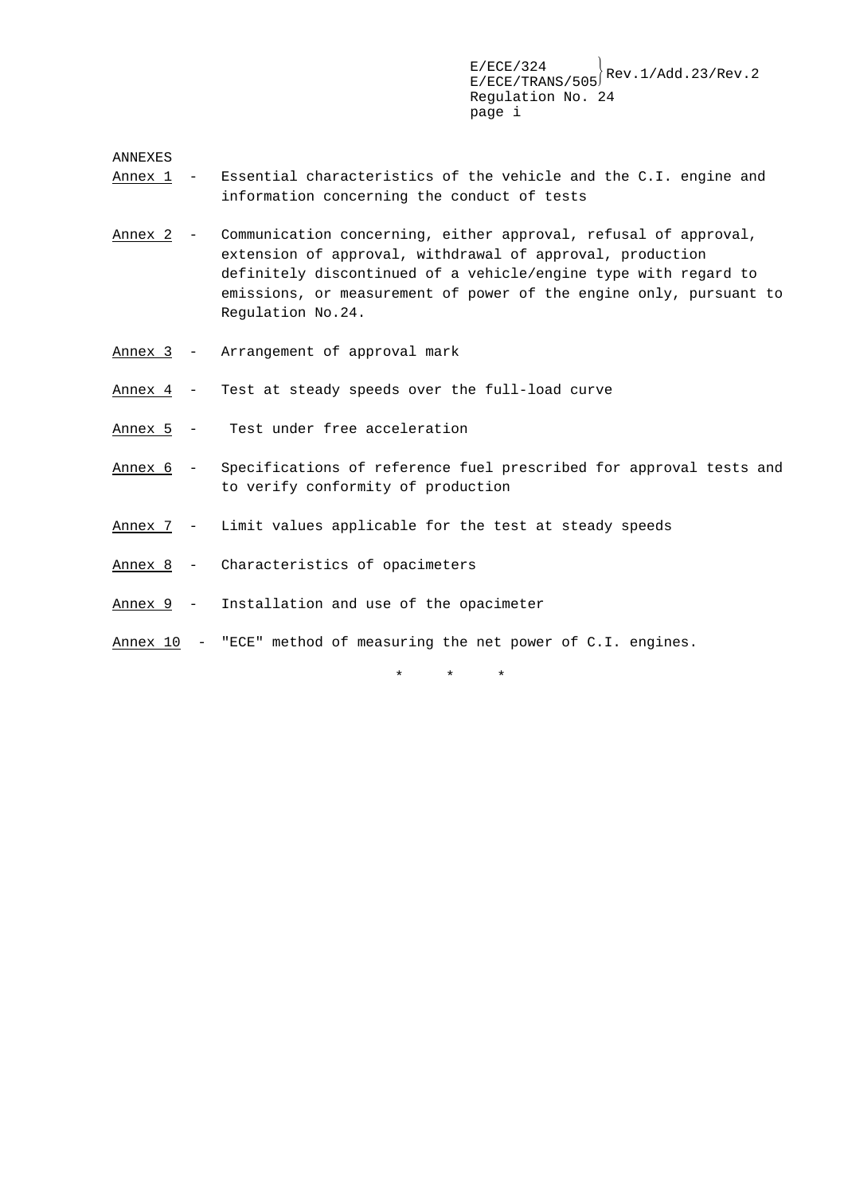ANNEXES

Annex 1 - Essential characteristics of the vehicle and the C.I. engine and information concerning the conduct of tests

Annex 2 - Communication concerning, either approval, refusal of approval, extension of approval, withdrawal of approval, production definitely discontinued of a vehicle/engine type with regard to emissions, or measurement of power of the engine only, pursuant to Regulation No.24.

Annex 3 - Arrangement of approval mark

Annex 4 - Test at steady speeds over the full-load curve

Annex 5 - Test under free acceleration

Annex 6 - Specifications of reference fuel prescribed for approval tests and to verify conformity of production

Annex 7 - Limit values applicable for the test at steady speeds

Annex 8 - Characteristics of opacimeters

Annex 9 - Installation and use of the opacimeter

Annex 10 - "ECE" method of measuring the net power of C.I. engines.

\* \* \*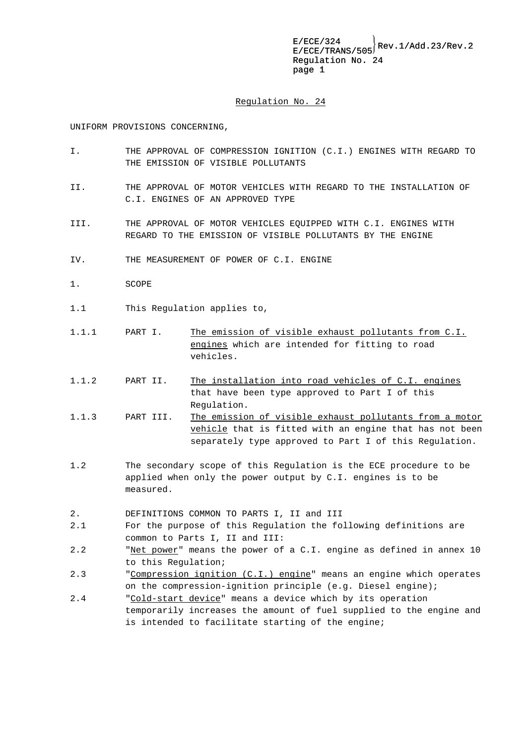# Regulation No. 24

UNIFORM PROVISIONS CONCERNING,

I. THE APPROVAL OF COMPRESSION IGNITION (C.I.) ENGINES WITH REGARD TO THE EMISSION OF VISIBLE POLLUTANTS

II. THE APPROVAL OF MOTOR VEHICLES WITH REGARD TO THE INSTALLATION OF C.I. ENGINES OF AN APPROVED TYPE

III. THE APPROVAL OF MOTOR VEHICLES EQUIPPED WITH C.I. ENGINES WITH REGARD TO THE EMISSION OF VISIBLE POLLUTANTS BY THE ENGINE

IV. THE MEASUREMENT OF POWER OF C.I. ENGINE

1. SCOPE

1.1 This Regulation applies to,

1.1.1 PART I. The emission of visible exhaust pollutants from C.I. engines which are intended for fitting to road vehicles.

1.1.2 PART II. The installation into road vehicles of C.I. engines that have been type approved to Part I of this Regulation.

1.1.3 PART III. The emission of visible exhaust pollutants from a motor vehicle that is fitted with an engine that has not been separately type approved to Part I of this Regulation.

1.2 The secondary scope of this Regulation is the ECE procedure to be applied when only the power output by C.I. engines is to be measured.

2. DEFINITIONS COMMON TO PARTS I, II and III

2.1 For the purpose of this Regulation the following definitions are common to Parts I, II and III:

2.2 "Net power" means the power of a C.I. engine as defined in annex 10 to this Regulation;

2.3 "Compression ignition (C.I.) engine" means an engine which operates on the compression-ignition principle (e.g. Diesel engine);

2.4 "Cold-start device" means a device which by its operation temporarily increases the amount of fuel supplied to the engine and is intended to facilitate starting of the engine;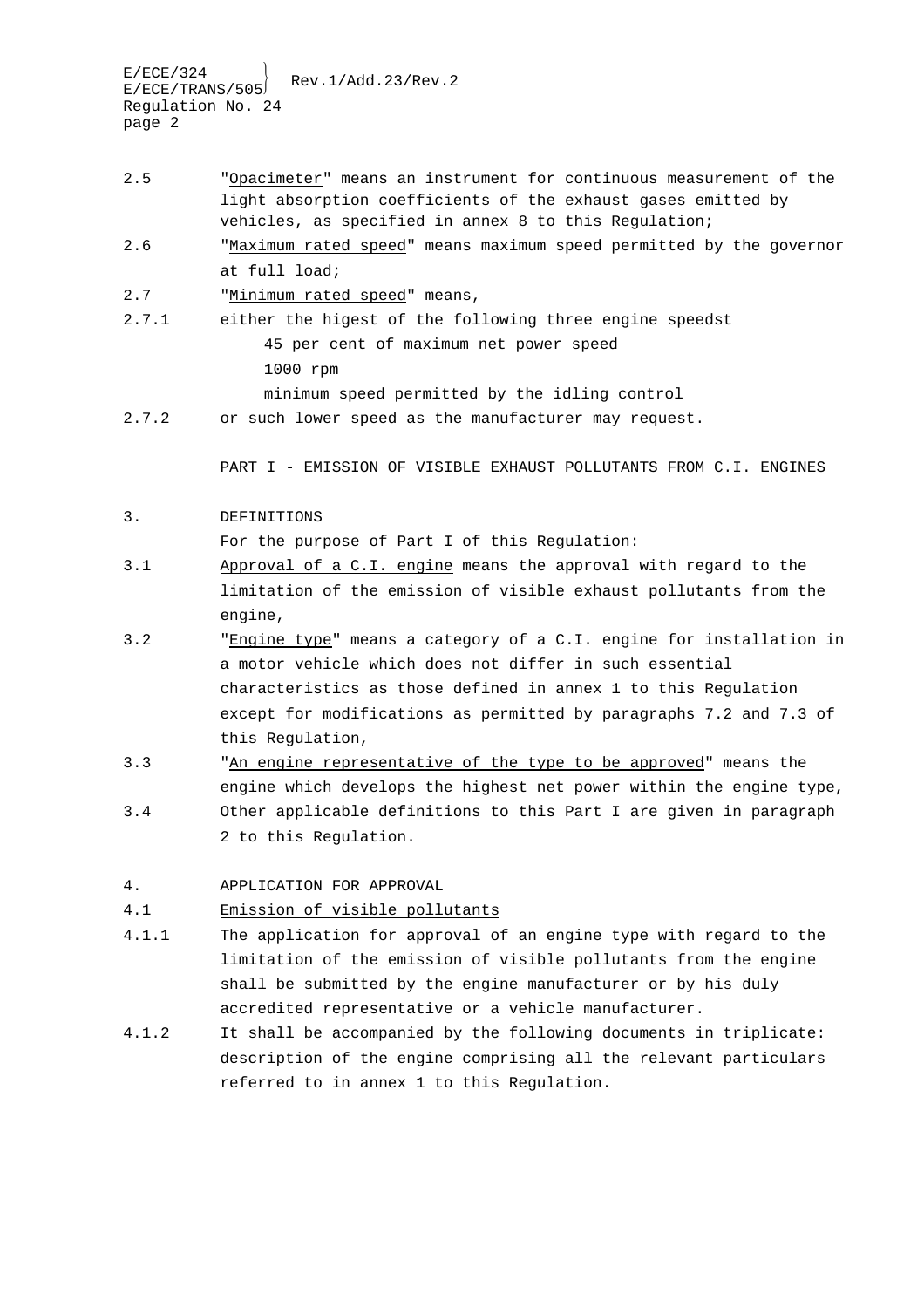2.5 "Opacimeter" means an instrument for continuous measurement of the light absorption coefficients of the exhaust gases emitted by vehicles, as specified in annex 8 to this Regulation;

2.6 "Maximum rated speed" means maximum speed permitted by the governor at full load;

2.7 "Minimum rated speed" means,

2.7.1 either the higest of the following three engine speedst

- 45 per cent of maximum net power speed
- 1000 rpm
- minimum speed permitted by the idling control

2.7.2 or such lower speed as the manufacturer may request.

## PART I - EMISSION OF VISIBLE EXHAUST POLLUTANTS FROM C.I. ENGINES

### 3. DEFINITIONS

For the purpose of Part I of this Regulation:

3.1 Approval of a C.I. engine means the approval with regard to the limitation of the emission of visible exhaust pollutants from the engine,

3.2 "Engine type" means a category of a C.I. engine for installation in a motor vehicle which does not differ in such essential characteristics as those defined in annex 1 to this Regulation except for modifications as permitted by paragraphs 7.2 and 7.3 of this Regulation,

3.3 "An engine representative of the type to be approved" means the engine which develops the highest net power within the engine type,

3.4 Other applicable definitions to this Part I are given in paragraph 2 to this Regulation.

### 4. APPLICATION FOR APPROVAL

4.1 Emission of visible pollutants

4.1.1 The application for approval of an engine type with regard to the limitation of the emission of visible pollutants from the engine shall be submitted by the engine manufacturer or by his duly accredited representative or a vehicle manufacturer.

4.1.2 It shall be accompanied by the following documents in triplicate: description of the engine comprising all the relevant particulars referred to in annex 1 to this Regulation.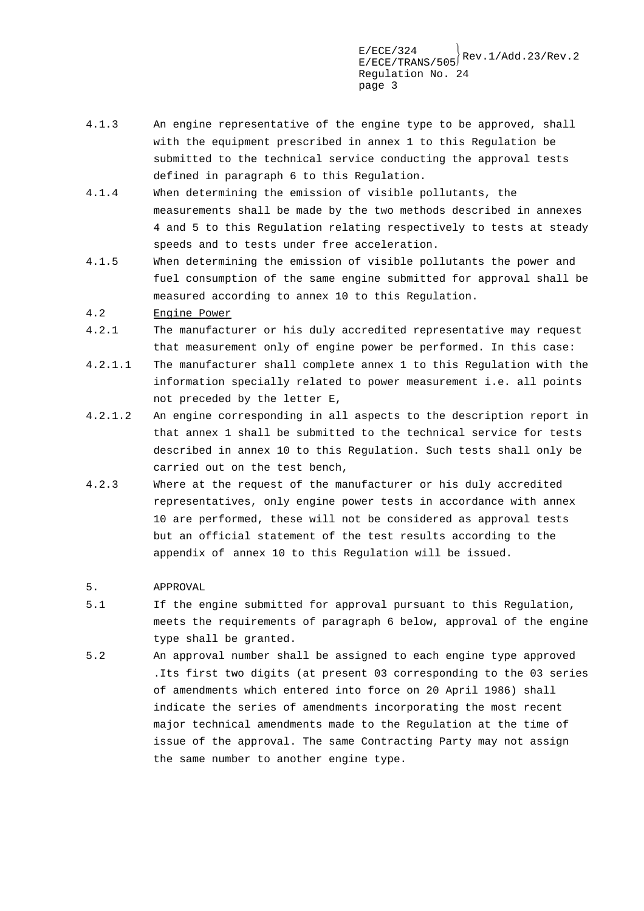4.1.3 An engine representative of the engine type to be approved, shall with the equipment prescribed in annex 1 to this Regulation be submitted to the technical service conducting the approval tests defined in paragraph 6 to this Regulation.

4.1.4 When determining the emission of visible pollutants, the measurements shall be made by the two methods described in annexes 4 and 5 to this Regulation relating respectively to tests at steady speeds and to tests under free acceleration.

4.1.5 When determining the emission of visible pollutants the power and fuel consumption of the same engine submitted for approval shall be measured according to annex 10 to this Regulation.

4.2 Engine Power

4.2.1 The manufacturer or his duly accredited representative may request that measurement only of engine power be performed. In this case:

4.2.1.1 The manufacturer shall complete annex 1 to this Regulation with the information specially related to power measurement i.e. all points not preceded by the letter E,

4.2.1.2 An engine corresponding in all aspects to the description report in that annex 1 shall be submitted to the technical service for tests described in annex 10 to this Regulation. Such tests shall only be carried out on the test bench,

4.2.3 Where at the request of the manufacturer or his duly accredited representatives, only engine power tests in accordance with annex 10 are performed, these will not be considered as approval tests but an official statement of the test results according to the appendix of annex 10 to this Regulation will be issued.

## 5. APPROVAL

5.1 If the engine submitted for approval pursuant to this Regulation, meets the requirements of paragraph 6 below, approval of the engine type shall be granted.

5.2 An approval number shall be assigned to each engine type approved .Its first two digits (at present 03 corresponding to the 03 series of amendments which entered into force on 20 April 1986) shall indicate the series of amendments incorporating the most recent major technical amendments made to the Regulation at the time of issue of the approval. The same Contracting Party may not assign the same number to another engine type.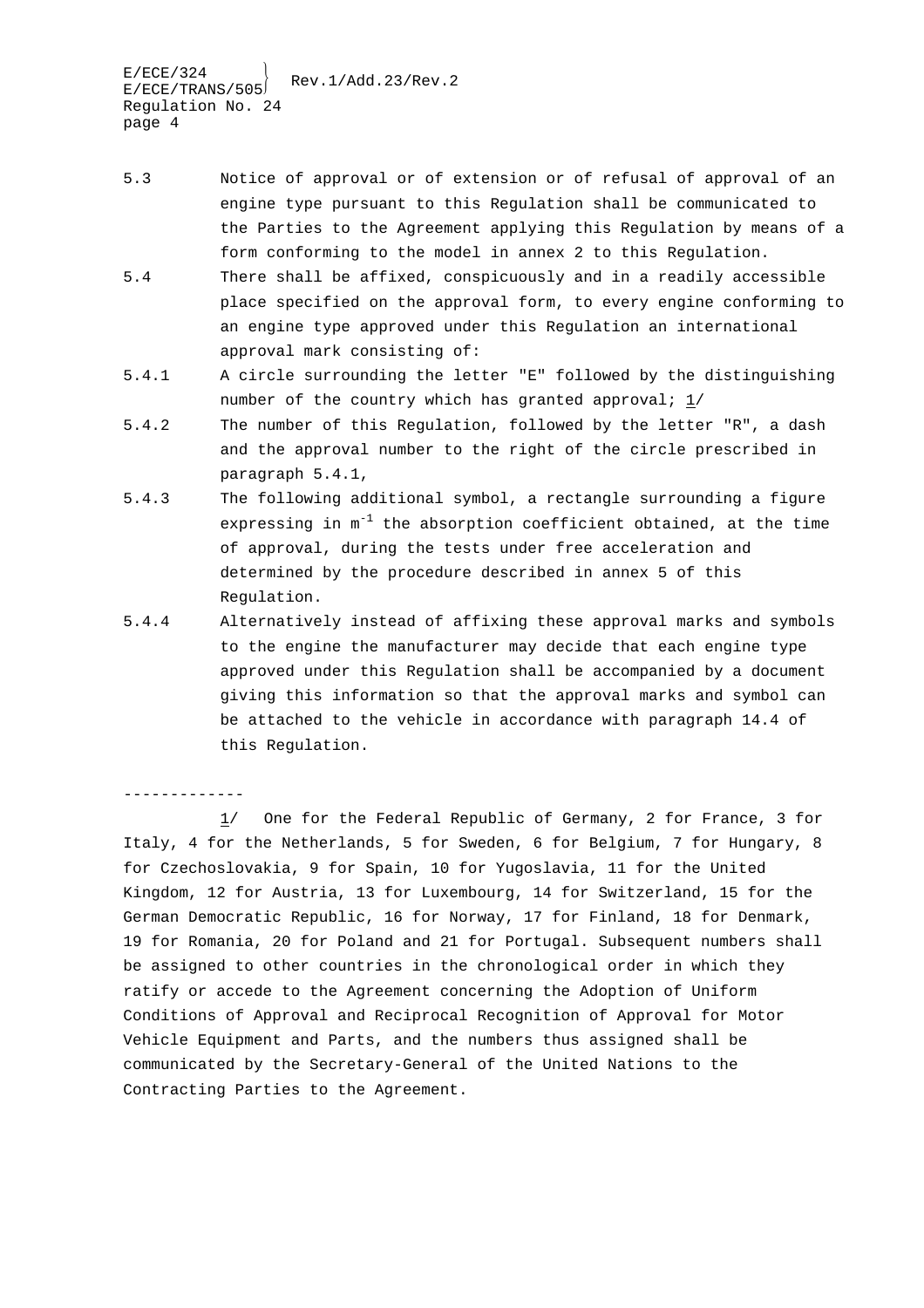5.3 Notice of approval or of extension or of refusal of approval of an engine type pursuant to this Regulation shall be communicated to the Parties to the Agreement applying this Regulation by means of a form conforming to the model in annex 2 to this Regulation.

5.4 There shall be affixed, conspicuously and in a readily accessible place specified on the approval form, to every engine conforming to an engine type approved under this Regulation an international approval mark consisting of:

5.4.1 A circle surrounding the letter "E" followed by the distinguishing number of the country which has granted approval; 1/

5.4.2 The number of this Regulation, followed by the letter "R", a dash and the approval number to the right of the circle prescribed in paragraph 5.4.1,

5.4.3 The following additional symbol, a rectangle surrounding a figure expressing in $m^{-1}$ the absorption coefficient obtained, at the time of approval, during the tests under free acceleration and determined by the procedure described in annex 5 of this Regulation.

5.4.4 Alternatively instead of affixing these approval marks and symbols to the engine the manufacturer may decide that each engine type approved under this Regulation shall be accompanied by a document giving this information so that the approval marks and symbol can be attached to the vehicle in accordance with paragraph 14.4 of this Regulation.

-------------

1/ One for the Federal Republic of Germany, 2 for France, 3 for Italy, 4 for the Netherlands, 5 for Sweden, 6 for Belgium, 7 for Hungary, 8 for Czechoslovakia, 9 for Spain, 10 for Yugoslavia, 11 for the United Kingdom, 12 for Austria, 13 for Luxembourg, 14 for Switzerland, 15 for the German Democratic Republic, 16 for Norway, 17 for Finland, 18 for Denmark, 19 for Romania, 20 for Poland and 21 for Portugal. Subsequent numbers shall be assigned to other countries in the chronological order in which they ratify or accede to the Agreement concerning the Adoption of Uniform Conditions of Approval and Reciprocal Recognition of Approval for Motor Vehicle Equipment and Parts, and the numbers thus assigned shall be communicated by the Secretary-General of the United Nations to the Contracting Parties to the Agreement.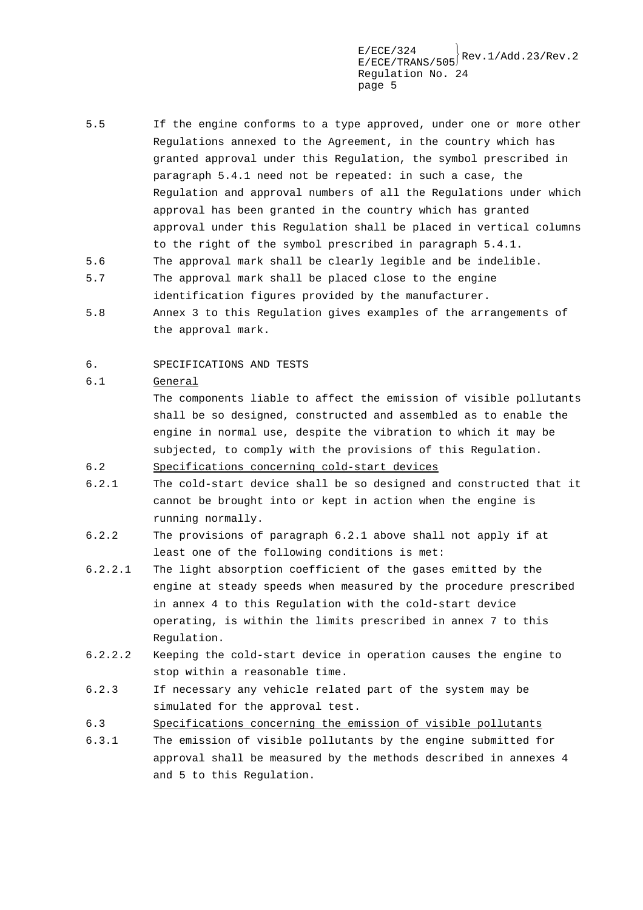5.5 If the engine conforms to a type approved, under one or more other Regulations annexed to the Agreement, in the country which has granted approval under this Regulation, the symbol prescribed in paragraph 5.4.1 need not be repeated: in such a case, the Regulation and approval numbers of all the Regulations under which approval has been granted in the country which has granted approval under this Regulation shall be placed in vertical columns to the right of the symbol prescribed in paragraph 5.4.1.

5.6 The approval mark shall be clearly legible and be indelible.

5.7 The approval mark shall be placed close to the engine identification figures provided by the manufacturer.

5.8 Annex 3 to this Regulation gives examples of the arrangements of the approval mark.

## 6. SPECIFICATIONS AND TESTS

6.1 General

The components liable to affect the emission of visible pollutants shall be so designed, constructed and assembled as to enable the engine in normal use, despite the vibration to which it may be subjected, to comply with the provisions of this Regulation.

6.2 Specifications concerning cold-start devices

6.2.1 The cold-start device shall be so designed and constructed that it cannot be brought into or kept in action when the engine is running normally.

6.2.2 The provisions of paragraph 6.2.1 above shall not apply if at least one of the following conditions is met:

6.2.2.1 The light absorption coefficient of the gases emitted by the engine at steady speeds when measured by the procedure prescribed in annex 4 to this Regulation with the cold-start device operating, is within the limits prescribed in annex 7 to this Regulation.

6.2.2.2 Keeping the cold-start device in operation causes the engine to stop within a reasonable time.

6.2.3 If necessary any vehicle related part of the system may be simulated for the approval test.

6.3 Specifications concerning the emission of visible pollutants

6.3.1 The emission of visible pollutants by the engine submitted for approval shall be measured by the methods described in annexes 4 and 5 to this Regulation.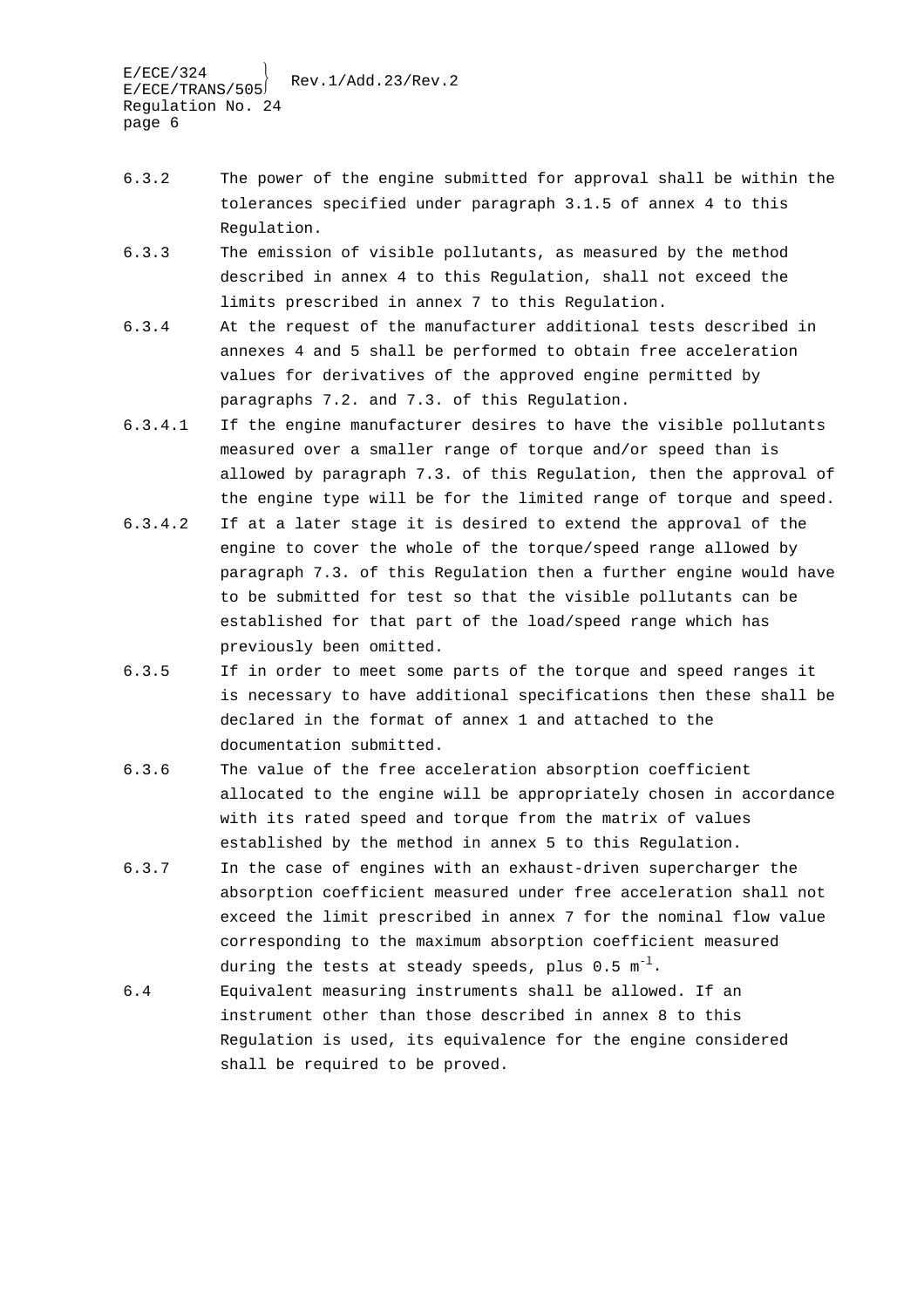6.3.2 The power of the engine submitted for approval shall be within the tolerances specified under paragraph 3.1.5 of annex 4 to this Regulation.

6.3.3 The emission of visible pollutants, as measured by the method described in annex 4 to this Regulation, shall not exceed the limits prescribed in annex 7 to this Regulation.

6.3.4 At the request of the manufacturer additional tests described in annexes 4 and 5 shall be performed to obtain free acceleration values for derivatives of the approved engine permitted by paragraphs 7.2. and 7.3. of this Regulation.

6.3.4.1 If the engine manufacturer desires to have the visible pollutants measured over a smaller range of torque and/or speed than is allowed by paragraph 7.3. of this Regulation, then the approval of the engine type will be for the limited range of torque and speed.

6.3.4.2 If at a later stage it is desired to extend the approval of the engine to cover the whole of the torque/speed range allowed by paragraph 7.3. of this Regulation then a further engine would have to be submitted for test so that the visible pollutants can be established for that part of the load/speed range which has previously been omitted.

6.3.5 If in order to meet some parts of the torque and speed ranges it is necessary to have additional specifications then these shall be declared in the format of annex 1 and attached to the documentation submitted.

6.3.6 The value of the free acceleration absorption coefficient allocated to the engine will be appropriately chosen in accordance with its rated speed and torque from the matrix of values established by the method in annex 5 to this Regulation.

6.3.7 In the case of engines with an exhaust-driven supercharger the absorption coefficient measured under free acceleration shall not exceed the limit prescribed in annex 7 for the nominal flow value corresponding to the maximum absorption coefficient measured during the tests at steady speeds, plus 0.5 $m^{-1}$.

6.4 Equivalent measuring instruments shall be allowed. If an instrument other than those described in annex 8 to this Regulation is used, its equivalence for the engine considered shall be required to be proved.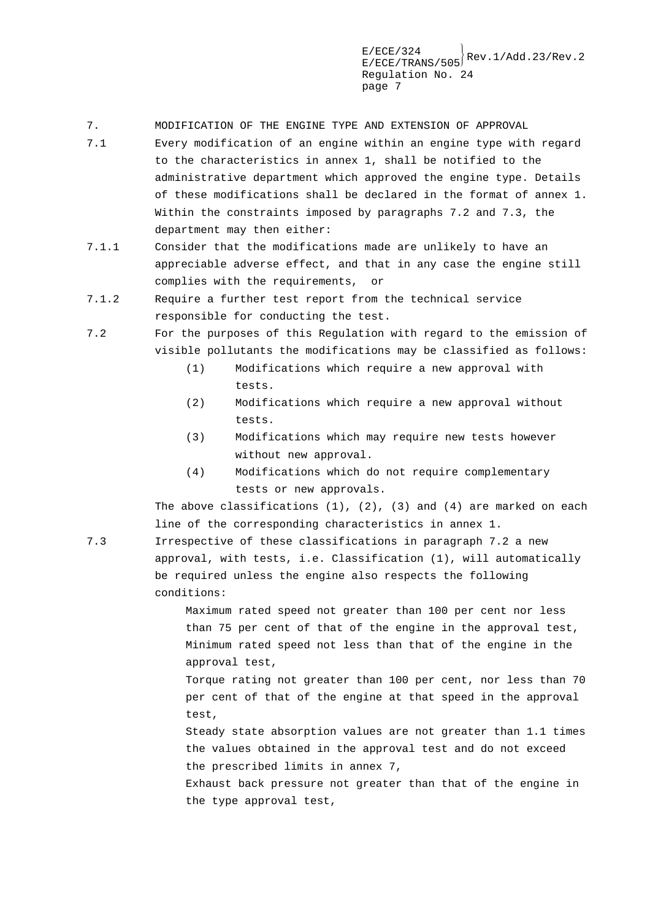## 7. MODIFICATION OF THE ENGINE TYPE AND EXTENSION OF APPROVAL

7.1 Every modification of an engine within an engine type with regard to the characteristics in annex 1, shall be notified to the administrative department which approved the engine type. Details of these modifications shall be declared in the format of annex 1. Within the constraints imposed by paragraphs 7.2 and 7.3, the department may then either:

7.1.1 Consider that the modifications made are unlikely to have an appreciable adverse effect, and that in any case the engine still complies with the requirements, or

7.1.2 Require a further test report from the technical service responsible for conducting the test.

7.2 For the purposes of this Regulation with regard to the emission of visible pollutants the modifications may be classified as follows:

(1) Modifications which require a new approval with tests.

(2) Modifications which require a new approval without tests.

(3) Modifications which may require new tests however without new approval.

(4) Modifications which do not require complementary tests or new approvals.

The above classifications (1), (2), (3) and (4) are marked on each line of the corresponding characteristics in annex 1.

7.3 Irrespective of these classifications in paragraph 7.2 a new approval, with tests, i.e. Classification (1), will automatically be required unless the engine also respects the following conditions:

Maximum rated speed not greater than 100 per cent nor less than 75 per cent of that of the engine in the approval test,

Minimum rated speed not less than that of the engine in the approval test,

Torque rating not greater than 100 per cent, nor less than 70 per cent of that of the engine at that speed in the approval test,

Steady state absorption values are not greater than 1.1 times the values obtained in the approval test and do not exceed the prescribed limits in annex 7,

Exhaust back pressure not greater than that of the engine in the type approval test,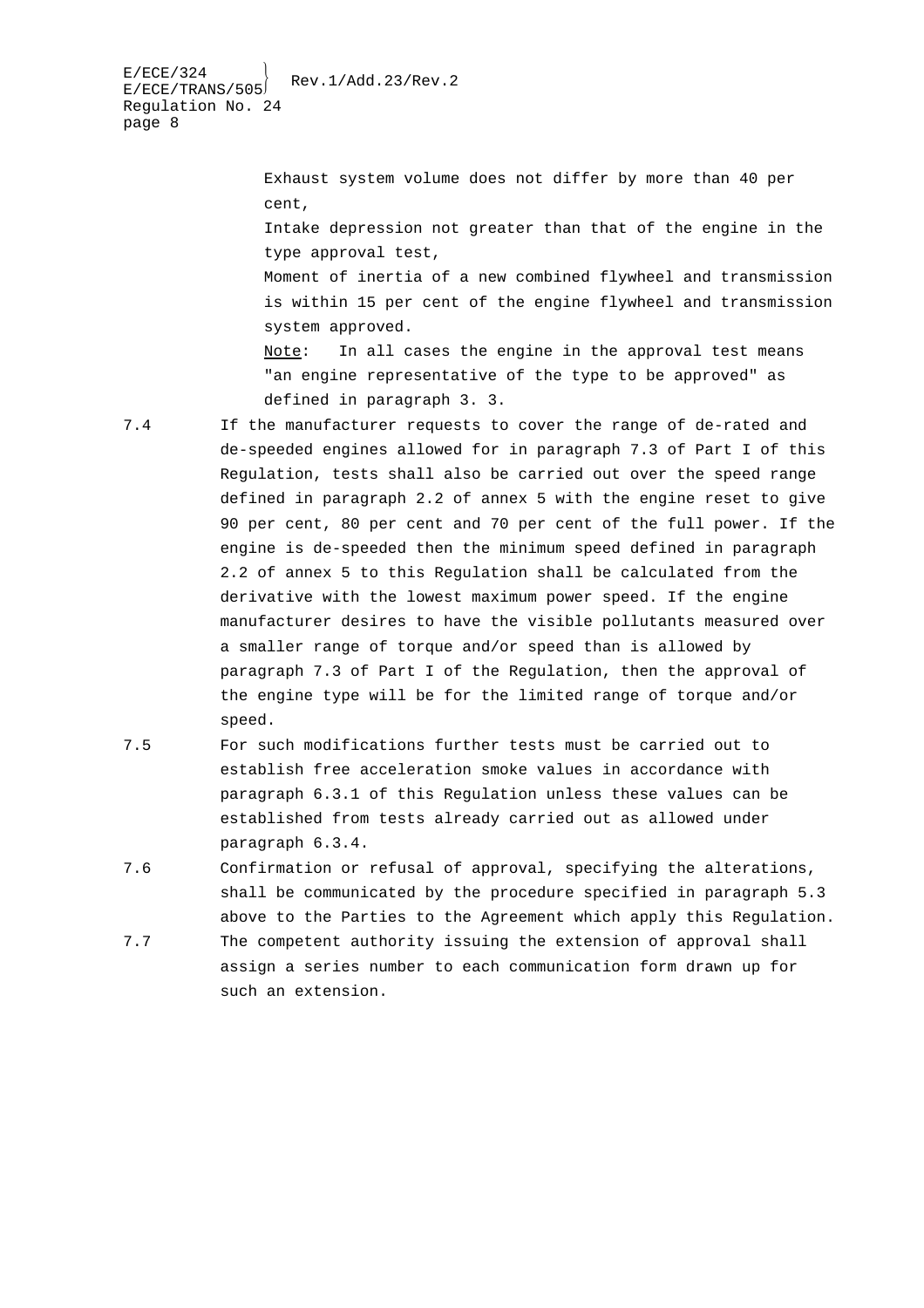Exhaust system volume does not differ by more than 40 per cent,

Intake depression not greater than that of the engine in the type approval test,

Moment of inertia of a new combined flywheel and transmission is within 15 per cent of the engine flywheel and transmission system approved.

Note: In all cases the engine in the approval test means "an engine representative of the type to be approved" as defined in paragraph 3. 3.

7.4 If the manufacturer requests to cover the range of de-rated and de-speeded engines allowed for in paragraph 7.3 of Part I of this Regulation, tests shall also be carried out over the speed range defined in paragraph 2.2 of annex 5 with the engine reset to give 90 per cent, 80 per cent and 70 per cent of the full power. If the engine is de-speeded then the minimum speed defined in paragraph 2.2 of annex 5 to this Regulation shall be calculated from the derivative with the lowest maximum power speed. If the engine manufacturer desires to have the visible pollutants measured over a smaller range of torque and/or speed than is allowed by paragraph 7.3 of Part I of the Regulation, then the approval of the engine type will be for the limited range of torque and/or speed.

7.5 For such modifications further tests must be carried out to establish free acceleration smoke values in accordance with paragraph 6.3.1 of this Regulation unless these values can be established from tests already carried out as allowed under paragraph 6.3.4.

7.6 Confirmation or refusal of approval, specifying the alterations, shall be communicated by the procedure specified in paragraph 5.3 above to the Parties to the Agreement which apply this Regulation.

7.7 The competent authority issuing the extension of approval shall assign a series number to each communication form drawn up for such an extension.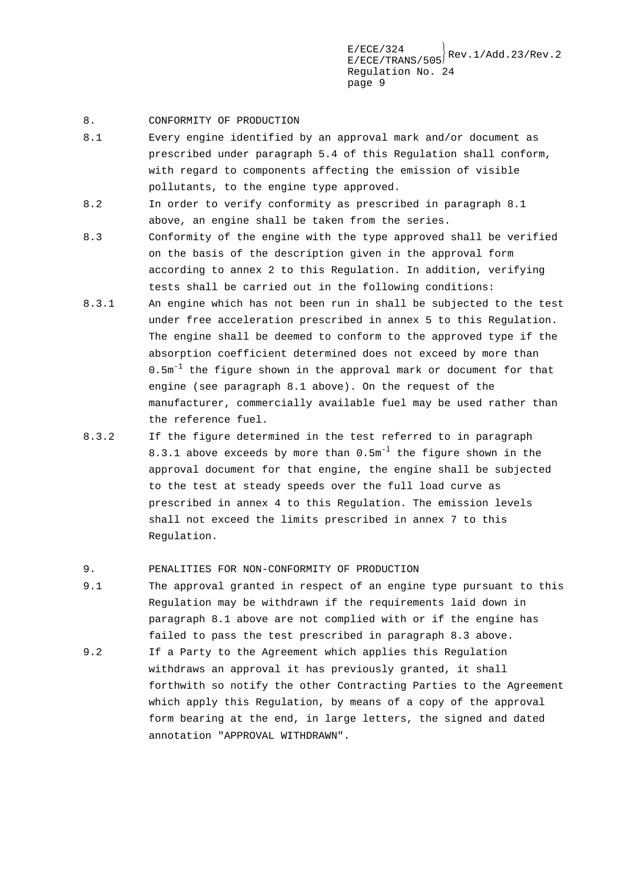8. CONFORMITY OF PRODUCTION

8.1 Every engine identified by an approval mark and/or document as prescribed under paragraph 5.4 of this Regulation shall conform, with regard to components affecting the emission of visible pollutants, to the engine type approved.

8.2 In order to verify conformity as prescribed in paragraph 8.1 above, an engine shall be taken from the series.

8.3 Conformity of the engine with the type approved shall be verified on the basis of the description given in the approval form according to annex 2 to this Regulation. In addition, verifying tests shall be carried out in the following conditions:

8.3.1 An engine which has not been run in shall be subjected to the test under free acceleration prescribed in annex 5 to this Regulation. The engine shall be deemed to conform to the approved type if the absorption coefficient determined does not exceed by more than $0.5 m^{-1}$ the figure shown in the approval mark or document for that engine (see paragraph 8.1 above). On the request of the manufacturer, commercially available fuel may be used rather than the reference fuel.

8.3.2 If the figure determined in the test referred to in paragraph 8.3.1 above exceeds by more than $0.5 m^{-1}$ the figure shown in the approval document for that engine, the engine shall be subjected to the test at steady speeds over the full load curve as prescribed in annex 4 to this Regulation. The emission levels shall not exceed the limits prescribed in annex 7 to this Regulation.

9. PENALITIES FOR NON-CONFORMITY OF PRODUCTION

9.1 The approval granted in respect of an engine type pursuant to this Regulation may be withdrawn if the requirements laid down in paragraph 8.1 above are not complied with or if the engine has failed to pass the test prescribed in paragraph 8.3 above.

9.2 If a Party to the Agreement which applies this Regulation withdraws an approval it has previously granted, it shall forthwith so notify the other Contracting Parties to the Agreement which apply this Regulation, by means of a copy of the approval form bearing at the end, in large letters, the signed and dated annotation "APPROVAL WITHDRAWN".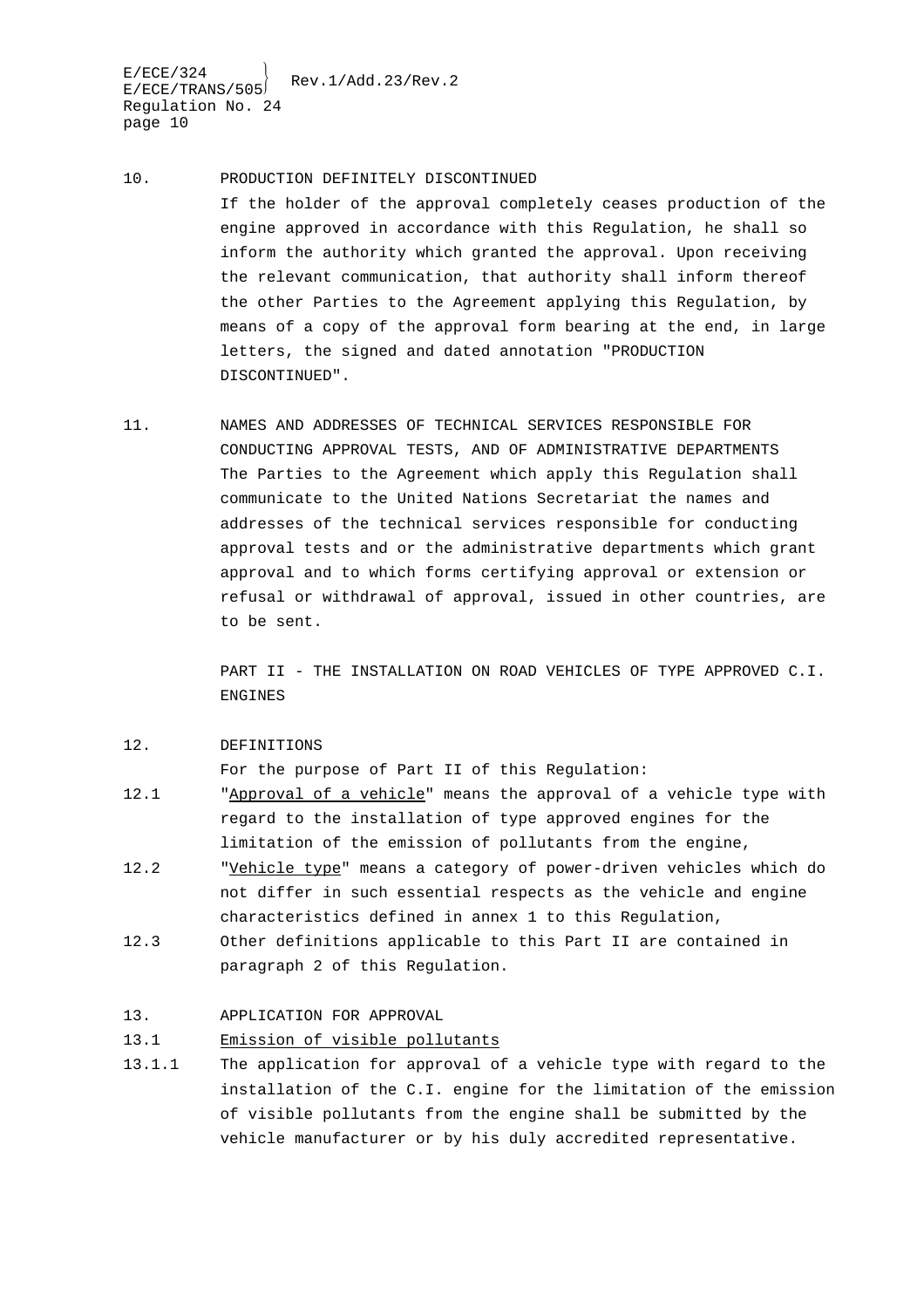10. PRODUCTION DEFINITELY DISCONTINUED

If the holder of the approval completely ceases production of the engine approved in accordance with this Regulation, he shall so inform the authority which granted the approval. Upon receiving the relevant communication, that authority shall inform thereof the other Parties to the Agreement applying this Regulation, by means of a copy of the approval form bearing at the end, in large letters, the signed and dated annotation "PRODUCTION DISCONTINUED".

11. NAMES AND ADDRESSES OF TECHNICAL SERVICES RESPONSIBLE FOR CONDUCTING APPROVAL TESTS, AND OF ADMINISTRATIVE DEPARTMENTS

The Parties to the Agreement which apply this Regulation shall communicate to the United Nations Secretariat the names and addresses of the technical services responsible for conducting approval tests and or the administrative departments which grant approval and to which forms certifying approval or extension or refusal or withdrawal of approval, issued in other countries, are to be sent.

PART II - THE INSTALLATION ON ROAD VEHICLES OF TYPE APPROVED C.I. ENGINES

12. DEFINITIONS

For the purpose of Part II of this Regulation:

12.1 "Approval of a vehicle" means the approval of a vehicle type with regard to the installation of type approved engines for the limitation of the emission of pollutants from the engine,

12.2 "Vehicle type" means a category of power-driven vehicles which do not differ in such essential respects as the vehicle and engine characteristics defined in annex 1 to this Regulation,

12.3 Other definitions applicable to this Part II are contained in paragraph 2 of this Regulation.

13. APPLICATION FOR APPROVAL

13.1 Emission of visible pollutants

13.1.1 The application for approval of a vehicle type with regard to the installation of the C.I. engine for the limitation of the emission of visible pollutants from the engine shall be submitted by the vehicle manufacturer or by his duly accredited representative.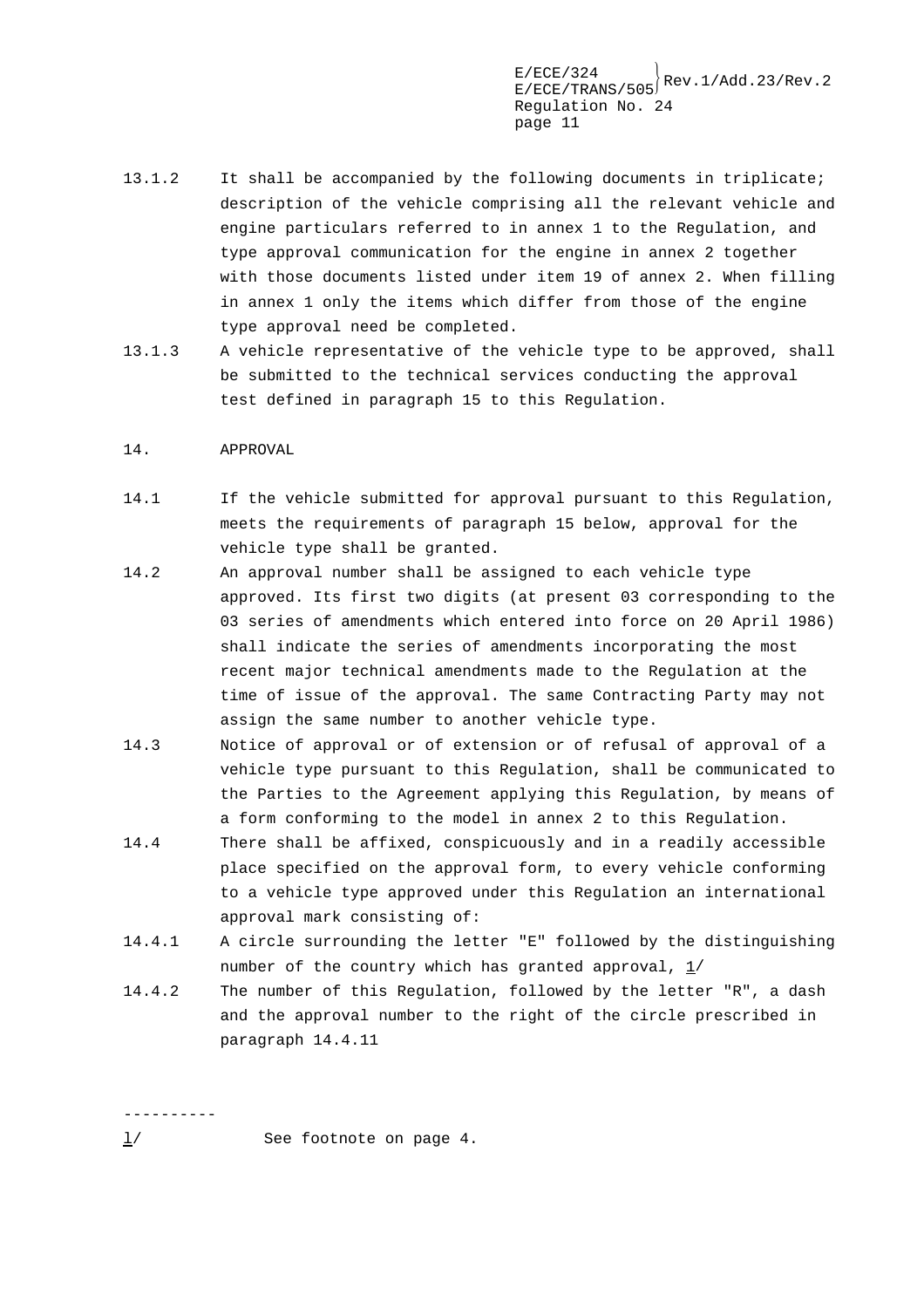13.1.2 It shall be accompanied by the following documents in triplicate; description of the vehicle comprising all the relevant vehicle and engine particulars referred to in annex 1 to the Regulation, and type approval communication for the engine in annex 2 together with those documents listed under item 19 of annex 2. When filling in annex 1 only the items which differ from those of the engine type approval need be completed.

13.1.3 A vehicle representative of the vehicle type to be approved, shall be submitted to the technical services conducting the approval test defined in paragraph 15 to this Regulation.

14. APPROVAL

14.1 If the vehicle submitted for approval pursuant to this Regulation, meets the requirements of paragraph 15 below, approval for the vehicle type shall be granted.

14.2 An approval number shall be assigned to each vehicle type approved. Its first two digits (at present 03 corresponding to the 03 series of amendments which entered into force on 20 April 1986) shall indicate the series of amendments incorporating the most recent major technical amendments made to the Regulation at the time of issue of the approval. The same Contracting Party may not assign the same number to another vehicle type.

14.3 Notice of approval or of extension or of refusal of approval of a vehicle type pursuant to this Regulation, shall be communicated to the Parties to the Agreement applying this Regulation, by means of a form conforming to the model in annex 2 to this Regulation.

14.4 There shall be affixed, conspicuously and in a readily accessible place specified on the approval form, to every vehicle conforming to a vehicle type approved under this Regulation an international approval mark consisting of:

14.4.1 A circle surrounding the letter "E" followed by the distinguishing number of the country which has granted approval, 1/

14.4.2 The number of this Regulation, followed by the letter "R", a dash and the approval number to the right of the circle prescribed in paragraph 14.4.11

----------

1/ See footnote on page 4.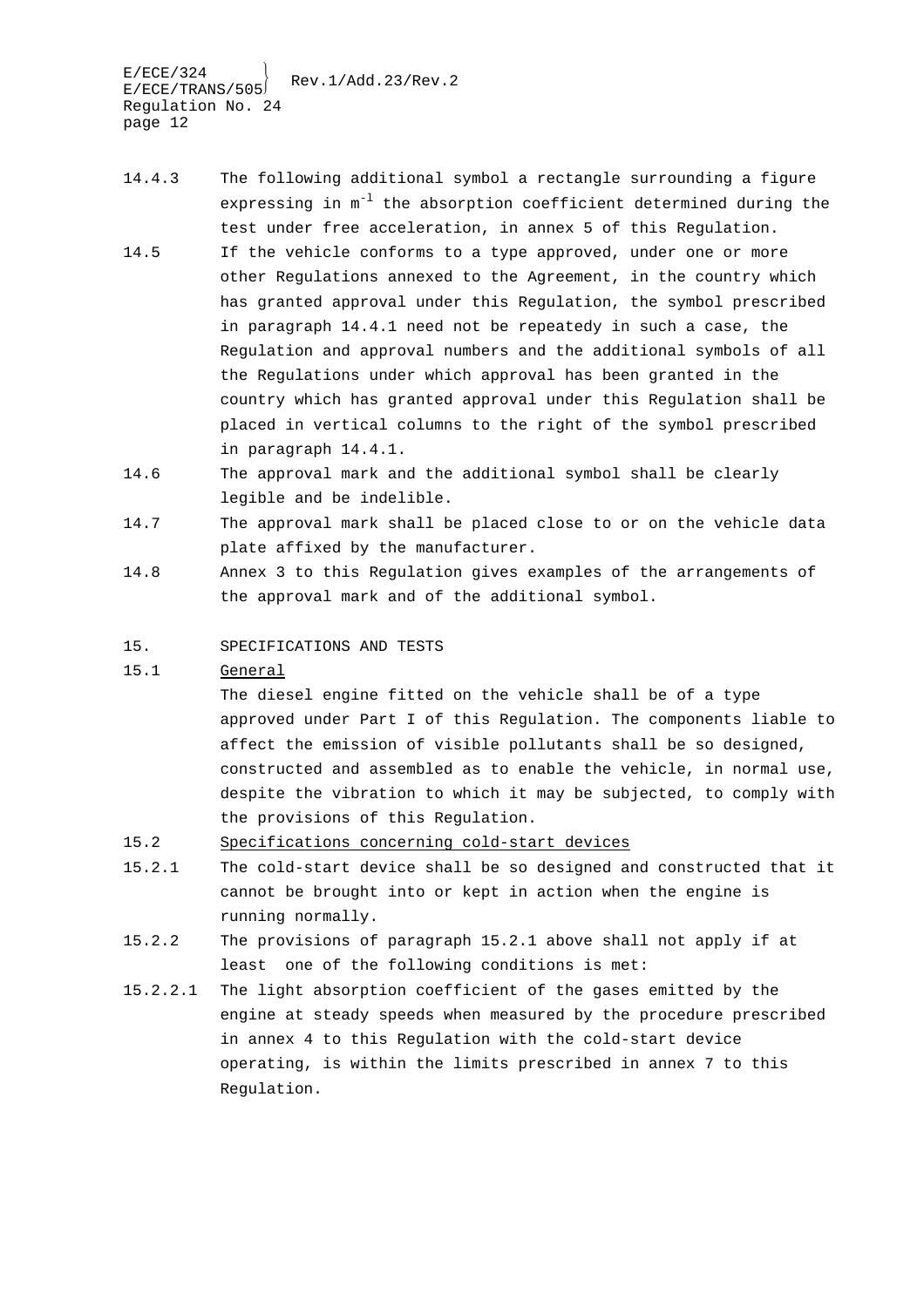14.4.3 The following additional symbol a rectangle surrounding a figure expressing in $m^{-1}$ the absorption coefficient determined during the test under free acceleration, in annex 5 of this Regulation.

14.5 If the vehicle conforms to a type approved, under one or more other Regulations annexed to the Agreement, in the country which has granted approval under this Regulation, the symbol prescribed in paragraph 14.4.1 need not be repeatedy in such a case, the Regulation and approval numbers and the additional symbols of all the Regulations under which approval has been granted in the country which has granted approval under this Regulation shall be placed in vertical columns to the right of the symbol prescribed in paragraph 14.4.1.

14.6 The approval mark and the additional symbol shall be clearly legible and be indelible.

14.7 The approval mark shall be placed close to or on the vehicle data plate affixed by the manufacturer.

14.8 Annex 3 to this Regulation gives examples of the arrangements of the approval mark and of the additional symbol.

15. SPECIFICATIONS AND TESTS

15.1 General

The diesel engine fitted on the vehicle shall be of a type approved under Part I of this Regulation. The components liable to affect the emission of visible pollutants shall be so designed, constructed and assembled as to enable the vehicle, in normal use, despite the vibration to which it may be subjected, to comply with the provisions of this Regulation.

15.2 Specifications concerning cold-start devices

15.2.1 The cold-start device shall be so designed and constructed that it cannot be brought into or kept in action when the engine is running normally.

15.2.2 The provisions of paragraph 15.2.1 above shall not apply if at least one of the following conditions is met:

15.2.2.1 The light absorption coefficient of the gases emitted by the engine at steady speeds when measured by the procedure prescribed in annex 4 to this Regulation with the cold-start device operating, is within the limits prescribed in annex 7 to this Regulation.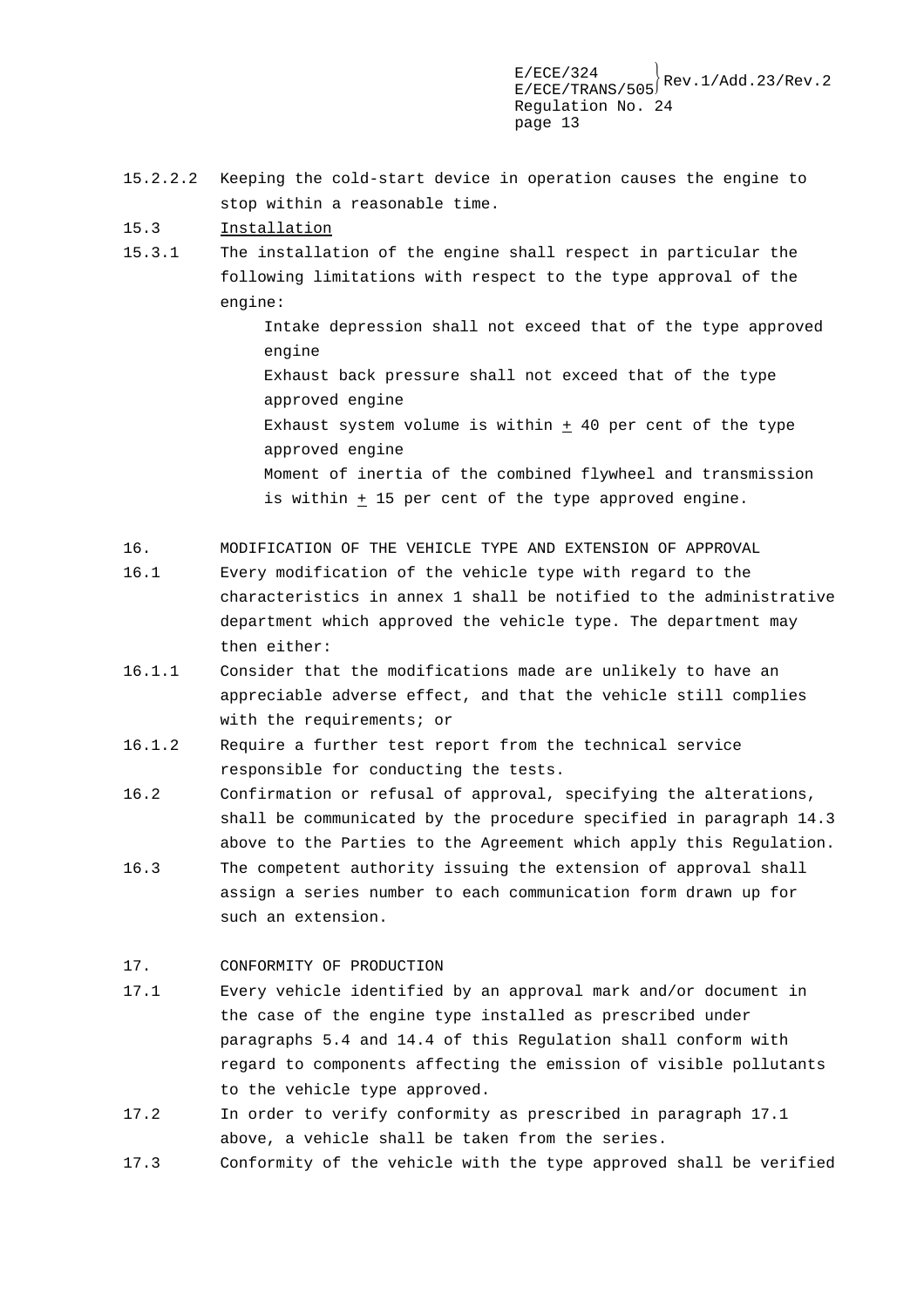15.2.2.2 Keeping the cold-start device in operation causes the engine to stop within a reasonable time.

15.3 Installation

15.3.1 The installation of the engine shall respect in particular the following limitations with respect to the type approval of the engine:

Intake depression shall not exceed that of the type approved engine

Exhaust back pressure shall not exceed that of the type approved engine

Exhaust system volume is within ± 40 per cent of the type approved engine

Moment of inertia of the combined flywheel and transmission is within ± 15 per cent of the type approved engine.

16. MODIFICATION OF THE VEHICLE TYPE AND EXTENSION OF APPROVAL

16.1 Every modification of the vehicle type with regard to the characteristics in annex 1 shall be notified to the administrative department which approved the vehicle type. The department may then either:

16.1.1 Consider that the modifications made are unlikely to have an appreciable adverse effect, and that the vehicle still complies with the requirements; or

16.1.2 Require a further test report from the technical service responsible for conducting the tests.

16.2 Confirmation or refusal of approval, specifying the alterations, shall be communicated by the procedure specified in paragraph 14.3 above to the Parties to the Agreement which apply this Regulation.

16.3 The competent authority issuing the extension of approval shall assign a series number to each communication form drawn up for such an extension.

17. CONFORMITY OF PRODUCTION

17.1 Every vehicle identified by an approval mark and/or document in the case of the engine type installed as prescribed under paragraphs 5.4 and 14.4 of this Regulation shall conform with regard to components affecting the emission of visible pollutants to the vehicle type approved.

17.2 In order to verify conformity as prescribed in paragraph 17.1 above, a vehicle shall be taken from the series.

17.3 Conformity of the vehicle with the type approved shall be verified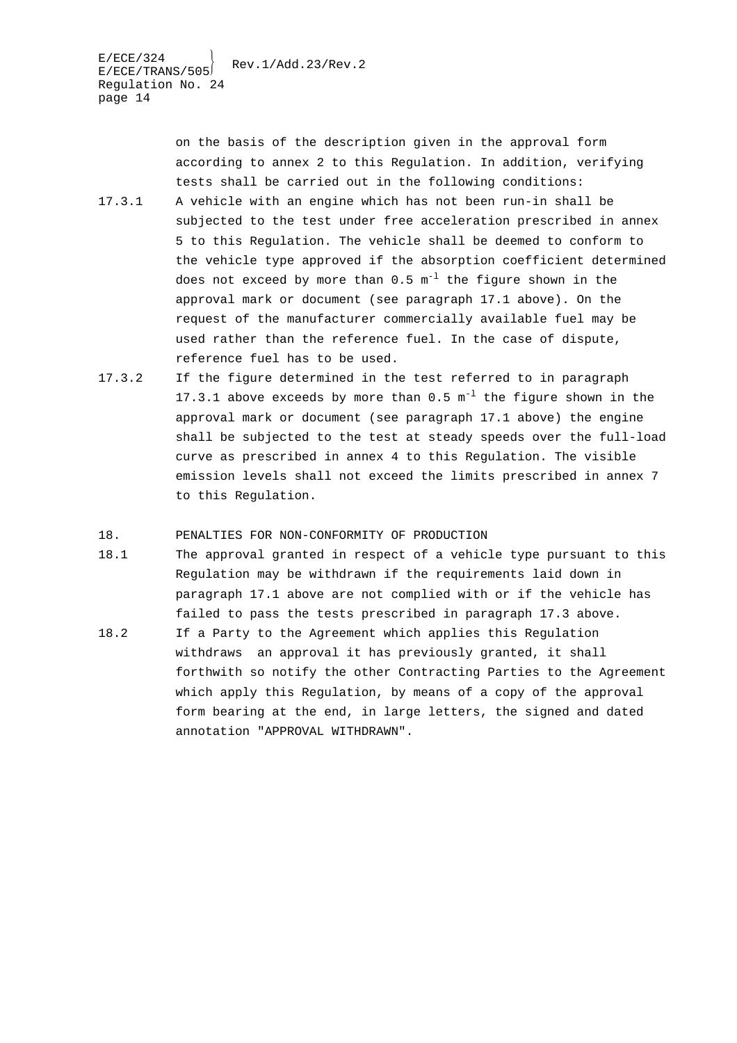on the basis of the description given in the approval form according to annex 2 to this Regulation. In addition, verifying tests shall be carried out in the following conditions:

17.3.1 A vehicle with an engine which has not been run-in shall be subjected to the test under free acceleration prescribed in annex 5 to this Regulation. The vehicle shall be deemed to conform to the vehicle type approved if the absorption coefficient determined does not exceed by more than 0.5 $m^{-1}$ the figure shown in the approval mark or document (see paragraph 17.1 above). On the request of the manufacturer commercially available fuel may be used rather than the reference fuel. In the case of dispute, reference fuel has to be used.

17.3.2 If the figure determined in the test referred to in paragraph 17.3.1 above exceeds by more than 0.5 $m^{-1}$ the figure shown in the approval mark or document (see paragraph 17.1 above) the engine shall be subjected to the test at steady speeds over the full-load curve as prescribed in annex 4 to this Regulation. The visible emission levels shall not exceed the limits prescribed in annex 7 to this Regulation.

## 18. PENALTIES FOR NON-CONFORMITY OF PRODUCTION

18.1 The approval granted in respect of a vehicle type pursuant to this Regulation may be withdrawn if the requirements laid down in paragraph 17.1 above are not complied with or if the vehicle has failed to pass the tests prescribed in paragraph 17.3 above.

18.2 If a Party to the Agreement which applies this Regulation withdraws an approval it has previously granted, it shall forthwith so notify the other Contracting Parties to the Agreement which apply this Regulation, by means of a copy of the approval form bearing at the end, in large letters, the signed and dated annotation "APPROVAL WITHDRAWN".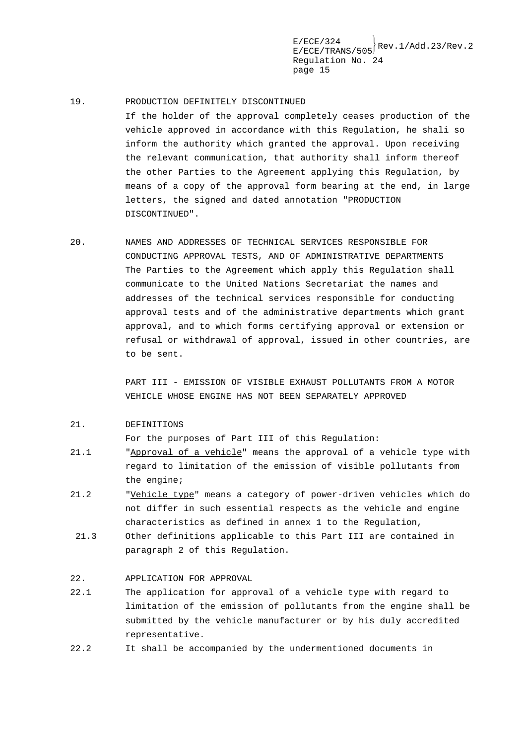19. PRODUCTION DEFINITELY DISCONTINUED

If the holder of the approval completely ceases production of the vehicle approved in accordance with this Regulation, he shali so inform the authority which granted the approval. Upon receiving the relevant communication, that authority shall inform thereof the other Parties to the Agreement applying this Regulation, by means of a copy of the approval form bearing at the end, in large letters, the signed and dated annotation "PRODUCTION DISCONTINUED".

20. NAMES AND ADDRESSES OF TECHNICAL SERVICES RESPONSIBLE FOR CONDUCTING APPROVAL TESTS, AND OF ADMINISTRATIVE DEPARTMENTS

The Parties to the Agreement which apply this Regulation shall communicate to the United Nations Secretariat the names and addresses of the technical services responsible for conducting approval tests and of the administrative departments which grant approval, and to which forms certifying approval or extension or refusal or withdrawal of approval, issued in other countries, are to be sent.

PART III - EMISSION OF VISIBLE EXHAUST POLLUTANTS FROM A MOTOR VEHICLE WHOSE ENGINE HAS NOT BEEN SEPARATELY APPROVED

21. DEFINITIONS

For the purposes of Part III of this Regulation:

21.1 "Approval of a vehicle" means the approval of a vehicle type with regard to limitation of the emission of visible pollutants from the engine;

21.2 "Vehicle type" means a category of power-driven vehicles which do not differ in such essential respects as the vehicle and engine characteristics as defined in annex 1 to the Regulation,

21.3 Other definitions applicable to this Part III are contained in paragraph 2 of this Regulation.

22. APPLICATION FOR APPROVAL

22.1 The application for approval of a vehicle type with regard to limitation of the emission of pollutants from the engine shall be submitted by the vehicle manufacturer or by his duly accredited representative.

22.2 It shall be accompanied by the undermentioned documents in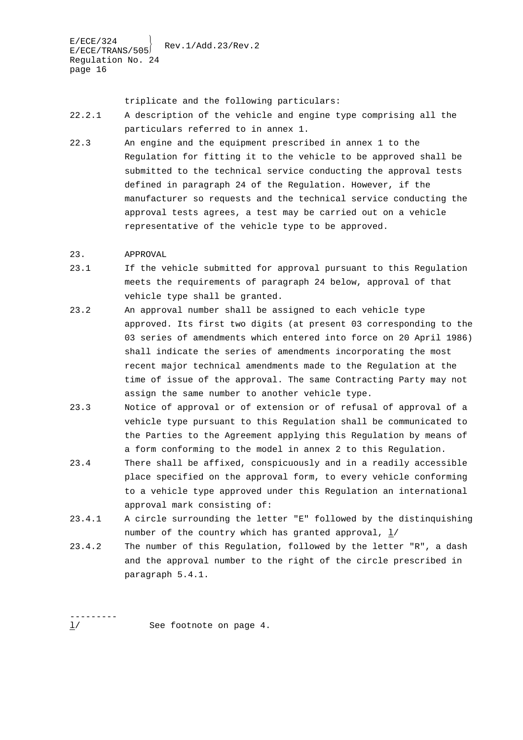triplicate and the following particulars:

22.2.1 A description of the vehicle and engine type comprising all the particulars referred to in annex 1.

22.3 An engine and the equipment prescribed in annex 1 to the Regulation for fitting it to the vehicle to be approved shall be submitted to the technical service conducting the approval tests defined in paragraph 24 of the Regulation. However, if the manufacturer so requests and the technical service conducting the approval tests agrees, a test may be carried out on a vehicle representative of the vehicle type to be approved.

## 23. APPROVAL

23.1 If the vehicle submitted for approval pursuant to this Regulation meets the requirements of paragraph 24 below, approval of that vehicle type shall be granted.

23.2 An approval number shall be assigned to each vehicle type approved. Its first two digits (at present 03 corresponding to the 03 series of amendments which entered into force on 20 April 1986) shall indicate the series of amendments incorporating the most recent major technical amendments made to the Regulation at the time of issue of the approval. The same Contracting Party may not assign the same number to another vehicle type.

23.3 Notice of approval or of extension or of refusal of approval of a vehicle type pursuant to this Regulation shall be communicated to the Parties to the Agreement applying this Regulation by means of a form conforming to the model in annex 2 to this Regulation.

23.4 There shall be affixed, conspicuously and in a readily accessible place specified on the approval form, to every vehicle conforming to a vehicle type approved under this Regulation an international approval mark consisting of:

23.4.1 A circle surrounding the letter "E" followed by the distinguishing number of the country which has granted approval, 1/

23.4.2 The number of this Regulation, followed by the letter "R", a dash and the approval number to the right of the circle prescribed in paragraph 5.4.1.

---------

1/ See footnote on page 4.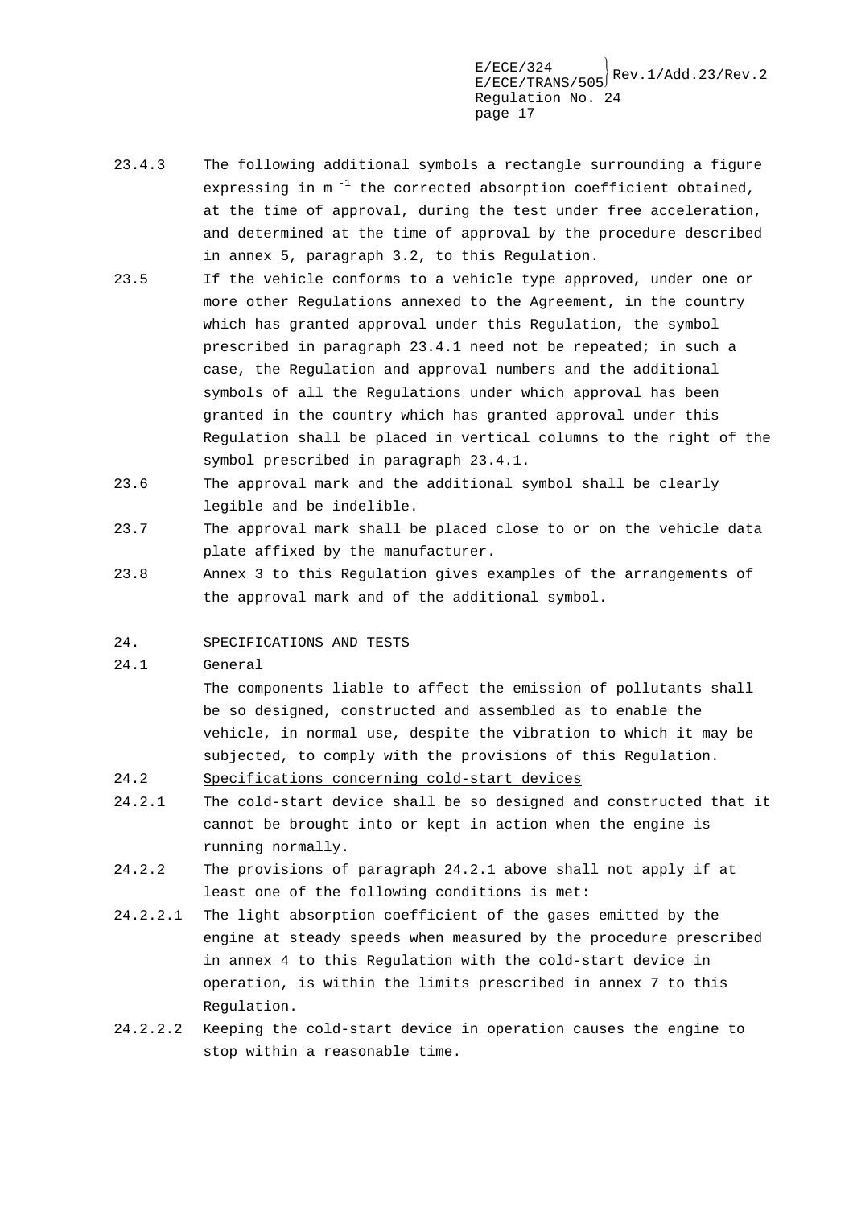23.4.3 The following additional symbols a rectangle surrounding a figure expressing in $m^{-1}$ the corrected absorption coefficient obtained, at the time of approval, during the test under free acceleration, and determined at the time of approval by the procedure described in annex 5, paragraph 3.2, to this Regulation.

23.5 If the vehicle conforms to a vehicle type approved, under one or more other Regulations annexed to the Agreement, in the country which has granted approval under this Regulation, the symbol prescribed in paragraph 23.4.1 need not be repeated; in such a case, the Regulation and approval numbers and the additional symbols of all the Regulations under which approval has been granted in the country which has granted approval under this Regulation shall be placed in vertical columns to the right of the symbol prescribed in paragraph 23.4.1.

23.6 The approval mark and the additional symbol shall be clearly legible and be indelible.

23.7 The approval mark shall be placed close to or on the vehicle data plate affixed by the manufacturer.

23.8 Annex 3 to this Regulation gives examples of the arrangements of the approval mark and of the additional symbol.

## 24. SPECIFICATIONS AND TESTS

24.1 General

The components liable to affect the emission of pollutants shall be so designed, constructed and assembled as to enable the vehicle, in normal use, despite the vibration to which it may be subjected, to comply with the provisions of this Regulation.

24.2 Specifications concerning cold-start devices

24.2.1 The cold-start device shall be so designed and constructed that it cannot be brought into or kept in action when the engine is running normally.

24.2.2 The provisions of paragraph 24.2.1 above shall not apply if at least one of the following conditions is met:

24.2.2.1 The light absorption coefficient of the gases emitted by the engine at steady speeds when measured by the procedure prescribed in annex 4 to this Regulation with the cold-start device in operation, is within the limits prescribed in annex 7 to this Regulation.

24.2.2.2 Keeping the cold-start device in operation causes the engine to stop within a reasonable time.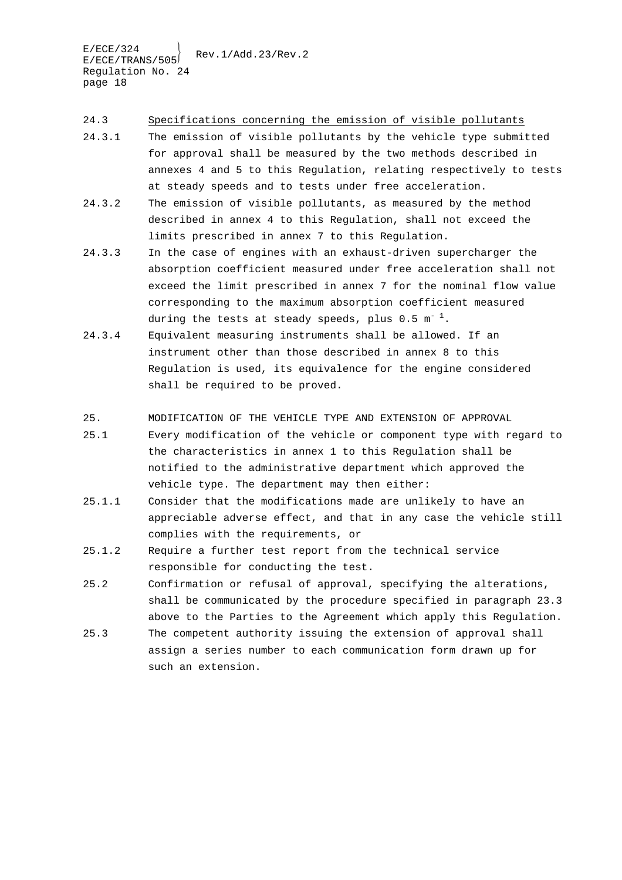24.3 Specifications concerning the emission of visible pollutants

24.3.1 The emission of visible pollutants by the vehicle type submitted for approval shall be measured by the two methods described in annexes 4 and 5 to this Regulation, relating respectively to tests at steady speeds and to tests under free acceleration.

24.3.2 The emission of visible pollutants, as measured by the method described in annex 4 to this Regulation, shall not exceed the limits prescribed in annex 7 to this Regulation.

24.3.3 In the case of engines with an exhaust-driven supercharger the absorption coefficient measured under free acceleration shall not exceed the limit prescribed in annex 7 for the nominal flow value corresponding to the maximum absorption coefficient measured during the tests at steady speeds, plus 0.5 $m^{-1}$.

24.3.4 Equivalent measuring instruments shall be allowed. If an instrument other than those described in annex 8 to this Regulation is used, its equivalence for the engine considered shall be required to be proved.

25. MODIFICATION OF THE VEHICLE TYPE AND EXTENSION OF APPROVAL

25.1 Every modification of the vehicle or component type with regard to the characteristics in annex 1 to this Regulation shall be notified to the administrative department which approved the vehicle type. The department may then either:

25.1.1 Consider that the modifications made are unlikely to have an appreciable adverse effect, and that in any case the vehicle still complies with the requirements, or

25.1.2 Require a further test report from the technical service responsible for conducting the test.

25.2 Confirmation or refusal of approval, specifying the alterations, shall be communicated by the procedure specified in paragraph 23.3 above to the Parties to the Agreement which apply this Regulation.

25.3 The competent authority issuing the extension of approval shall assign a series number to each communication form drawn up for such an extension.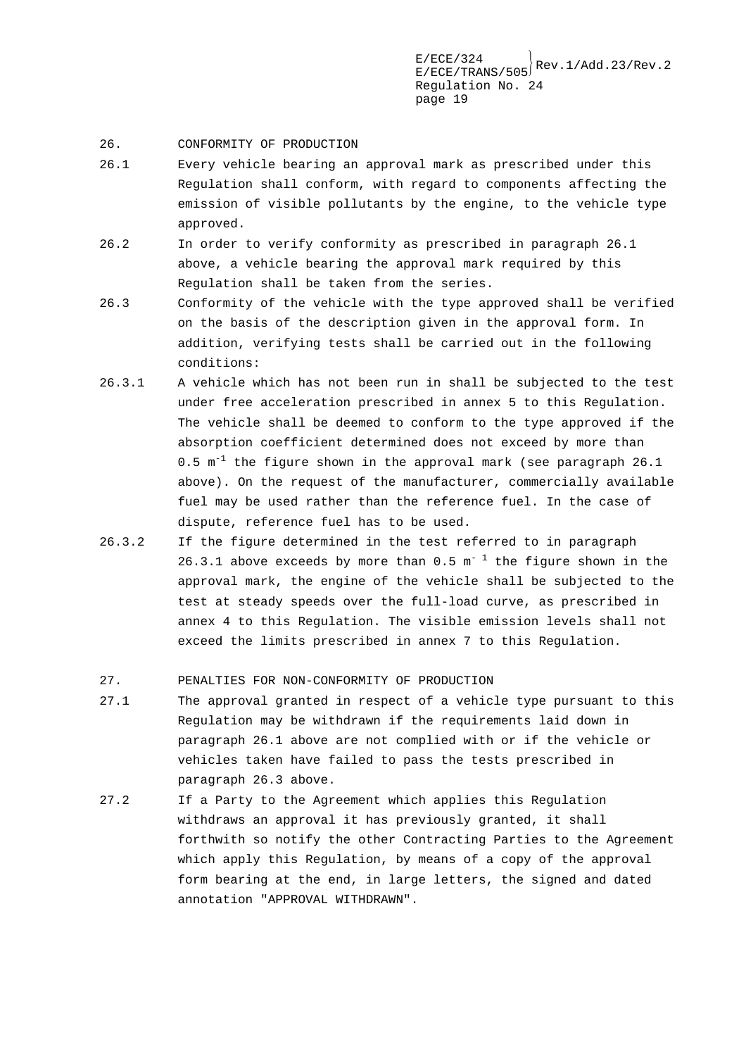26. CONFORMITY OF PRODUCTION

26.1 Every vehicle bearing an approval mark as prescribed under this Regulation shall conform, with regard to components affecting the emission of visible pollutants by the engine, to the vehicle type approved.

26.2 In order to verify conformity as prescribed in paragraph 26.1 above, a vehicle bearing the approval mark required by this Regulation shall be taken from the series.

26.3 Conformity of the vehicle with the type approved shall be verified on the basis of the description given in the approval form. In addition, verifying tests shall be carried out in the following conditions:

26.3.1 A vehicle which has not been run in shall be subjected to the test under free acceleration prescribed in annex 5 to this Regulation. The vehicle shall be deemed to conform to the type approved if the absorption coefficient determined does not exceed by more than 0.5 $m^{-1}$ the figure shown in the approval mark (see paragraph 26.1 above). On the request of the manufacturer, commercially available fuel may be used rather than the reference fuel. In the case of dispute, reference fuel has to be used.

26.3.2 If the figure determined in the test referred to in paragraph 26.3.1 above exceeds by more than 0.5 $m^{-1}$ the figure shown in the approval mark, the engine of the vehicle shall be subjected to the test at steady speeds over the full-load curve, as prescribed in annex 4 to this Regulation. The visible emission levels shall not exceed the limits prescribed in annex 7 to this Regulation.

27. PENALTIES FOR NON-CONFORMITY OF PRODUCTION

27.1 The approval granted in respect of a vehicle type pursuant to this Regulation may be withdrawn if the requirements laid down in paragraph 26.1 above are not complied with or if the vehicle or vehicles taken have failed to pass the tests prescribed in paragraph 26.3 above.

27.2 If a Party to the Agreement which applies this Regulation withdraws an approval it has previously granted, it shall forthwith so notify the other Contracting Parties to the Agreement which apply this Regulation, by means of a copy of the approval form bearing at the end, in large letters, the signed and dated annotation "APPROVAL WITHDRAWN".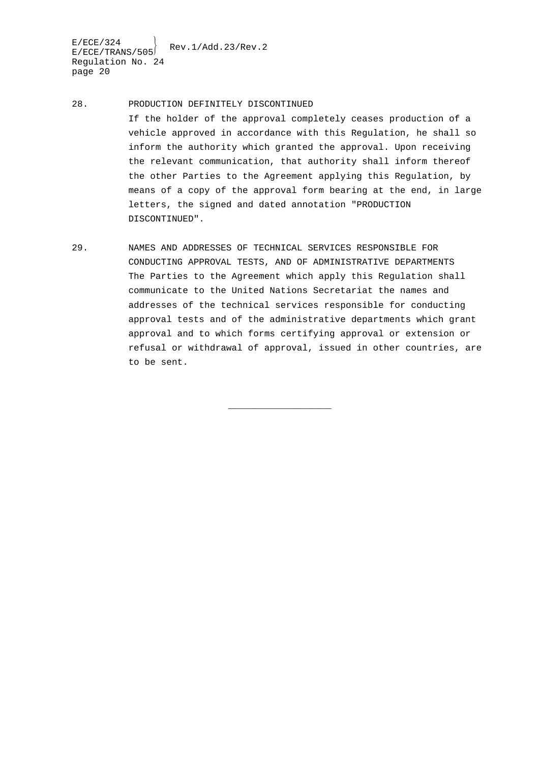## 28. PRODUCTION DEFINITELY DISCONTINUED

If the holder of the approval completely ceases production of a vehicle approved in accordance with this Regulation, he shall so inform the authority which granted the approval. Upon receiving the relevant communication, that authority shall inform thereof the other Parties to the Agreement applying this Regulation, by means of a copy of the approval form bearing at the end, in large letters, the signed and dated annotation "PRODUCTION DISCONTINUED".

## 29. NAMES AND ADDRESSES OF TECHNICAL SERVICES RESPONSIBLE FOR CONDUCTING APPROVAL TESTS, AND OF ADMINISTRATIVE DEPARTMENTS

The Parties to the Agreement which apply this Regulation shall communicate to the United Nations Secretariat the names and addresses of the technical services responsible for conducting approval tests and of the administrative departments which grant approval and to which forms certifying approval or extension or refusal or withdrawal of approval, issued in other countries, are to be sent.

___________________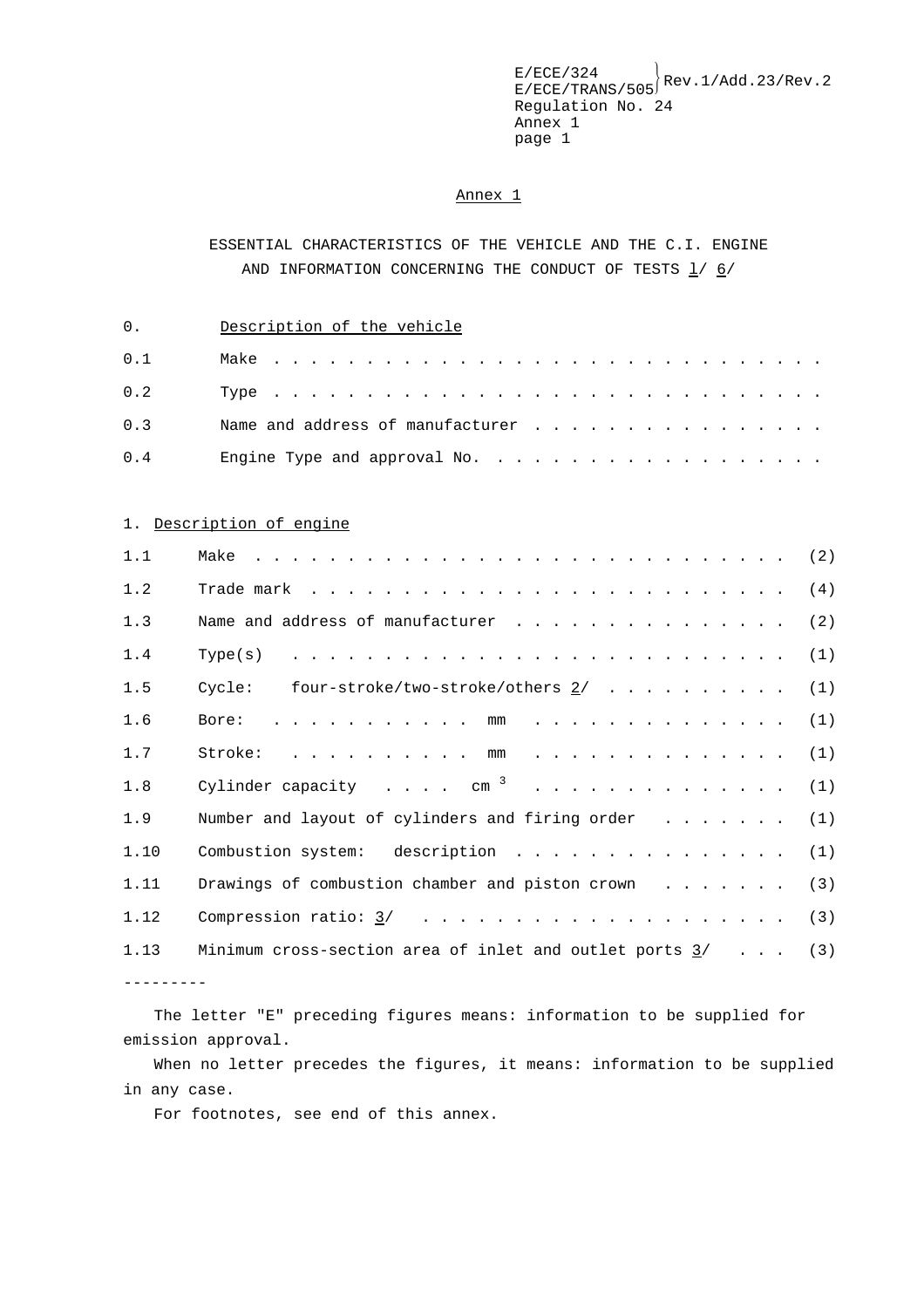Annex 1

ESSENTIAL CHARACTERISTICS OF THE VEHICLE AND THE C.I. ENGINE AND INFORMATION CONCERNING THE CONDUCT OF TESTS 1/ 6/

0. Description of the vehicle

0.1 Make . . . . . . . . . . . . . . . . . . . . . . . . . . . . . .

0.2 Type . . . . . . . . . . . . . . . . . . . . . . . . . . . . . .

0.3 Name and address of manufacturer . . . . . . . . . . . . . . . .

0.4 Engine Type and approval No. . . . . . . . . . . . . . . . . . .

1. Description of engine

1.1 Make . . . . . . . . . . . . . . . . . . . . . . . . . . . . . (2)

1.2 Trade mark . . . . . . . . . . . . . . . . . . . . . . . . . . (4)

1.3 Name and address of manufacturer . . . . . . . . . . . . . . . (2)

1.4 Type(s) . . . . . . . . . . . . . . . . . . . . . . . . . . . (1)

1.5 Cycle: four-stroke/two-stroke/others 2/ . . . . . . . . . . (1)

1.6 Bore: . . . . . . . . . . . mm . . . . . . . . . . . . . . (1)

1.7 Stroke: . . . . . . . . . . mm . . . . . . . . . . . . . . (1)

1.8 Cylinder capacity . . . . $cm^3$ . . . . . . . . . . . . . . (1)

1.9 Number and layout of cylinders and firing order . . . . . . . (1)

1.10 Combustion system: description . . . . . . . . . . . . . . . (1)

1.11 Drawings of combustion chamber and piston crown . . . . . . . (3)

1.12 Compression ratio: 3/ . . . . . . . . . . . . . . . . . . . (3)

1.13 Minimum cross-section area of inlet and outlet ports 3/ . . . (3)

---------

The letter "E" preceding figures means: information to be supplied for emission approval.

When no letter precedes the figures, it means: information to be supplied in any case.

For footnotes, see end of this annex.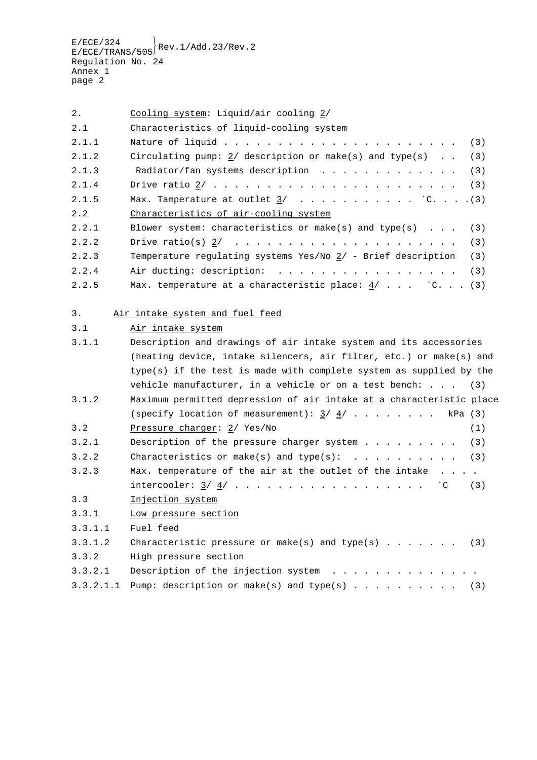2. <u>Cooling system</u>: Liquid/air cooling 2/

2.1 <u>Characteristics of liquid-cooling system</u>

2.1.1 Nature of liquid . . . . . . . . . . . . . . . . . . . . . . (3)

2.1.2 Circulating pump: 2/ description or make(s) and type(s) . . (3)

2.1.3 Radiator/fan systems description . . . . . . . . . . . . . (3)

2.1.4 Drive ratio 2/ . . . . . . . . . . . . . . . . . . . . . . . (3)

2.1.5 Max. Tamperature at outlet 3/ . . . . . . . . . . . ˚C. . . .(3)

2.2 <u>Characteristics of air-cooling system</u>

2.2.1 Blower system: characteristics or make(s) and type(s) . . . (3)

2.2.2 Drive ratio(s) 2/ . . . . . . . . . . . . . . . . . . . . (3)

2.2.3 Temperature regulating systems Yes/No 2/ - Brief description (3)

2.2.4 Air ducting: description: . . . . . . . . . . . . . . . . . (3)

2.2.5 Max. temperature at a characteristic place: 4/ . . . ˚C. . . (3)

3. <u>Air intake system and fuel feed</u>

3.1 <u>Air intake system</u>

3.1.1 Description and drawings of air intake system and its accessories (heating device, intake silencers, air filter, etc.) or make(s) and type(s) if the test is made with complete system as supplied by the vehicle manufacturer, in a vehicle or on a test bench: . . . (3)

3.1.2 Maximum permitted depression of air intake at a characteristic place (specify location of measurement): 3/ 4/ . . . . . . . . . kPa (3)

3.2 <u>Pressure charger</u>: 2/ Yes/No (1)

3.2.1 Description of the pressure charger system . . . . . . . . . (3)

3.2.2 Characteristics or make(s) and type(s): . . . . . . . . . . (3)

3.2.3 Max. temperature of the air at the outlet of the intake . . . . intercooler: 3/ 4/ . . . . . . . . . . . . . . . . . . ˚C (3)

3.3 <u>Injection system</u>

3.3.1 <u>Low pressure section</u>

3.3.1.1 Fuel feed

3.3.1.2 Characteristic pressure or make(s) and type(s) . . . . . . . (3)

3.3.2 High pressure section

3.3.2.1 Description of the injection system . . . . . . . . . . . . . .

3.3.2.1.1 Pump: description or make(s) and type(s) . . . . . . . . . . (3)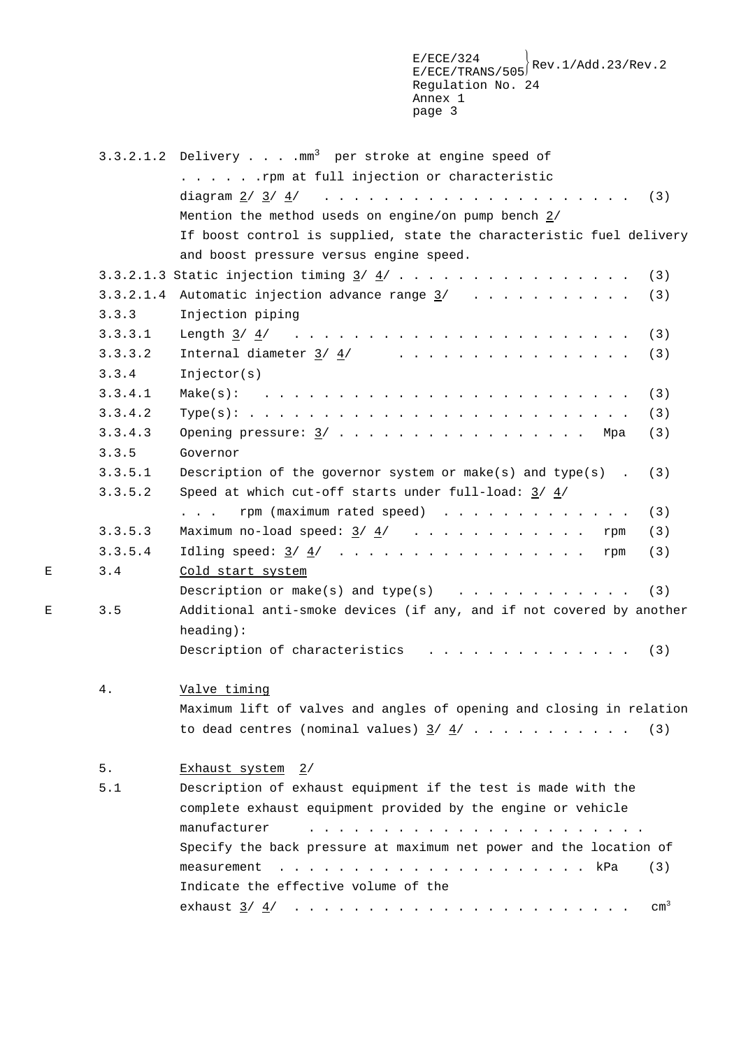3.3.2.1.2 Delivery . . . .$mm^3$ per stroke at engine speed of . . . . . .rpm at full injection or characteristic diagram 2/ 3/ 4/ . . . . . . . . . . . . . . . . . . . . . (3)

Mention the method useds on engine/on pump bench 2/

If boost control is supplied, state the characteristic fuel delivery and boost pressure versus engine speed.

3.3.2.1.3 Static injection timing 3/ 4/ . . . . . . . . . . . . . . . . (3)

3.3.2.1.4 Automatic injection advance range 3/ . . . . . . . . . . . (3)

3.3.3 Injection piping

3.3.3.1 Length 3/ 4/ . . . . . . . . . . . . . . . . . . . . . . (3)

3.3.3.2 Internal diameter 3/ 4/ . . . . . . . . . . . . . . . . (3)

3.3.4 Injector(s)

3.3.4.1 Make(s): . . . . . . . . . . . . . . . . . . . . . . . . . (3)

3.3.4.2 Type(s): . . . . . . . . . . . . . . . . . . . . . . . . . (3)

3.3.4.3 Opening pressure: 3/ . . . . . . . . . . . . . . . . . Mpa (3)

3.3.5 Governor

3.3.5.1 Description of the governor system or make(s) and type(s) . (3)

3.3.5.2 Speed at which cut-off starts under full-load: 3/ 4/ . . . rpm (maximum rated speed) . . . . . . . . . . . . . (3)

3.3.5.3 Maximum no-load speed: 3/ 4/ . . . . . . . . . . . . rpm (3)

3.3.5.4 Idling speed: 3/ 4/ . . . . . . . . . . . . . . . . . rpm (3)

E 3.4 Cold start system

Description or make(s) and type(s) . . . . . . . . . . . . . (3)

E 3.5 Additional anti-smoke devices (if any, and if not covered by another heading):

Description of characteristics . . . . . . . . . . . . . . (3)

4. Valve timing

Maximum lift of valves and angles of opening and closing in relation to dead centres (nominal values) 3/ 4/ . . . . . . . . . . . (3)

5. Exhaust system 2/

5.1 Description of exhaust equipment if the test is made with the complete exhaust equipment provided by the engine or vehicle manufacturer . . . . . . . . . . . . . . . . . . . . . . . .

Specify the back pressure at maximum net power and the location of measurement . . . . . . . . . . . . . . . . . . . . . . kPa (3)

Indicate the effective volume of the exhaust 3/ 4/ . . . . . . . . . . . . . . . . . . . . . . $cm^3$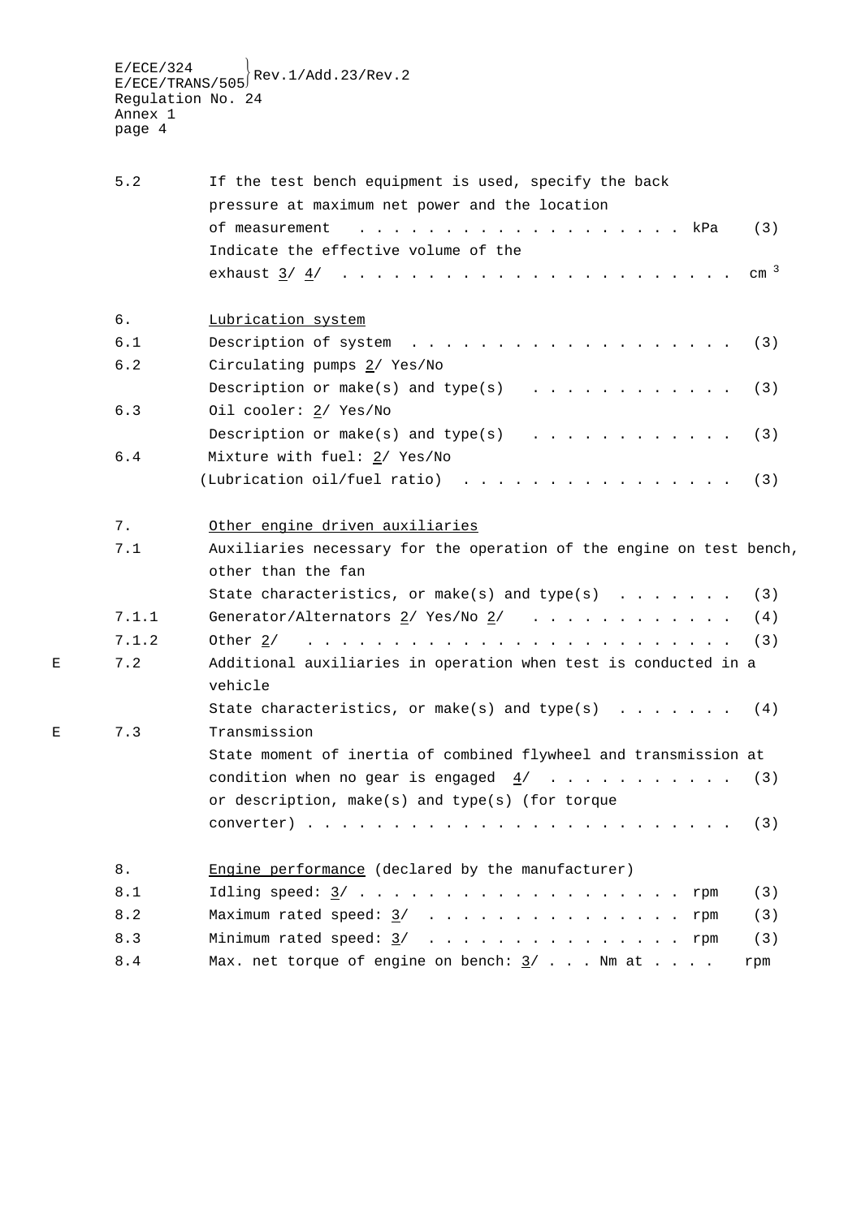5.2 If the test bench equipment is used, specify the back pressure at maximum net power and the location of measurement . . . . . . . . . . . . . . . . . . . kPa (3)

Indicate the effective volume of the exhaust 3/ 4/ . . . . . . . . . . . . . . . . . . . . . . $cm^3$

6. Lubrication system

6.1 Description of system . . . . . . . . . . . . . . . . . . . (3)

6.2 Circulating pumps 2/ Yes/No

Description or make(s) and type(s) . . . . . . . . . . . . (3)

6.3 Oil cooler: 2/ Yes/No

Description or make(s) and type(s) . . . . . . . . . . . . (3)

6.4 Mixture with fuel: 2/ Yes/No

(Lubrication oil/fuel ratio) . . . . . . . . . . . . . . . . (3)

7. Other engine driven auxiliaries

7.1 Auxiliaries necessary for the operation of the engine on test bench, other than the fan

State characteristics, or make(s) and type(s) . . . . . . . (3)

7.1.1 Generator/Alternators 2/ Yes/No 2/ . . . . . . . . . . . . (4)

7.1.2 Other 2/ . . . . . . . . . . . . . . . . . . . . . . . . . (3)

E 7.2 Additional auxiliaries in operation when test is conducted in a vehicle

State characteristics, or make(s) and type(s) . . . . . . . (4)

E 7.3 Transmission

State moment of inertia of combined flywheel and transmission at condition when no gear is engaged 4/ . . . . . . . . . . . (3)

or description, make(s) and type(s) (for torque converter) . . . . . . . . . . . . . . . . . . . . . . . . . (3)

8. Engine performance (declared by the manufacturer)

8.1 Idling speed: 3/ . . . . . . . . . . . . . . . . . . . . rpm (3)

8.2 Maximum rated speed: 3/ . . . . . . . . . . . . . . . . rpm (3)

8.3 Minimum rated speed: 3/ . . . . . . . . . . . . . . . . rpm (3)

8.4 Max. net torque of engine on bench: 3/ . . . Nm at . . . . rpm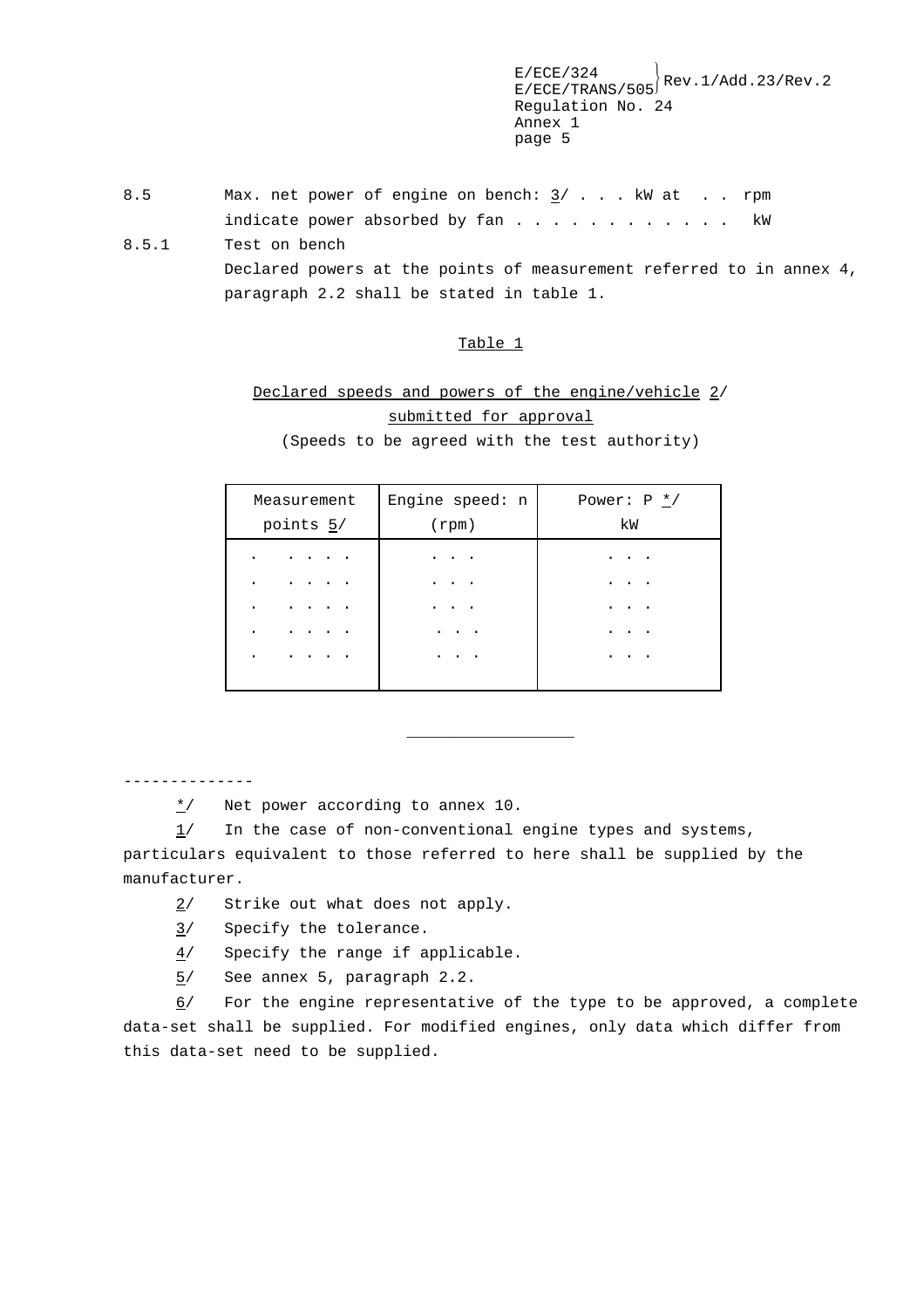8.5 Max. net power of engine on bench: 3/ . . . kW at . . rpm
indicate power absorbed by fan . . . . . . . . . . . . kW

8.5.1 Test on bench
Declared powers at the points of measurement referred to in annex 4, paragraph 2.2 shall be stated in table 1.

Table 1

Declared speeds and powers of the engine/vehicle 2/ submitted for approval
(Speeds to be agreed with the test authority)

| Measurement points 5/ | Engine speed: n (rpm) | Power: P */ kW |
|---|---|---|
| . . . . . | . . . | . . . |
| . . . . . | . . . | . . . |
| . . . . . | . . . | . . . |
| . . . . . | . . . | . . . |
| . . . . . | . . . | . . . |

--------------

*/ Net power according to annex 10.

1/ In the case of non-conventional engine types and systems, particulars equivalent to those referred to here shall be supplied by the manufacturer.

2/ Strike out what does not apply.

3/ Specify the tolerance.

4/ Specify the range if applicable.

5/ See annex 5, paragraph 2.2.

6/ For the engine representative of the type to be approved, a complete data-set shall be supplied. For modified engines, only data which differ from this data-set need to be supplied.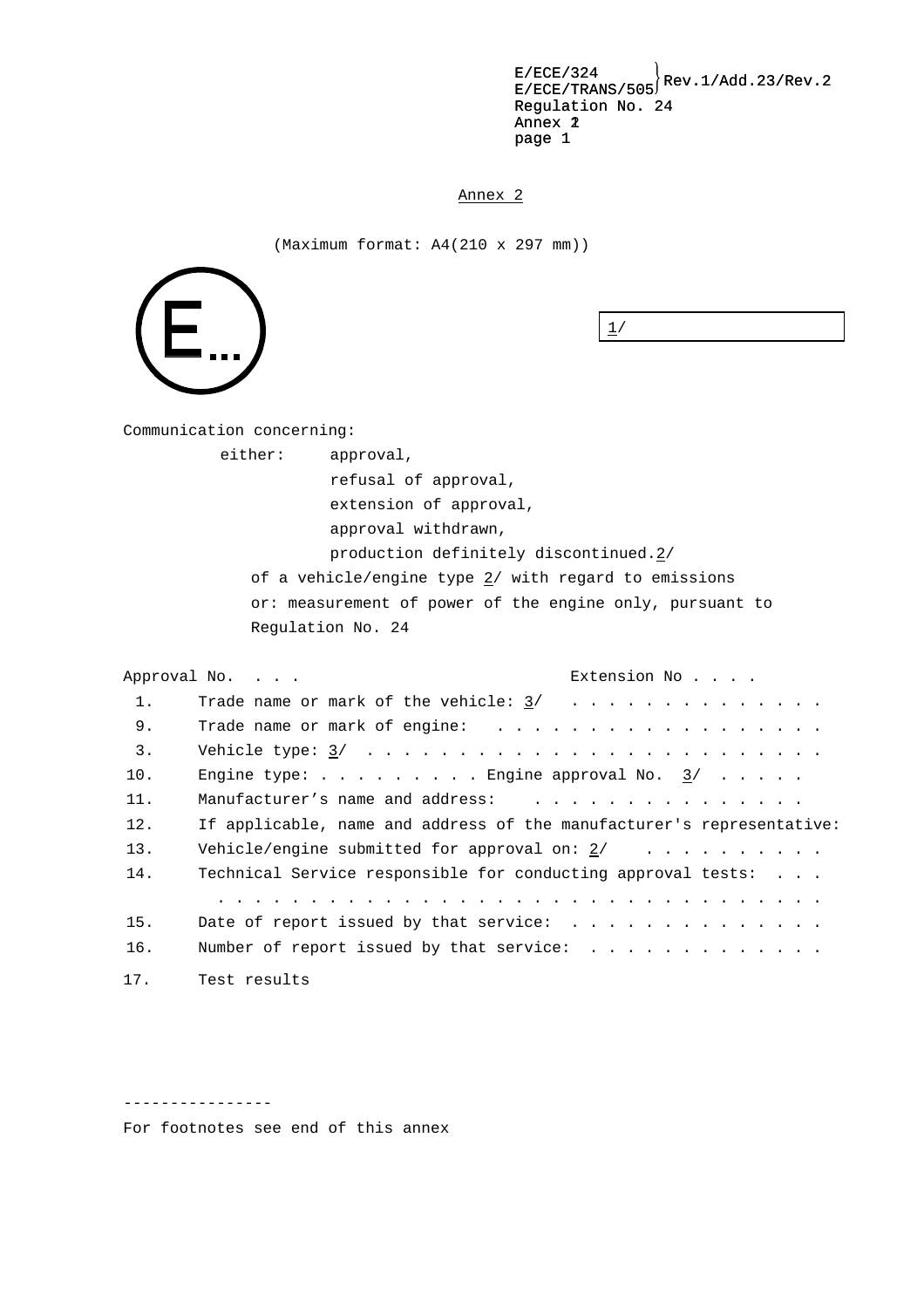# Annex 2

(Maximum format: A4(210 x 297 mm))

E...

1/

Communication concerning:

either: approval,
refusal of approval,
extension of approval,
approval withdrawn,
production definitely discontinued.2/

of a vehicle/engine type 2/ with regard to emissions
or: measurement of power of the engine only, pursuant to Regulation No. 24

Approval No. . . . Extension No . . . .

1. Trade name or mark of the vehicle: 3/ . . . . . . . . . . . . . .
9. Trade name or mark of engine: . . . . . . . . . . . . . . . . . .
3. Vehicle type: 3/ . . . . . . . . . . . . . . . . . . . . . . . . .
10. Engine type: . . . . . . . . . Engine approval No. 3/ . . . . .
11. Manufacturer's name and address: . . . . . . . . . . . . . . .
12. If applicable, name and address of the manufacturer's representative:
13. Vehicle/engine submitted for approval on: 2/ . . . . . . . . . .
14. Technical Service responsible for conducting approval tests: . . . . . . . . . . . . . . . . . . . . . . . . . . . . . . . . . . . . . . .
15. Date of report issued by that service: . . . . . . . . . . . . . .
16. Number of report issued by that service: . . . . . . . . . . . . .
17. Test results

----------------

For footnotes see end of this annex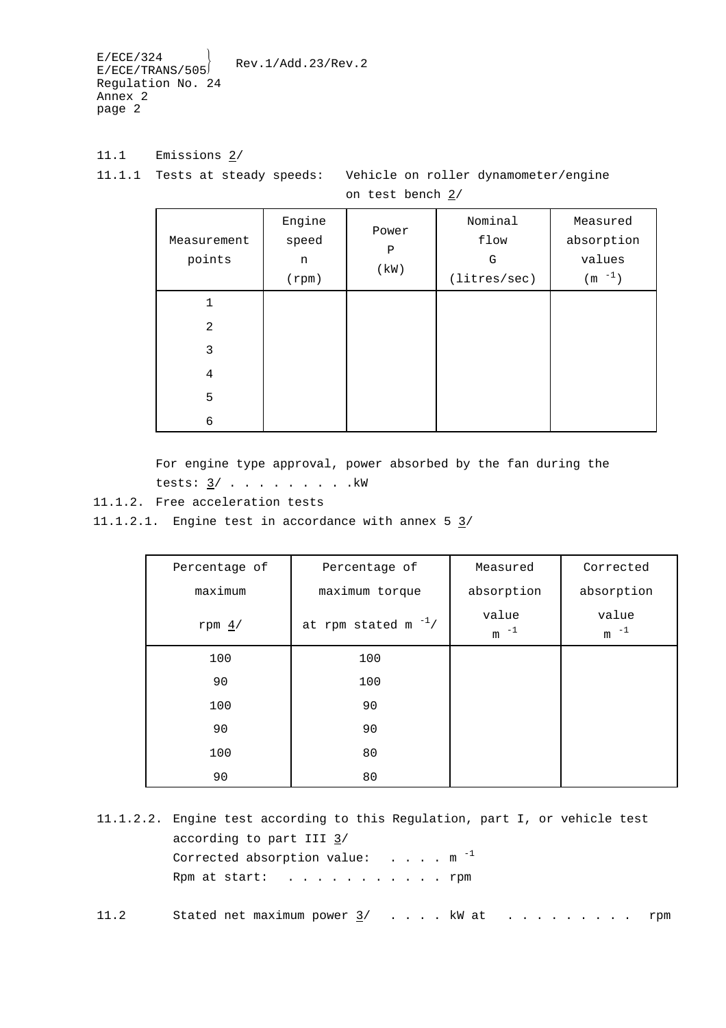11.1 Emissions 2/

11.1.1 Tests at steady speeds: Vehicle on roller dynamometer/engine on test bench 2/

| Measurement points | Engine speed n (rpm) | Power P (kW) | Nominal flow G (litres/sec) | Measured absorption values ($m^{-1}$) |
|---|---|---|---|---|
| 1 | | | | |
| 2 | | | | |
| 3 | | | | |
| 4 | | | | |
| 5 | | | | |
| 6 | | | | |

For engine type approval, power absorbed by the fan during the tests: 3/ . . . . . . . . . .kW

11.1.2. Free acceleration tests

11.1.2.1. Engine test in accordance with annex 5 3/

| Percentage of maximum rpm 4/ | Percentage of maximum torque at rpm stated $m^{-1}$/ | Measured absorption value $m^{-1}$ | Corrected absorption value $m^{-1}$ |
|---|---|---|---|
| 100 | 100 | | |
| 90 | 100 | | |
| 100 | 90 | | |
| 90 | 90 | | |
| 100 | 80 | | |
| 90 | 80 | | |

11.1.2.2. Engine test according to this Regulation, part I, or vehicle test according to part III 3/

Corrected absorption value: . . . . $m^{-1}$

Rpm at start: . . . . . . . . . . . . rpm

11.2 Stated net maximum power 3/ . . . . kW at . . . . . . . . . . rpm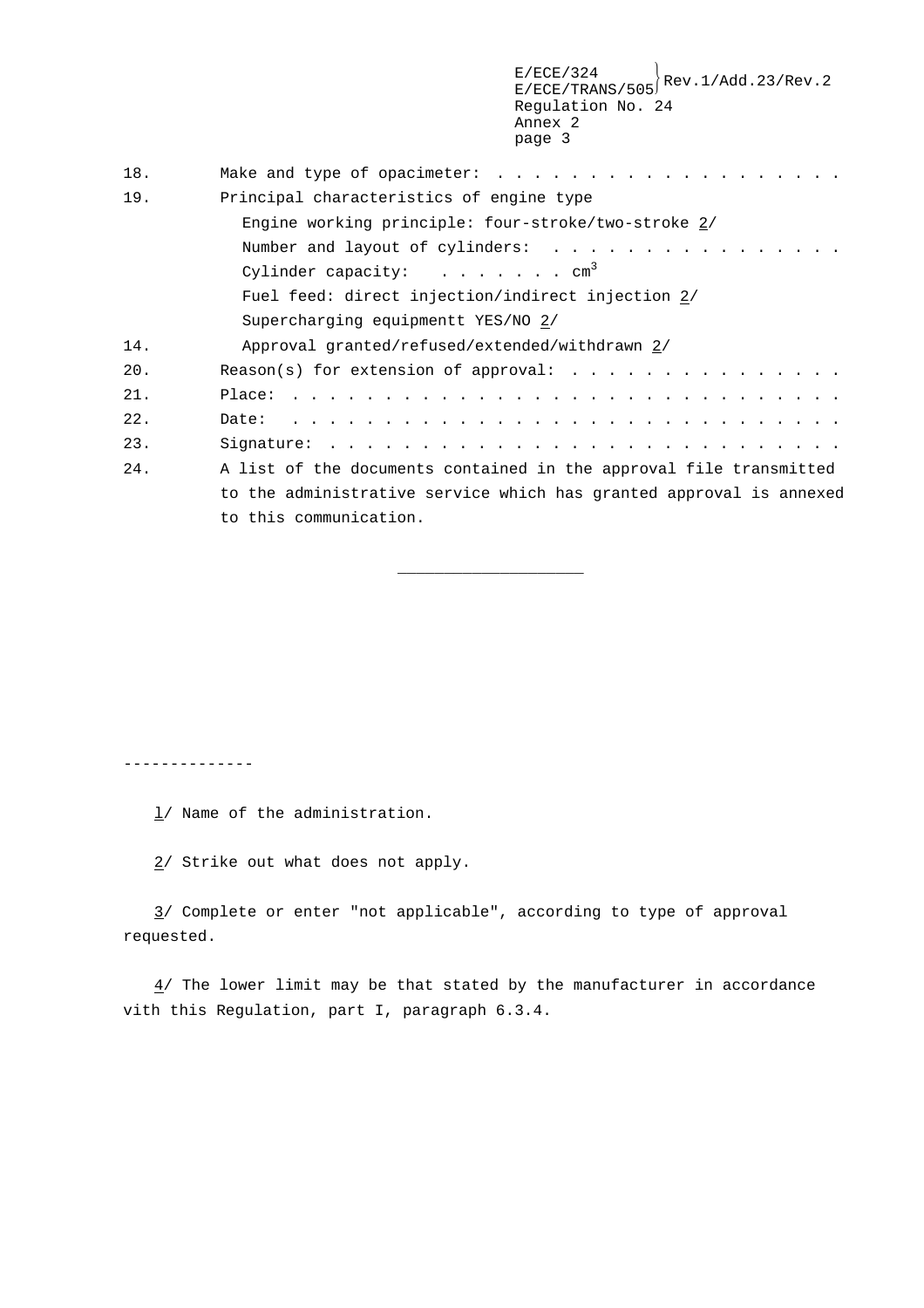18. Make and type of opacimeter: . . . . . . . . . . . . . . . . . . .

19. Principal characteristics of engine type

    Engine working principle: four-stroke/two-stroke 2/

    Number and layout of cylinders: . . . . . . . . . . . . . . . .

    Cylinder capacity: . . . . . . . $cm^3$

    Fuel feed: direct injection/indirect injection 2/

    Supercharging equipmentt YES/NO 2/

14. Approval granted/refused/extended/withdrawn 2/

20. Reason(s) for extension of approval: . . . . . . . . . . . . . . .

21. Place: . . . . . . . . . . . . . . . . . . . . . . . . . . . . . .

22. Date: . . . . . . . . . . . . . . . . . . . . . . . . . . . . . . .

23. Signature: . . . . . . . . . . . . . . . . . . . . . . . . . . . .

24. A list of the documents contained in the approval file transmitted to the administrative service which has granted approval is annexed to this communication.

---

1/ Name of the administration.

2/ Strike out what does not apply.

3/ Complete or enter "not applicable", according to type of approval requested.

4/ The lower limit may be that stated by the manufacturer in accordance vith this Regulation, part I, paragraph 6.3.4.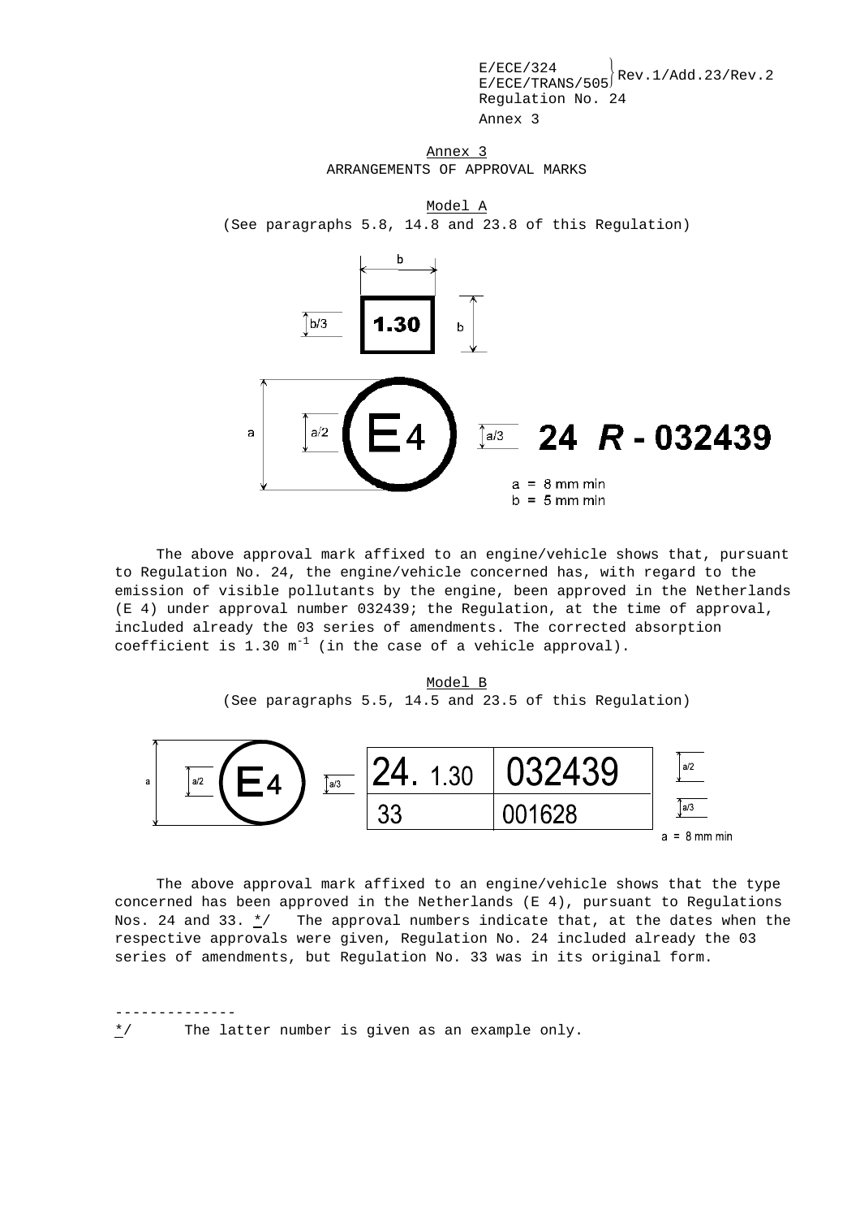## Annex 3

## ARRANGEMENTS OF APPROVAL MARKS

### Model A

(See paragraphs 5.8, 14.8 and 23.8 of this Regulation)

1.30

E 4 24 *R* - 032439

a = 8 mm min
b = 5 mm min

The above approval mark affixed to an engine/vehicle shows that, pursuant to Regulation No. 24, the engine/vehicle concerned has, with regard to the emission of visible pollutants by the engine, been approved in the Netherlands (E 4) under approval number 032439; the Regulation, at the time of approval, included already the 03 series of amendments. The corrected absorption coefficient is 1.30 $m^{-1}$ (in the case of a vehicle approval).

### Model B

(See paragraphs 5.5, 14.5 and 23.5 of this Regulation)

E 4

| 24. 1.30 | 032439 |
|---|---|
| 33 | 001628 |

a = 8 mm min

The above approval mark affixed to an engine/vehicle shows that the type concerned has been approved in the Netherlands (E 4), pursuant to Regulations Nos. 24 and 33. */ The approval numbers indicate that, at the dates when the respective approvals were given, Regulation No. 24 included already the 03 series of amendments, but Regulation No. 33 was in its original form.

--------------

*/ The latter number is given as an example only.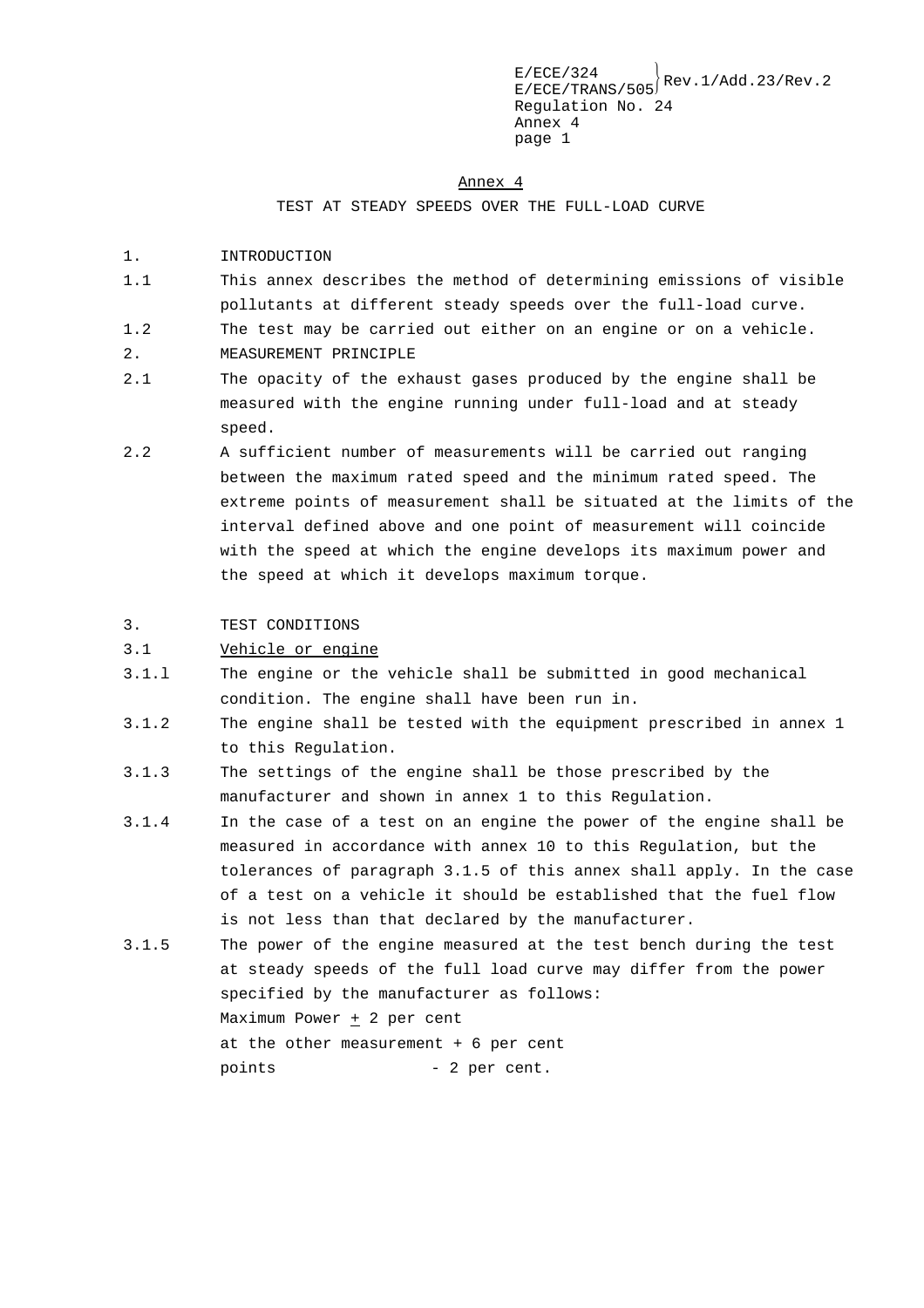## Annex 4

### TEST AT STEADY SPEEDS OVER THE FULL-LOAD CURVE

1. INTRODUCTION

1.1 This annex describes the method of determining emissions of visible pollutants at different steady speeds over the full-load curve.

1.2 The test may be carried out either on an engine or on a vehicle.

2. MEASUREMENT PRINCIPLE

2.1 The opacity of the exhaust gases produced by the engine shall be measured with the engine running under full-load and at steady speed.

2.2 A sufficient number of measurements will be carried out ranging between the maximum rated speed and the minimum rated speed. The extreme points of measurement shall be situated at the limits of the interval defined above and one point of measurement will coincide with the speed at which the engine develops its maximum power and the speed at which it develops maximum torque.

3. TEST CONDITIONS

3.1 Vehicle or engine

3.1.1 The engine or the vehicle shall be submitted in good mechanical condition. The engine shall have been run in.

3.1.2 The engine shall be tested with the equipment prescribed in annex 1 to this Regulation.

3.1.3 The settings of the engine shall be those prescribed by the manufacturer and shown in annex 1 to this Regulation.

3.1.4 In the case of a test on an engine the power of the engine shall be measured in accordance with annex 10 to this Regulation, but the tolerances of paragraph 3.1.5 of this annex shall apply. In the case of a test on a vehicle it should be established that the fuel flow is not less than that declared by the manufacturer.

3.1.5 The power of the engine measured at the test bench during the test at steady speeds of the full load curve may differ from the power specified by the manufacturer as follows:

Maximum Power ± 2 per cent

at the other measurement points + 6 per cent
- 2 per cent.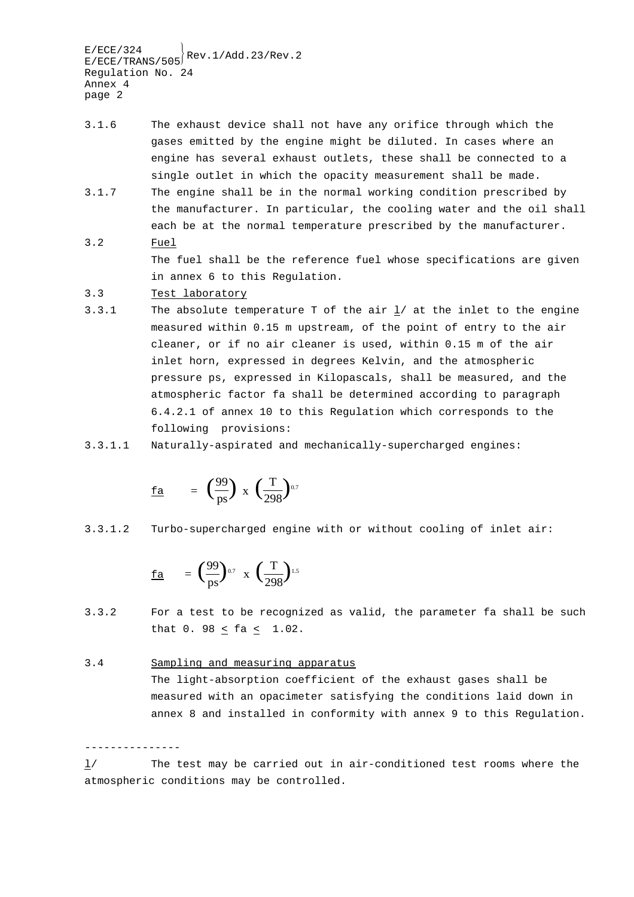3.1.6 The exhaust device shall not have any orifice through which the gases emitted by the engine might be diluted. In cases where an engine has several exhaust outlets, these shall be connected to a single outlet in which the opacity measurement shall be made.

3.1.7 The engine shall be in the normal working condition prescribed by the manufacturer. In particular, the cooling water and the oil shall each be at the normal temperature prescribed by the manufacturer.

3.2 Fuel

The fuel shall be the reference fuel whose specifications are given in annex 6 to this Regulation.

3.3 Test laboratory

3.3.1 The absolute temperature T of the air 1/ at the inlet to the engine measured within 0.15 m upstream, of the point of entry to the air cleaner, or if no air cleaner is used, within 0.15 m of the air inlet horn, expressed in degrees Kelvin, and the atmospheric pressure ps, expressed in Kilopascals, shall be measured, and the atmospheric factor fa shall be determined according to paragraph 6.4.2.1 of annex 10 to this Regulation which corresponds to the following provisions:

3.3.1.1 Naturally-aspirated and mechanically-supercharged engines:

$$fa = \left(\frac{99}{ps}\right) \times \left(\frac{T}{298}\right)^{0.7}$$

3.3.1.2 Turbo-supercharged engine with or without cooling of inlet air:

$$fa = \left(\frac{99}{ps}\right)^{0.7} \times \left(\frac{T}{298}\right)^{1.5}$$

3.3.2 For a test to be recognized as valid, the parameter fa shall be such that $0.98 \leq fa \leq 1.02$.

3.4 Sampling and measuring apparatus

The light-absorption coefficient of the exhaust gases shall be measured with an opacimeter satisfying the conditions laid down in annex 8 and installed in conformity with annex 9 to this Regulation.

---------------

1/ The test may be carried out in air-conditioned test rooms where the atmospheric conditions may be controlled.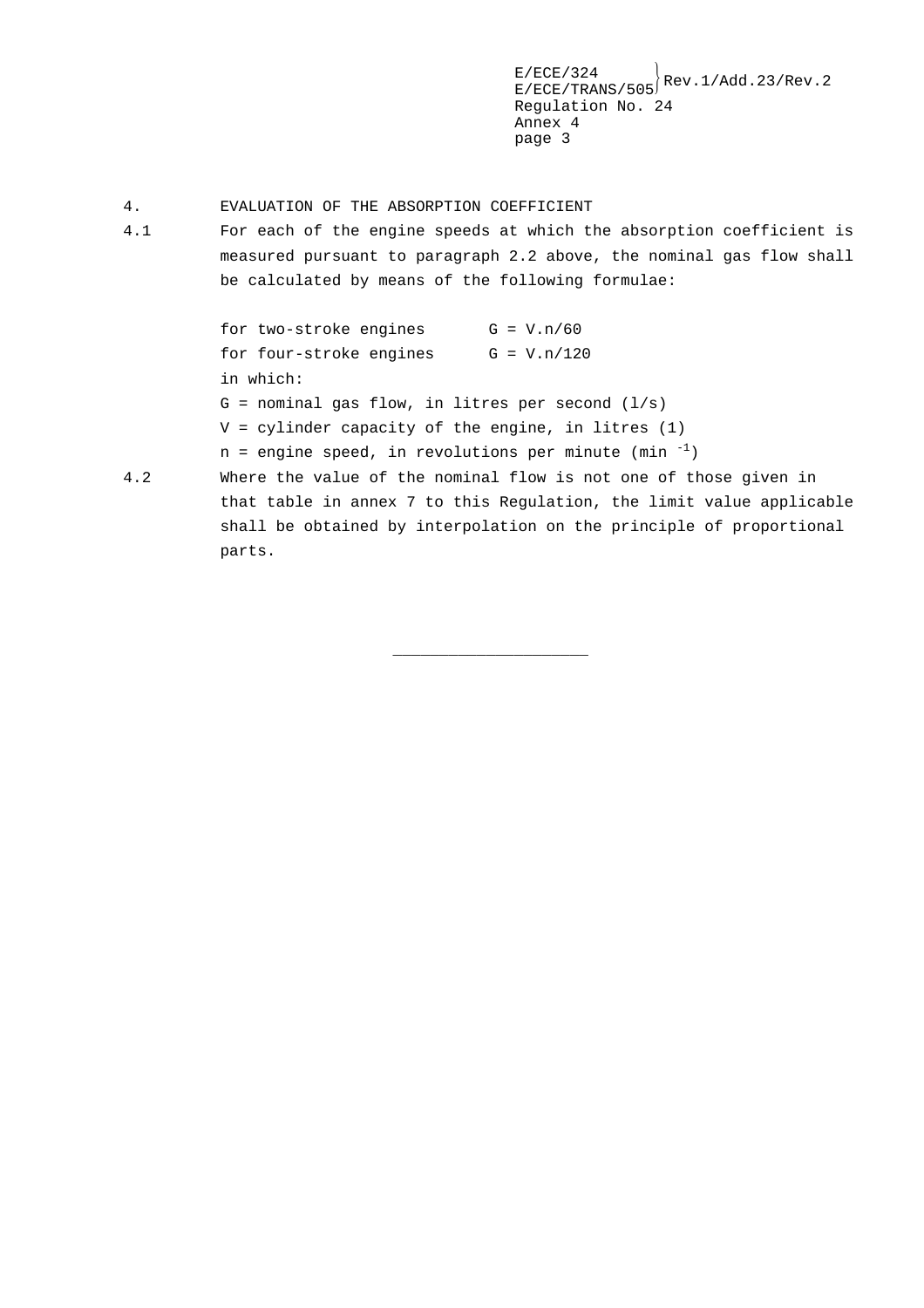4. EVALUATION OF THE ABSORPTION COEFFICIENT

4.1 For each of the engine speeds at which the absorption coefficient is measured pursuant to paragraph 2.2 above, the nominal gas flow shall be calculated by means of the following formulae:

for two-stroke engines $G = V.n/60$

for four-stroke engines $G = V.n/120$

in which:

G = nominal gas flow, in litres per second (l/s)

V = cylinder capacity of the engine, in litres (1)

n = engine speed, in revolutions per minute ($min^{-1}$)

4.2 Where the value of the nominal flow is not one of those given in that table in annex 7 to this Regulation, the limit value applicable shall be obtained by interpolation on the principle of proportional parts.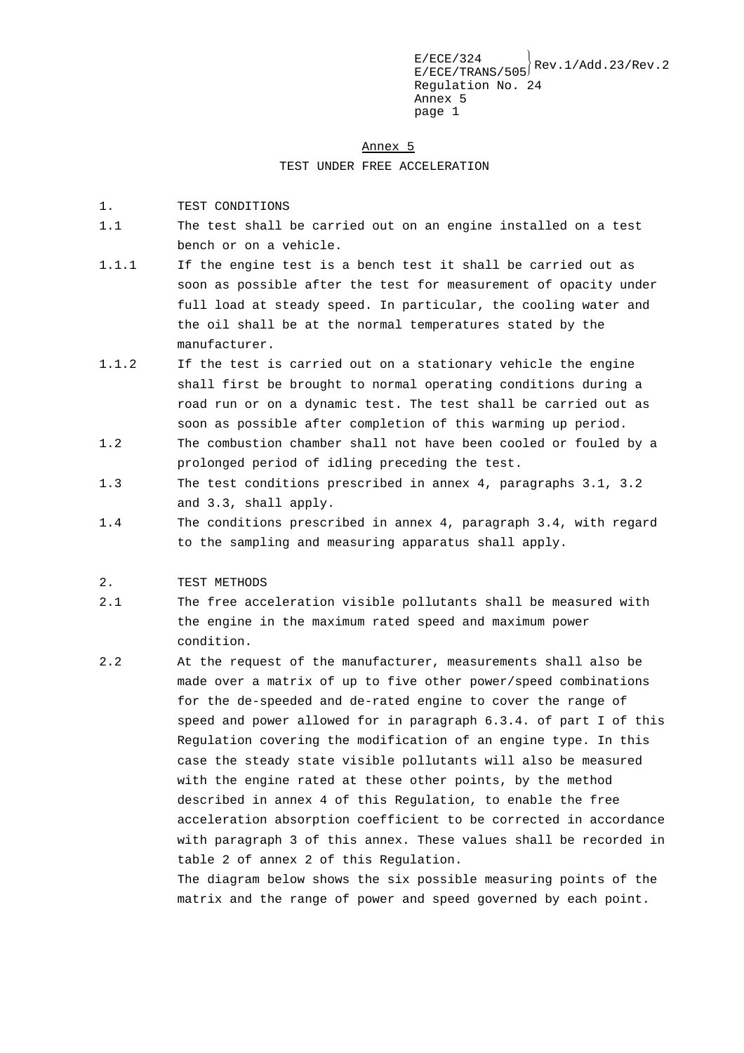# Annex 5

## TEST UNDER FREE ACCELERATION

1. TEST CONDITIONS

1.1 The test shall be carried out on an engine installed on a test bench or on a vehicle.

1.1.1 If the engine test is a bench test it shall be carried out as soon as possible after the test for measurement of opacity under full load at steady speed. In particular, the cooling water and the oil shall be at the normal temperatures stated by the manufacturer.

1.1.2 If the test is carried out on a stationary vehicle the engine shall first be brought to normal operating conditions during a road run or on a dynamic test. The test shall be carried out as soon as possible after completion of this warming up period.

1.2 The combustion chamber shall not have been cooled or fouled by a prolonged period of idling preceding the test.

1.3 The test conditions prescribed in annex 4, paragraphs 3.1, 3.2 and 3.3, shall apply.

1.4 The conditions prescribed in annex 4, paragraph 3.4, with regard to the sampling and measuring apparatus shall apply.

2. TEST METHODS

2.1 The free acceleration visible pollutants shall be measured with the engine in the maximum rated speed and maximum power condition.

2.2 At the request of the manufacturer, measurements shall also be made over a matrix of up to five other power/speed combinations for the de-speeded and de-rated engine to cover the range of speed and power allowed for in paragraph 6.3.4. of part I of this Regulation covering the modification of an engine type. In this case the steady state visible pollutants will also be measured with the engine rated at these other points, by the method described in annex 4 of this Regulation, to enable the free acceleration absorption coefficient to be corrected in accordance with paragraph 3 of this annex. These values shall be recorded in table 2 of annex 2 of this Regulation.

The diagram below shows the six possible measuring points of the matrix and the range of power and speed governed by each point.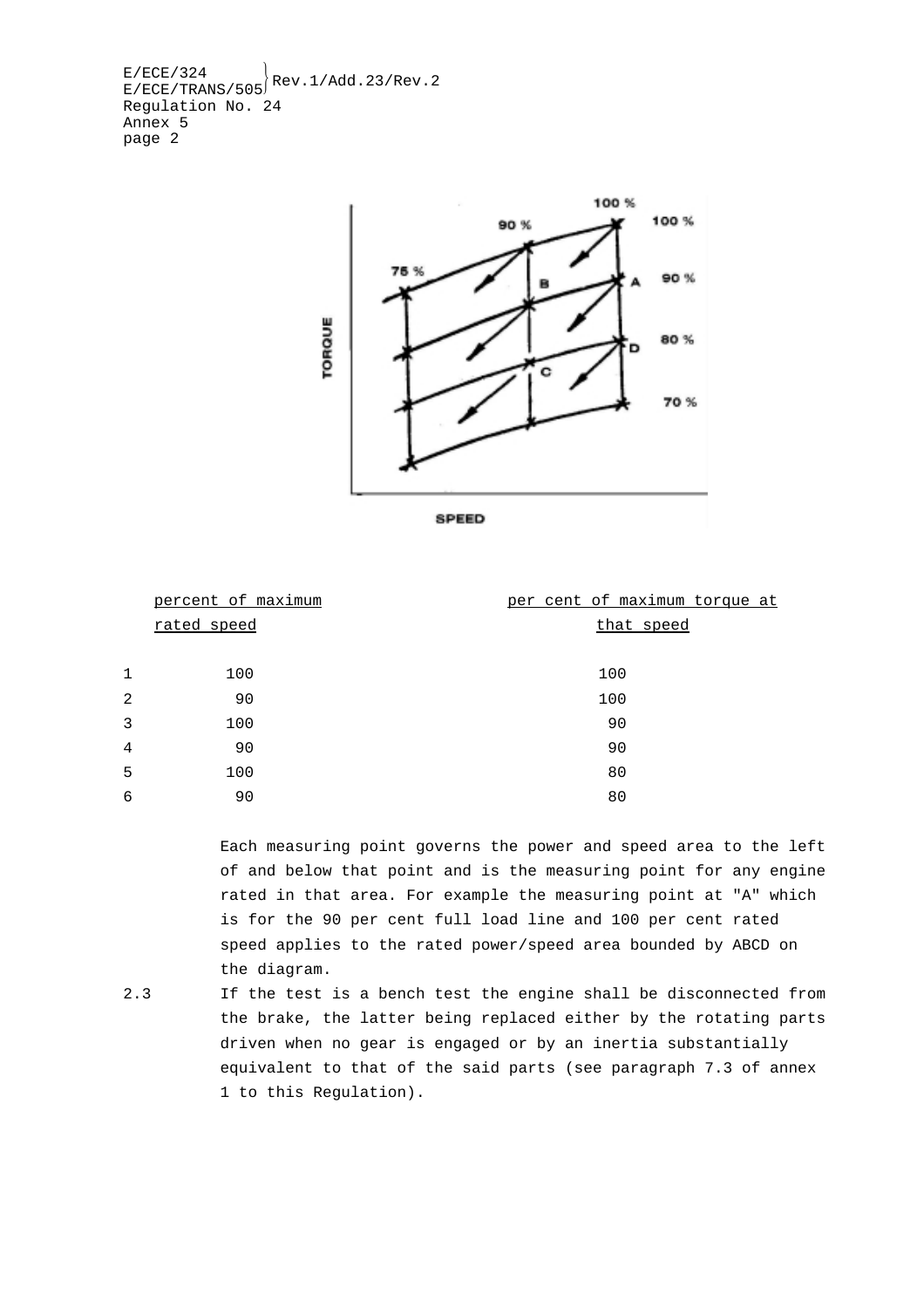| | percent of maximum rated speed | per cent of maximum torque at that speed |
|---|---|---|
| 1 | 100 | 100 |
| 2 | 90 | 100 |
| 3 | 100 | 90 |
| 4 | 90 | 90 |
| 5 | 100 | 80 |
| 6 | 90 | 80 |

Each measuring point governs the power and speed area to the left of and below that point and is the measuring point for any engine rated in that area. For example the measuring point at "A" which is for the 90 per cent full load line and 100 per cent rated speed applies to the rated power/speed area bounded by ABCD on the diagram.

2.3 If the test is a bench test the engine shall be disconnected from the brake, the latter being replaced either by the rotating parts driven when no gear is engaged or by an inertia substantially equivalent to that of the said parts (see paragraph 7.3 of annex 1 to this Regulation).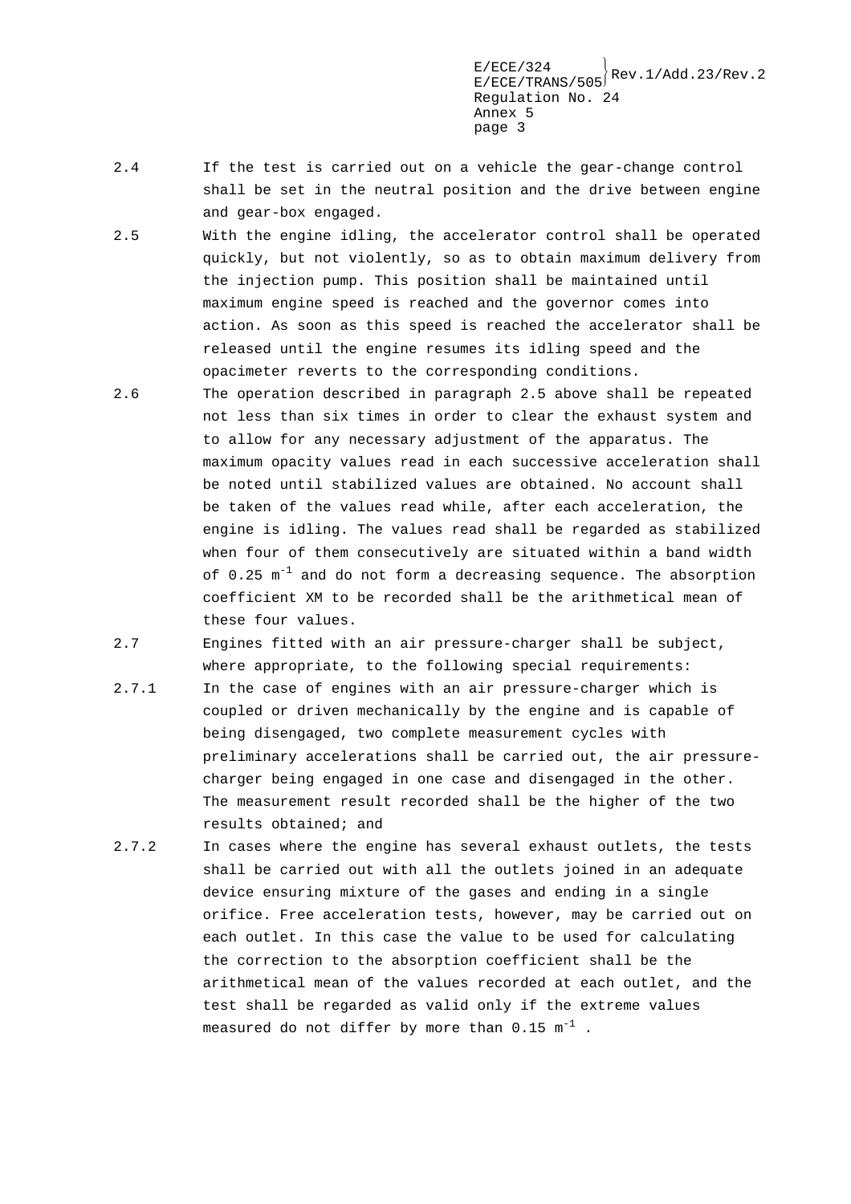2.4 If the test is carried out on a vehicle the gear-change control shall be set in the neutral position and the drive between engine and gear-box engaged.

2.5 With the engine idling, the accelerator control shall be operated quickly, but not violently, so as to obtain maximum delivery from the injection pump. This position shall be maintained until maximum engine speed is reached and the governor comes into action. As soon as this speed is reached the accelerator shall be released until the engine resumes its idling speed and the opacimeter reverts to the corresponding conditions.

2.6 The operation described in paragraph 2.5 above shall be repeated not less than six times in order to clear the exhaust system and to allow for any necessary adjustment of the apparatus. The maximum opacity values read in each successive acceleration shall be noted until stabilized values are obtained. No account shall be taken of the values read while, after each acceleration, the engine is idling. The values read shall be regarded as stabilized when four of them consecutively are situated within a band width of 0.25 $m^{-1}$ and do not form a decreasing sequence. The absorption coefficient XM to be recorded shall be the arithmetical mean of these four values.

2.7 Engines fitted with an air pressure-charger shall be subject, where appropriate, to the following special requirements:

2.7.1 In the case of engines with an air pressure-charger which is coupled or driven mechanically by the engine and is capable of being disengaged, two complete measurement cycles with preliminary accelerations shall be carried out, the air pressure-charger being engaged in one case and disengaged in the other. The measurement result recorded shall be the higher of the two results obtained; and

2.7.2 In cases where the engine has several exhaust outlets, the tests shall be carried out with all the outlets joined in an adequate device ensuring mixture of the gases and ending in a single orifice. Free acceleration tests, however, may be carried out on each outlet. In this case the value to be used for calculating the correction to the absorption coefficient shall be the arithmetical mean of the values recorded at each outlet, and the test shall be regarded as valid only if the extreme values measured do not differ by more than 0.15 $m^{-1}$ .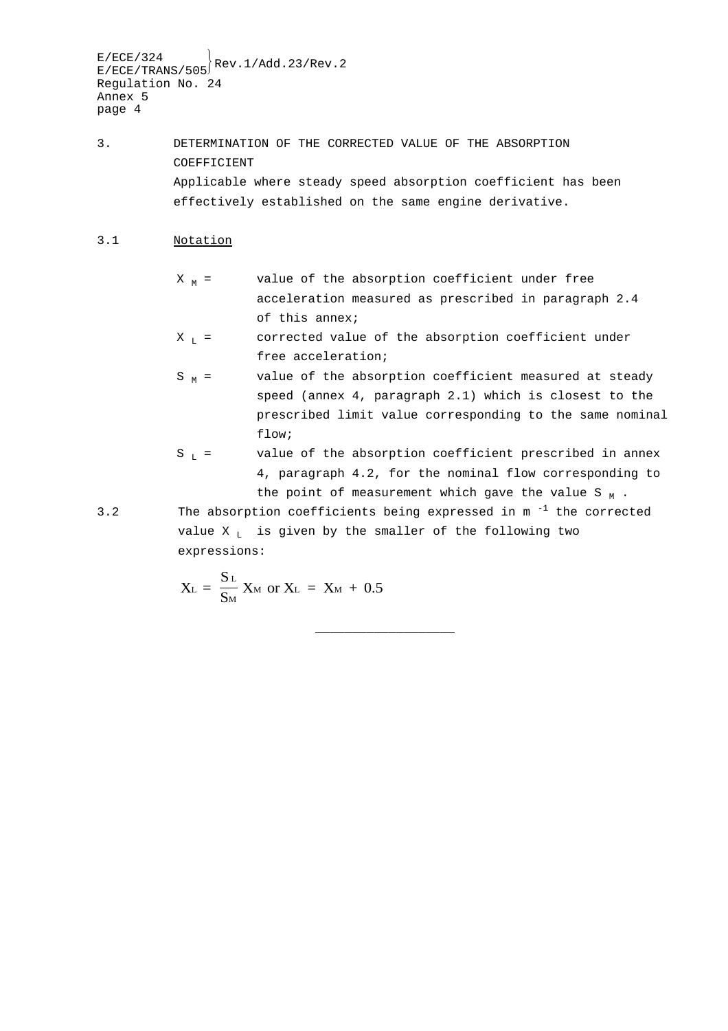3. DETERMINATION OF THE CORRECTED VALUE OF THE ABSORPTION COEFFICIENT

Applicable where steady speed absorption coefficient has been effectively established on the same engine derivative.

3.1 Notation

$X_M$ = value of the absorption coefficient under free acceleration measured as prescribed in paragraph 2.4 of this annex;

$X_L$ = corrected value of the absorption coefficient under free acceleration;

$S_M$ = value of the absorption coefficient measured at steady speed (annex 4, paragraph 2.1) which is closest to the prescribed limit value corresponding to the same nominal flow;

$S_L$ = value of the absorption coefficient prescribed in annex 4, paragraph 4.2, for the nominal flow corresponding to the point of measurement which gave the value $S_M$.

3.2 The absorption coefficients being expressed in $m^{-1}$ the corrected value $X_L$ is given by the smaller of the following two expressions:

$$X_L = \frac{S_L}{S_M} X_M \text{ or } X_L = X_M + 0.5$$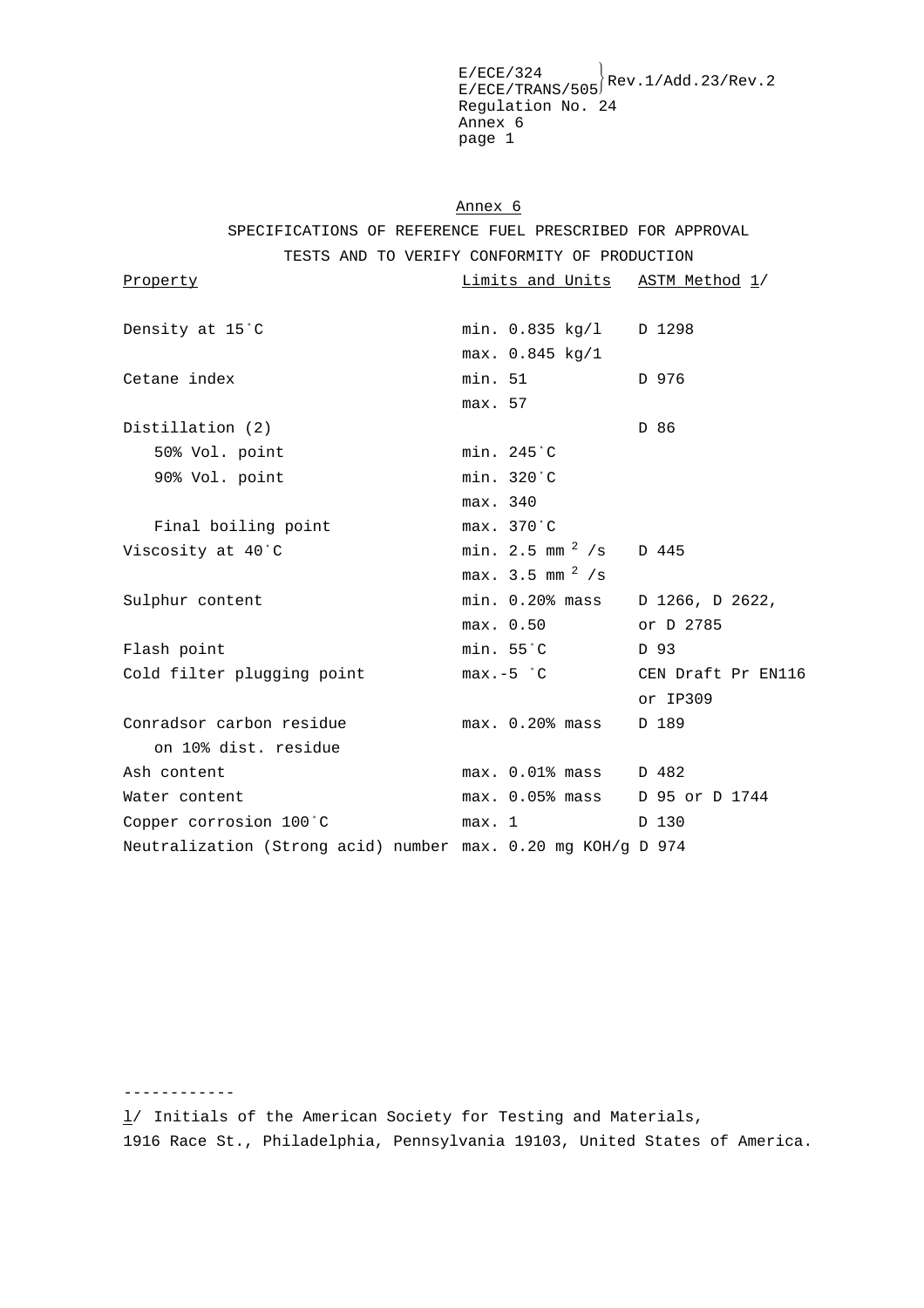## Annex 6

### SPECIFICATIONS OF REFERENCE FUEL PRESCRIBED FOR APPROVAL TESTS AND TO VERIFY CONFORMITY OF PRODUCTION

| Property | Limits and Units | ASTM Method 1/ |
|---|---|---|
| Density at 15°C | min. 0.835 kg/l | D 1298 |
| | max. 0.845 kg/1 | |
| Cetane index | min. 51 | D 976 |
| | max. 57 | |
| Distillation (2) | | D 86 |
| 50% Vol. point | min. 245°C | |
| 90% Vol. point | min. 320°C | |
| | max. 340 | |
| Final boiling point | max. 370°C | |
| Viscosity at 40°C | min. 2.5 $mm^2/s$ | D 445 |
| | max. 3.5 $mm^2/s$ | |
| Sulphur content | min. 0.20% mass | D 1266, D 2622, |
| | max. 0.50 | or D 2785 |
| Flash point | min. 55°C | D 93 |
| Cold filter plugging point | max.-5 °C | CEN Draft Pr EN116 |
| | | or IP309 |
| Conradsor carbon residue on 10% dist. residue | max. 0.20% mass | D 189 |
| Ash content | max. 0.01% mass | D 482 |
| Water content | max. 0.05% mass | D 95 or D 1744 |
| Copper corrosion 100°C | max. 1 | D 130 |
| Neutralization (Strong acid) number | max. 0.20 mg KOH/g | D 974 |

------------

1/ Initials of the American Society for Testing and Materials, 1916 Race St., Philadelphia, Pennsylvania 19103, United States of America.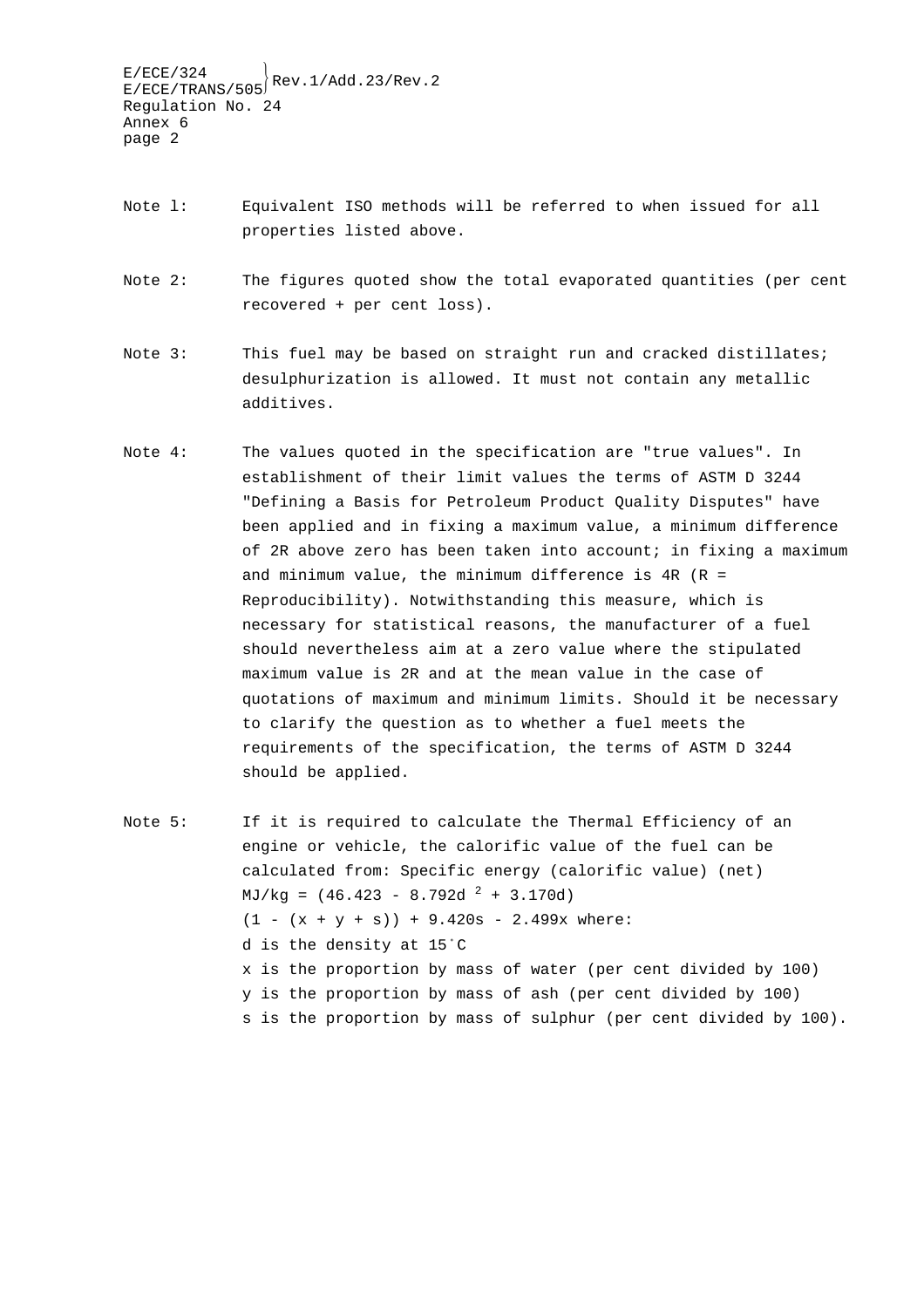Note 1: Equivalent ISO methods will be referred to when issued for all properties listed above.

Note 2: The figures quoted show the total evaporated quantities (per cent recovered + per cent loss).

Note 3: This fuel may be based on straight run and cracked distillates; desulphurization is allowed. It must not contain any metallic additives.

Note 4: The values quoted in the specification are "true values". In establishment of their limit values the terms of ASTM D 3244 "Defining a Basis for Petroleum Product Quality Disputes" have been applied and in fixing a maximum value, a minimum difference of 2R above zero has been taken into account; in fixing a maximum and minimum value, the minimum difference is 4R (R = Reproducibility). Notwithstanding this measure, which is necessary for statistical reasons, the manufacturer of a fuel should nevertheless aim at a zero value where the stipulated maximum value is 2R and at the mean value in the case of quotations of maximum and minimum limits. Should it be necessary to clarify the question as to whether a fuel meets the requirements of the specification, the terms of ASTM D 3244 should be applied.

Note 5: If it is required to calculate the Thermal Efficiency of an engine or vehicle, the calorific value of the fuel can be calculated from: Specific energy (calorific value) (net) MJ/kg = $(46.423 - 8.792d^2 + 3.170d)$ $(1 - (x + y + s)) + 9.420s - 2.499x$ where:

$d$ is the density at 15°C

$x$ is the proportion by mass of water (per cent divided by 100)

$y$ is the proportion by mass of ash (per cent divided by 100)

$s$ is the proportion by mass of sulphur (per cent divided by 100).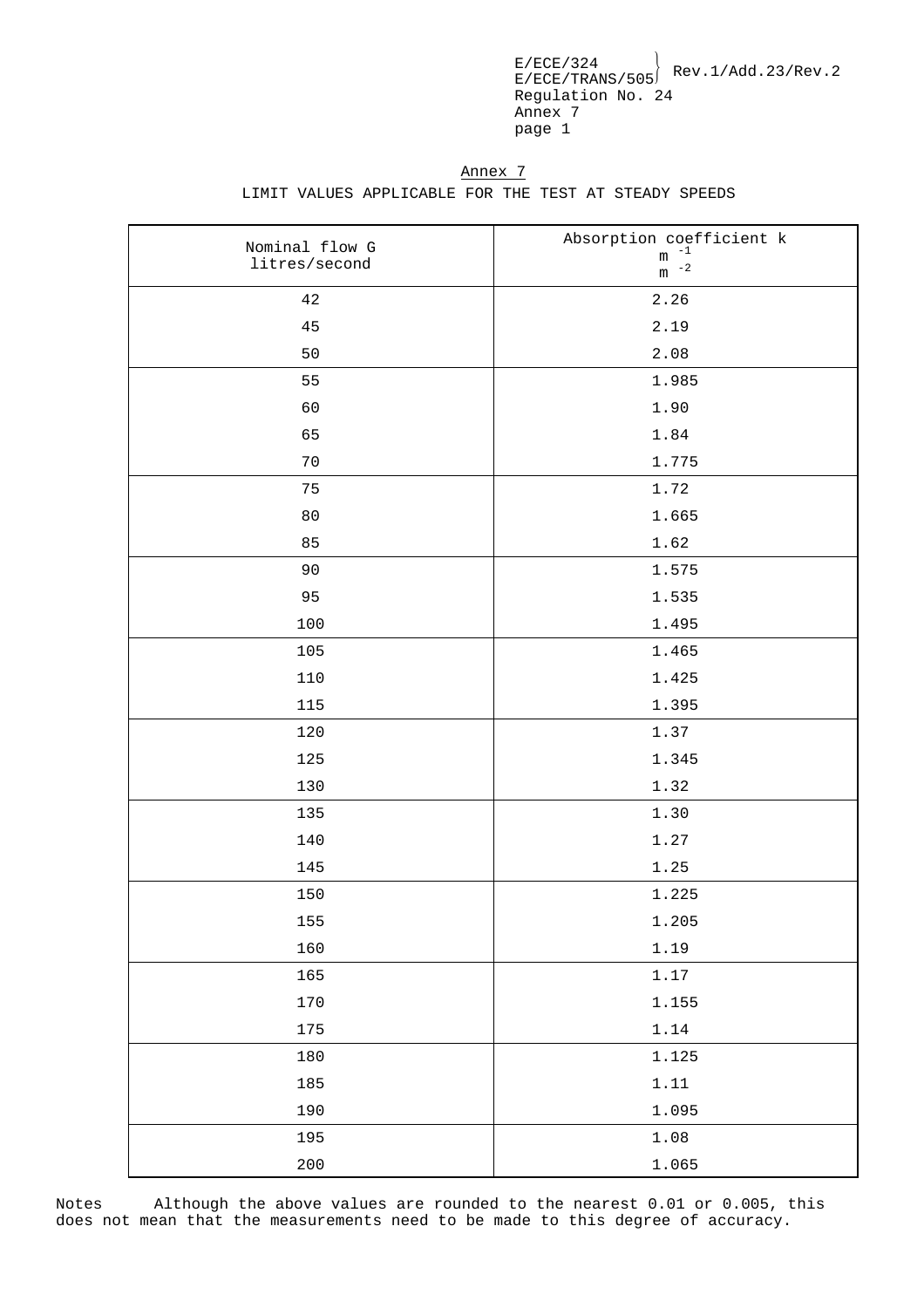## Annex 7

LIMIT VALUES APPLICABLE FOR THE TEST AT STEADY SPEEDS

| Nominal flow G litres/second | Absorption coefficient k $m^{-1}$ $m^{-2}$ |
|---|---|
| 42 | 2.26 |
| 45 | 2.19 |
| 50 | 2.08 |
| 55 | 1.985 |
| 60 | 1.90 |
| 65 | 1.84 |
| 70 | 1.775 |
| 75 | 1.72 |
| 80 | 1.665 |
| 85 | 1.62 |
| 90 | 1.575 |
| 95 | 1.535 |
| 100 | 1.495 |
| 105 | 1.465 |
| 110 | 1.425 |
| 115 | 1.395 |
| 120 | 1.37 |
| 125 | 1.345 |
| 130 | 1.32 |
| 135 | 1.30 |
| 140 | 1.27 |
| 145 | 1.25 |
| 150 | 1.225 |
| 155 | 1.205 |
| 160 | 1.19 |
| 165 | 1.17 |
| 170 | 1.155 |
| 175 | 1.14 |
| 180 | 1.125 |
| 185 | 1.11 |
| 190 | 1.095 |
| 195 | 1.08 |
| 200 | 1.065 |

Notes Although the above values are rounded to the nearest 0.01 or 0.005, this does not mean that the measurements need to be made to this degree of accuracy.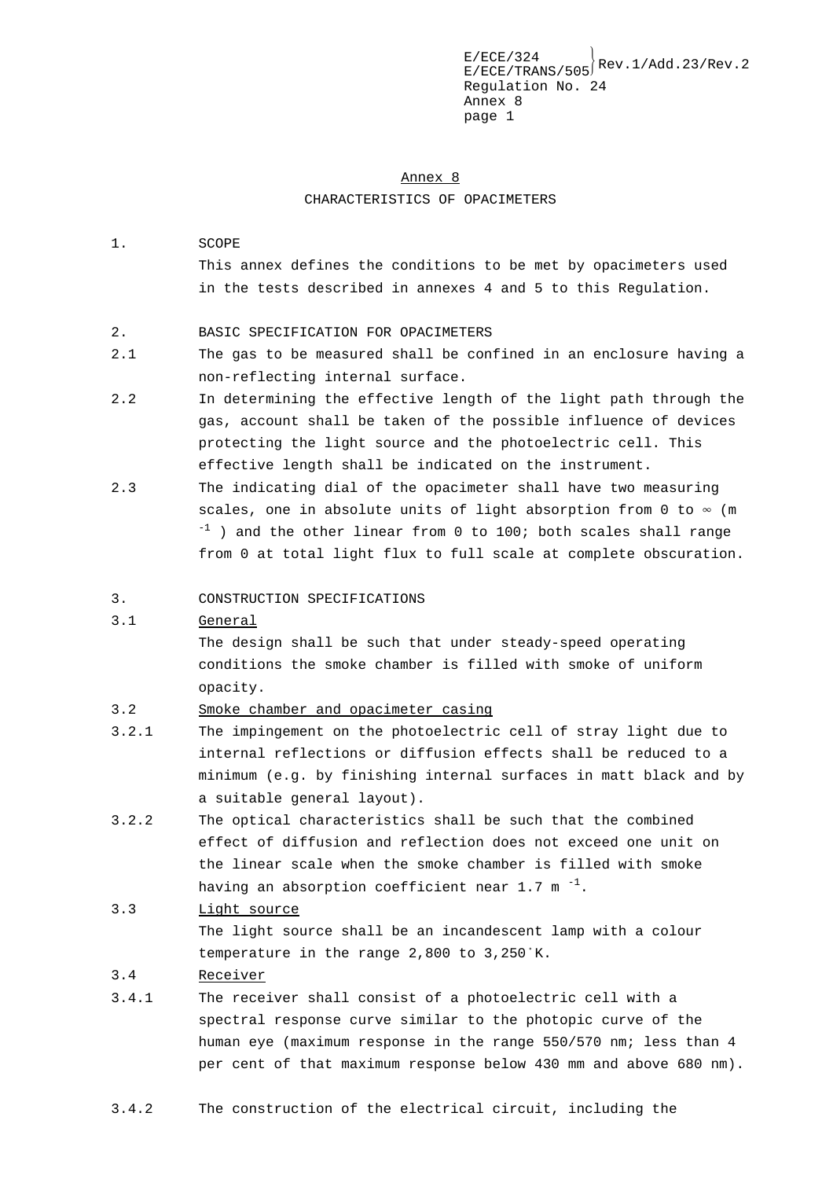# Annex 8

## CHARACTERISTICS OF OPACIMETERS

1. SCOPE

   This annex defines the conditions to be met by opacimeters used in the tests described in annexes 4 and 5 to this Regulation.

2. BASIC SPECIFICATION FOR OPACIMETERS

2.1 The gas to be measured shall be confined in an enclosure having a non-reflecting internal surface.

2.2 In determining the effective length of the light path through the gas, account shall be taken of the possible influence of devices protecting the light source and the photoelectric cell. This effective length shall be indicated on the instrument.

2.3 The indicating dial of the opacimeter shall have two measuring scales, one in absolute units of light absorption from 0 to ∞ ($m^{-1}$) and the other linear from 0 to 100; both scales shall range from 0 at total light flux to full scale at complete obscuration.

3. CONSTRUCTION SPECIFICATIONS

3.1 General

   The design shall be such that under steady-speed operating conditions the smoke chamber is filled with smoke of uniform opacity.

3.2 Smoke chamber and opacimeter casing

3.2.1 The impingement on the photoelectric cell of stray light due to internal reflections or diffusion effects shall be reduced to a minimum (e.g. by finishing internal surfaces in matt black and by a suitable general layout).

3.2.2 The optical characteristics shall be such that the combined effect of diffusion and reflection does not exceed one unit on the linear scale when the smoke chamber is filled with smoke having an absorption coefficient near 1.7 $m^{-1}$.

3.3 Light source

   The light source shall be an incandescent lamp with a colour temperature in the range 2,800 to 3,250°K.

3.4 Receiver

3.4.1 The receiver shall consist of a photoelectric cell with a spectral response curve similar to the photopic curve of the human eye (maximum response in the range 550/570 nm; less than 4 per cent of that maximum response below 430 mm and above 680 nm).

3.4.2 The construction of the electrical circuit, including the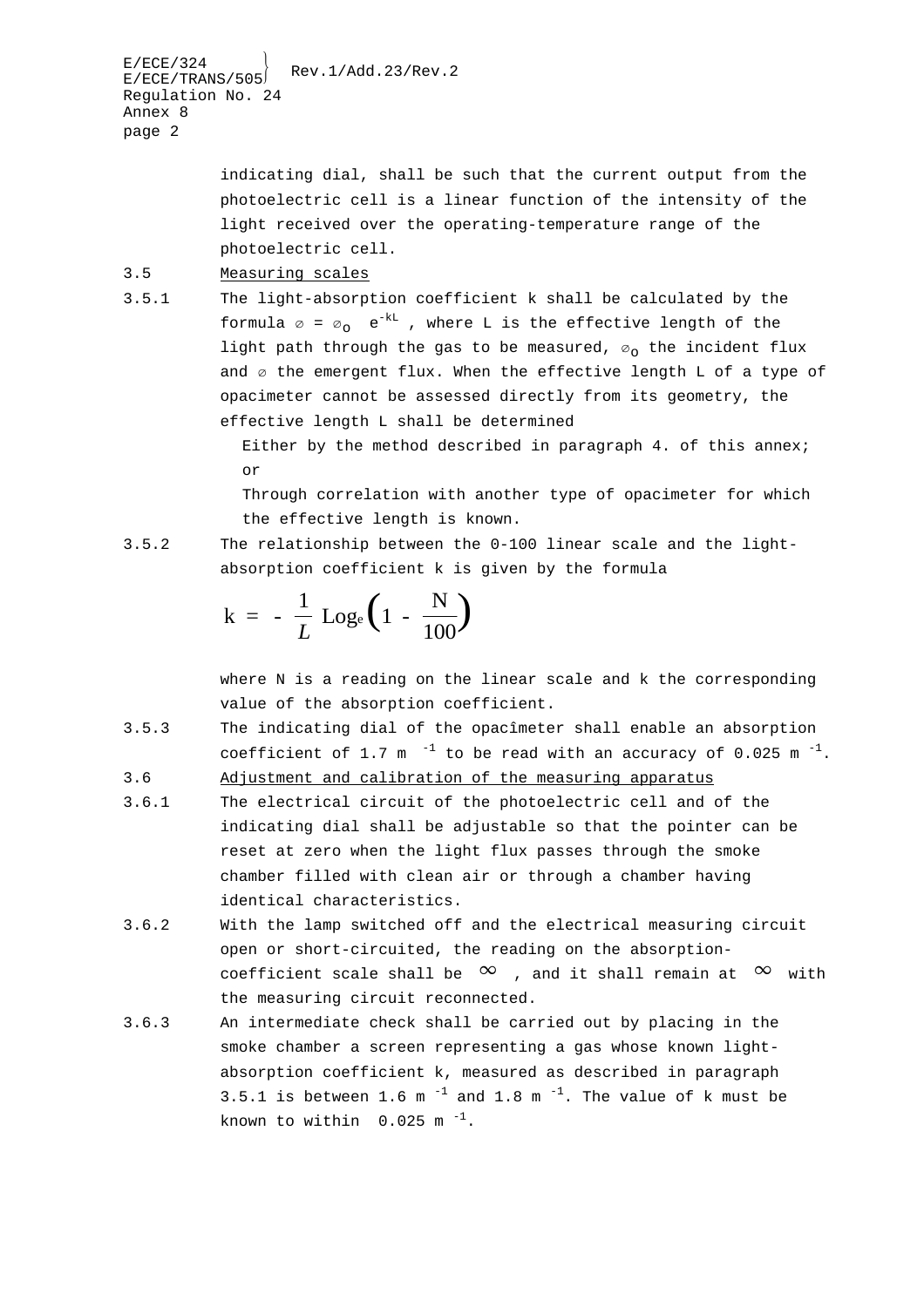indicating dial, shall be such that the current output from the photoelectric cell is a linear function of the intensity of the light received over the operating-temperature range of the photoelectric cell.

3.5 Measuring scales

3.5.1 The light-absorption coefficient k shall be calculated by the formula $\varnothing = \varnothing_o \ e^{-kL}$ , where L is the effective length of the light path through the gas to be measured, $\varnothing_o$ the incident flux and $\varnothing$ the emergent flux. When the effective length L of a type of opacimeter cannot be assessed directly from its geometry, the effective length L shall be determined

Either by the method described in paragraph 4. of this annex; or

Through correlation with another type of opacimeter for which the effective length is known.

3.5.2 The relationship between the 0-100 linear scale and the light-absorption coefficient k is given by the formula

$$k = -\frac{1}{L} \text{Log}_e\left(1 - \frac{N}{100}\right)$$

where N is a reading on the linear scale and k the corresponding value of the absorption coefficient.

3.5.3 The indicating dial of the opacîmeter shall enable an absorption coefficient of 1.7 $m^{-1}$ to be read with an accuracy of 0.025 $m^{-1}$.

3.6 Adjustment and calibration of the measuring apparatus

3.6.1 The electrical circuit of the photoelectric cell and of the indicating dial shall be adjustable so that the pointer can be reset at zero when the light flux passes through the smoke chamber filled with clean air or through a chamber having identical characteristics.

3.6.2 With the lamp switched off and the electrical measuring circuit open or short-circuited, the reading on the absorption-coefficient scale shall be $\infty$ , and it shall remain at $\infty$ with the measuring circuit reconnected.

3.6.3 An intermediate check shall be carried out by placing in the smoke chamber a screen representing a gas whose known light-absorption coefficient k, measured as described in paragraph 3.5.1 is between 1.6 $m^{-1}$ and 1.8 $m^{-1}$. The value of k must be known to within 0.025 $m^{-1}$.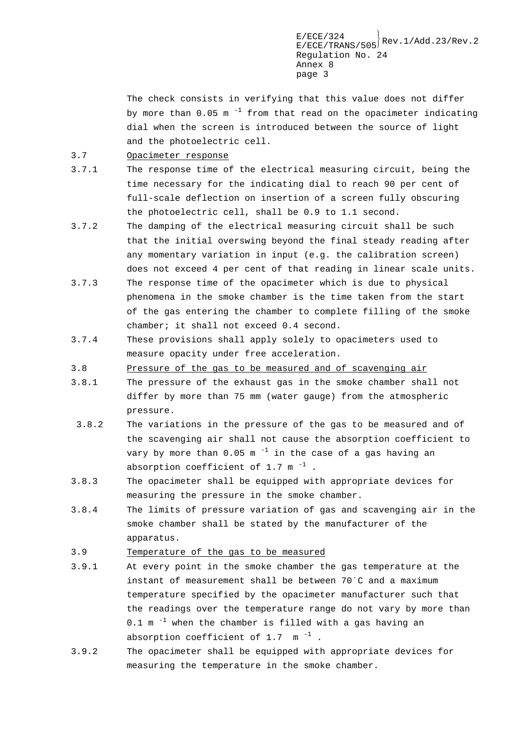The check consists in verifying that this value does not differ by more than 0.05 $m^{-1}$ from that read on the opacimeter indicating dial when the screen is introduced between the source of light and the photoelectric cell.

3.7 Opacimeter response

3.7.1 The response time of the electrical measuring circuit, being the time necessary for the indicating dial to reach 90 per cent of full-scale deflection on insertion of a screen fully obscuring the photoelectric cell, shall be 0.9 to 1.1 second.

3.7.2 The damping of the electrical measuring circuit shall be such that the initial overswing beyond the final steady reading after any momentary variation in input (e.g. the calibration screen) does not exceed 4 per cent of that reading in linear scale units.

3.7.3 The response time of the opacimeter which is due to physical phenomena in the smoke chamber is the time taken from the start of the gas entering the chamber to complete filling of the smoke chamber; it shall not exceed 0.4 second.

3.7.4 These provisions shall apply solely to opacimeters used to measure opacity under free acceleration.

3.8 Pressure of the gas to be measured and of scavenging air

3.8.1 The pressure of the exhaust gas in the smoke chamber shall not differ by more than 75 mm (water gauge) from the atmospheric pressure.

3.8.2 The variations in the pressure of the gas to be measured and of the scavenging air shall not cause the absorption coefficient to vary by more than 0.05 $m^{-1}$ in the case of a gas having an absorption coefficient of 1.7 $m^{-1}$.

3.8.3 The opacimeter shall be equipped with appropriate devices for measuring the pressure in the smoke chamber.

3.8.4 The limits of pressure variation of gas and scavenging air in the smoke chamber shall be stated by the manufacturer of the apparatus.

3.9 Temperature of the gas to be measured

3.9.1 At every point in the smoke chamber the gas temperature at the instant of measurement shall be between 70°C and a maximum temperature specified by the opacimeter manufacturer such that the readings over the temperature range do not vary by more than 0.1 $m^{-1}$ when the chamber is filled with a gas having an absorption coefficient of 1.7 $m^{-1}$.

3.9.2 The opacimeter shall be equipped with appropriate devices for measuring the temperature in the smoke chamber.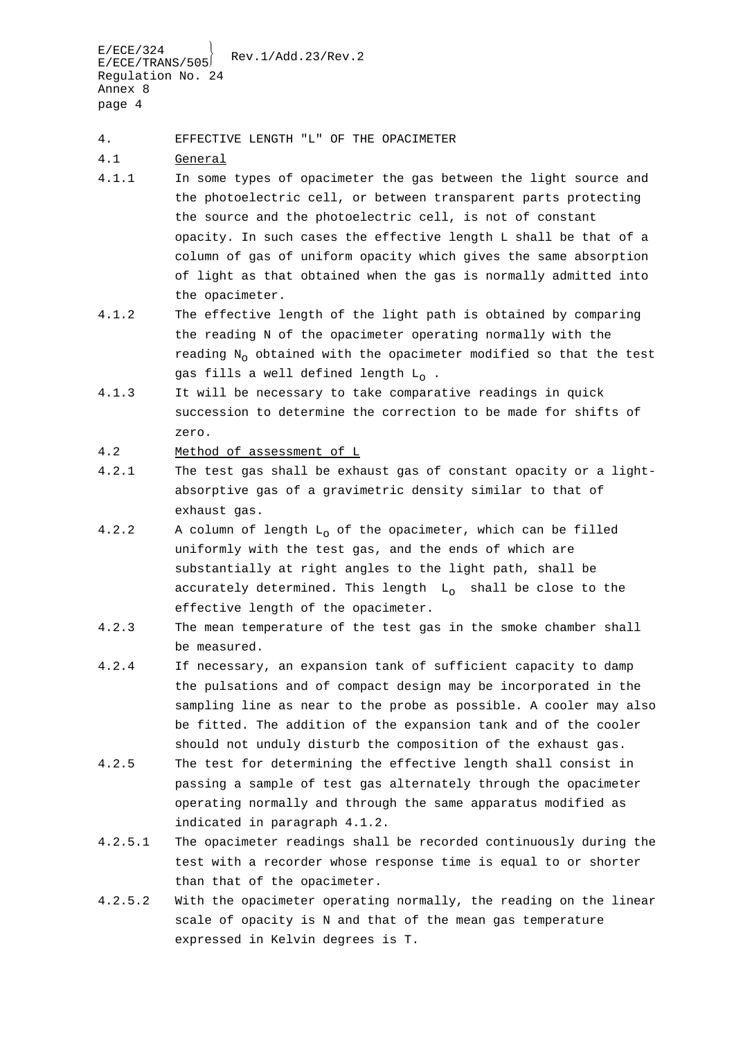4. EFFECTIVE LENGTH "L" OF THE OPACIMETER

4.1 General

4.1.1 In some types of opacimeter the gas between the light source and the photoelectric cell, or between transparent parts protecting the source and the photoelectric cell, is not of constant opacity. In such cases the effective length L shall be that of a column of gas of uniform opacity which gives the same absorption of light as that obtained when the gas is normally admitted into the opacimeter.

4.1.2 The effective length of the light path is obtained by comparing the reading N of the opacimeter operating normally with the reading $N_o$ obtained with the opacimeter modified so that the test gas fills a well defined length $L_o$ .

4.1.3 It will be necessary to take comparative readings in quick succession to determine the correction to be made for shifts of zero.

4.2 Method of assessment of L

4.2.1 The test gas shall be exhaust gas of constant opacity or a light-absorptive gas of a gravimetric density similar to that of exhaust gas.

4.2.2 A column of length $L_o$ of the opacimeter, which can be filled uniformly with the test gas, and the ends of which are substantially at right angles to the light path, shall be accurately determined. This length $L_o$ shall be close to the effective length of the opacimeter.

4.2.3 The mean temperature of the test gas in the smoke chamber shall be measured.

4.2.4 If necessary, an expansion tank of sufficient capacity to damp the pulsations and of compact design may be incorporated in the sampling line as near to the probe as possible. A cooler may also be fitted. The addition of the expansion tank and of the cooler should not unduly disturb the composition of the exhaust gas.

4.2.5 The test for determining the effective length shall consist in passing a sample of test gas alternately through the opacimeter operating normally and through the same apparatus modified as indicated in paragraph 4.1.2.

4.2.5.1 The opacimeter readings shall be recorded continuously during the test with a recorder whose response time is equal to or shorter than that of the opacimeter.

4.2.5.2 With the opacimeter operating normally, the reading on the linear scale of opacity is N and that of the mean gas temperature expressed in Kelvin degrees is T.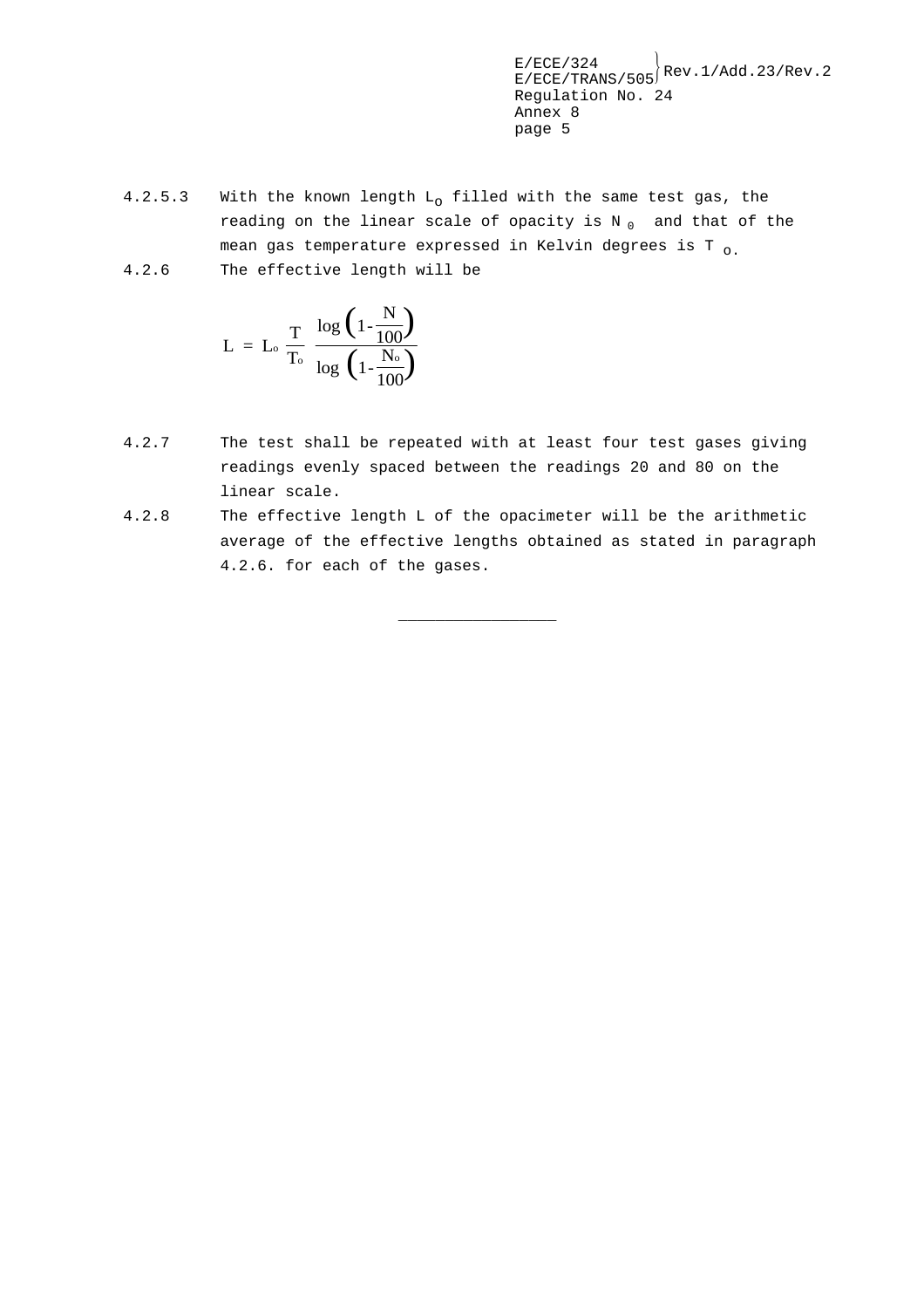4.2.5.3 With the known length $L_o$ filled with the same test gas, the reading on the linear scale of opacity is $N_0$ and that of the mean gas temperature expressed in Kelvin degrees is $T_o$.

4.2.6 The effective length will be

$$L = L_o \frac{T}{T_o} \frac{\log\left(1-\frac{N}{100}\right)}{\log\left(1-\frac{N_o}{100}\right)}$$

4.2.7 The test shall be repeated with at least four test gases giving readings evenly spaced between the readings 20 and 80 on the linear scale.

4.2.8 The effective length L of the opacimeter will be the arithmetic average of the effective lengths obtained as stated in paragraph 4.2.6. for each of the gases.

\_\_\_\_\_\_\_\_\_\_\_\_\_\_\_\_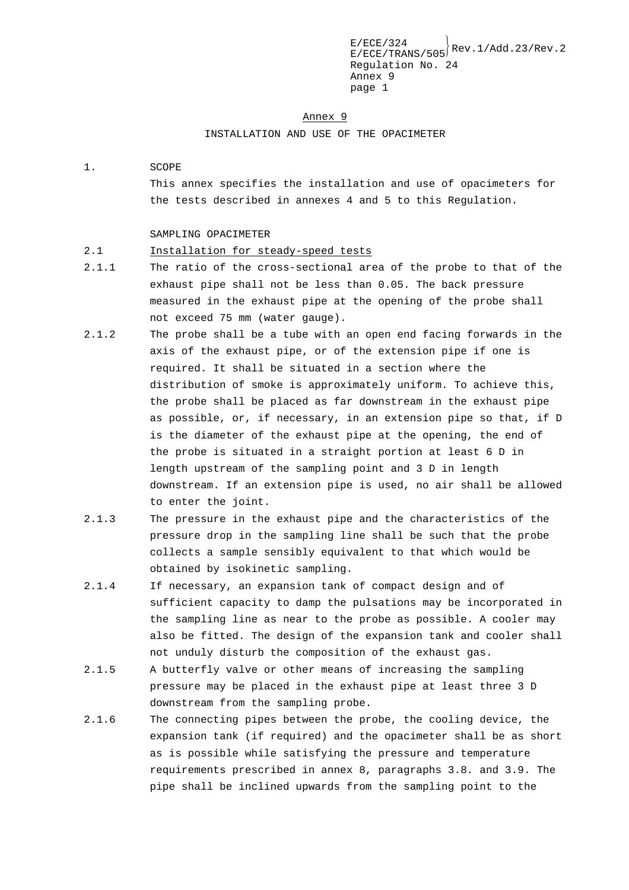# Annex 9

## INSTALLATION AND USE OF THE OPACIMETER

1. SCOPE

This annex specifies the installation and use of opacimeters for the tests described in annexes 4 and 5 to this Regulation.

SAMPLING OPACIMETER

2.1 Installation for steady-speed tests

2.1.1 The ratio of the cross-sectional area of the probe to that of the exhaust pipe shall not be less than 0.05. The back pressure measured in the exhaust pipe at the opening of the probe shall not exceed 75 mm (water gauge).

2.1.2 The probe shall be a tube with an open end facing forwards in the axis of the exhaust pipe, or of the extension pipe if one is required. It shall be situated in a section where the distribution of smoke is approximately uniform. To achieve this, the probe shall be placed as far downstream in the exhaust pipe as possible, or, if necessary, in an extension pipe so that, if D is the diameter of the exhaust pipe at the opening, the end of the probe is situated in a straight portion at least 6 D in length upstream of the sampling point and 3 D in length downstream. If an extension pipe is used, no air shall be allowed to enter the joint.

2.1.3 The pressure in the exhaust pipe and the characteristics of the pressure drop in the sampling line shall be such that the probe collects a sample sensibly equivalent to that which would be obtained by isokinetic sampling.

2.1.4 If necessary, an expansion tank of compact design and of sufficient capacity to damp the pulsations may be incorporated in the sampling line as near to the probe as possible. A cooler may also be fitted. The design of the expansion tank and cooler shall not unduly disturb the composition of the exhaust gas.

2.1.5 A butterfly valve or other means of increasing the sampling pressure may be placed in the exhaust pipe at least three 3 D downstream from the sampling probe.

2.1.6 The connecting pipes between the probe, the cooling device, the expansion tank (if required) and the opacimeter shall be as short as is possible while satisfying the pressure and temperature requirements prescribed in annex 8, paragraphs 3.8. and 3.9. The pipe shall be inclined upwards from the sampling point to the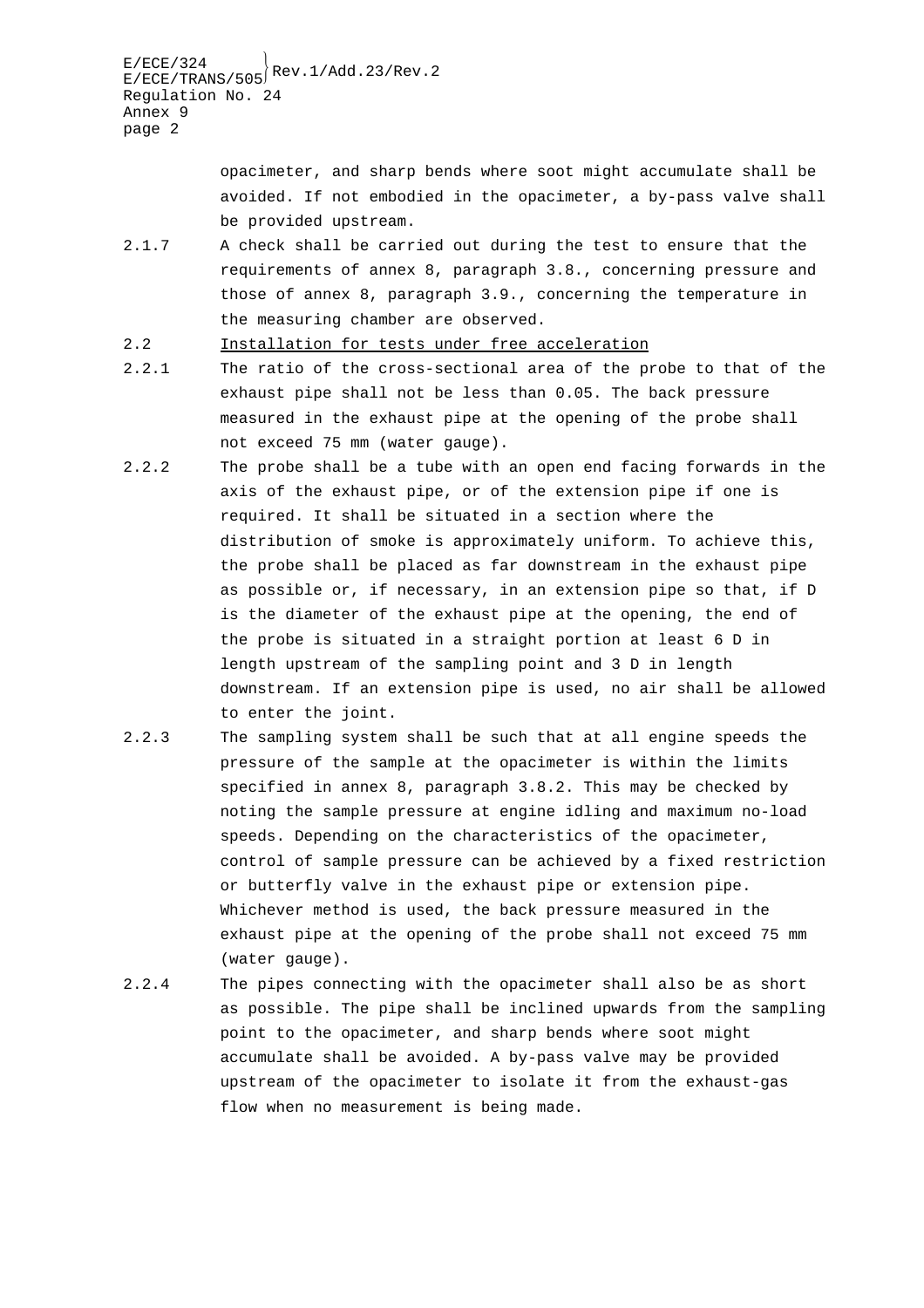opacimeter, and sharp bends where soot might accumulate shall be avoided. If not embodied in the opacimeter, a by-pass valve shall be provided upstream.

2.1.7 A check shall be carried out during the test to ensure that the requirements of annex 8, paragraph 3.8., concerning pressure and those of annex 8, paragraph 3.9., concerning the temperature in the measuring chamber are observed.

2.2 Installation for tests under free acceleration

2.2.1 The ratio of the cross-sectional area of the probe to that of the exhaust pipe shall not be less than 0.05. The back pressure measured in the exhaust pipe at the opening of the probe shall not exceed 75 mm (water gauge).

2.2.2 The probe shall be a tube with an open end facing forwards in the axis of the exhaust pipe, or of the extension pipe if one is required. It shall be situated in a section where the distribution of smoke is approximately uniform. To achieve this, the probe shall be placed as far downstream in the exhaust pipe as possible or, if necessary, in an extension pipe so that, if D is the diameter of the exhaust pipe at the opening, the end of the probe is situated in a straight portion at least 6 D in length upstream of the sampling point and 3 D in length downstream. If an extension pipe is used, no air shall be allowed to enter the joint.

2.2.3 The sampling system shall be such that at all engine speeds the pressure of the sample at the opacimeter is within the limits specified in annex 8, paragraph 3.8.2. This may be checked by noting the sample pressure at engine idling and maximum no-load speeds. Depending on the characteristics of the opacimeter, control of sample pressure can be achieved by a fixed restriction or butterfly valve in the exhaust pipe or extension pipe. Whichever method is used, the back pressure measured in the exhaust pipe at the opening of the probe shall not exceed 75 mm (water gauge).

2.2.4 The pipes connecting with the opacimeter shall also be as short as possible. The pipe shall be inclined upwards from the sampling point to the opacimeter, and sharp bends where soot might accumulate shall be avoided. A by-pass valve may be provided upstream of the opacimeter to isolate it from the exhaust-gas flow when no measurement is being made.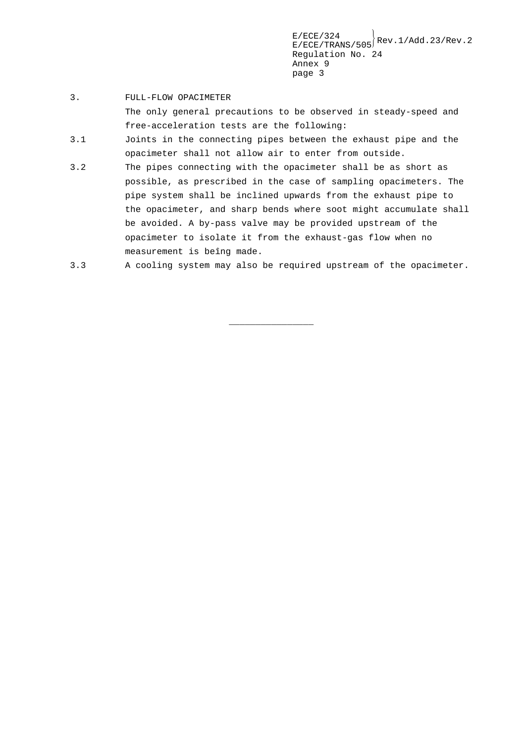3. FULL-FLOW OPACIMETER

The only general precautions to be observed in steady-speed and free-acceleration tests are the following:

3.1 Joints in the connecting pipes between the exhaust pipe and the opacimeter shall not allow air to enter from outside.

3.2 The pipes connecting with the opacimeter shall be as short as possible, as prescribed in the case of sampling opacimeters. The pipe system shall be inclined upwards from the exhaust pipe to the opacimeter, and sharp bends where soot might accumulate shall be avoided. A by-pass valve may be provided upstream of the opacimeter to isolate it from the exhaust-gas flow when no measurement is beîng made.

3.3 A cooling system may also be required upstream of the opacimeter.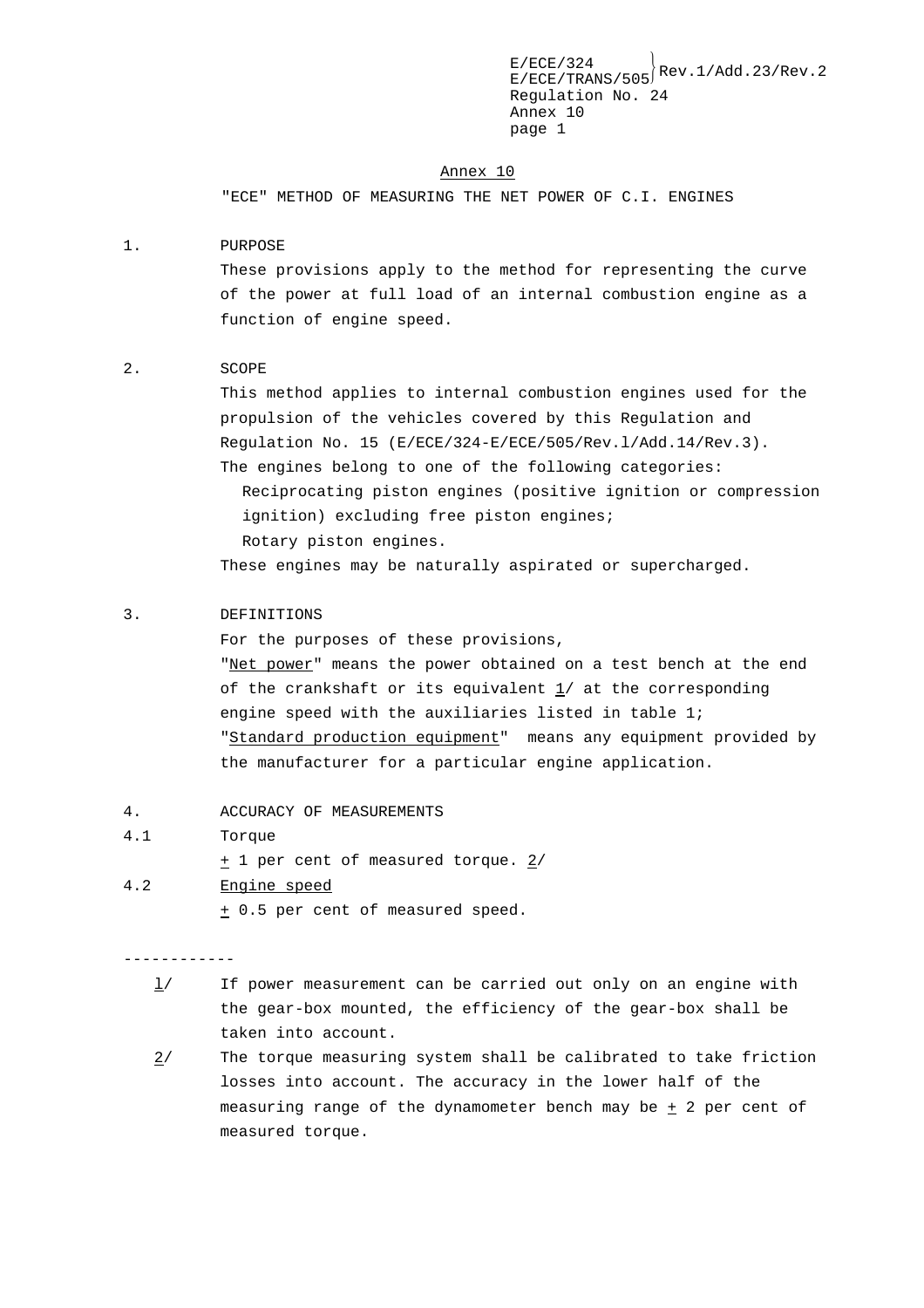# Annex 10

## "ECE" METHOD OF MEASURING THE NET POWER OF C.I. ENGINES

1. PURPOSE

These provisions apply to the method for representing the curve of the power at full load of an internal combustion engine as a function of engine speed.

2. SCOPE

This method applies to internal combustion engines used for the propulsion of the vehicles covered by this Regulation and Regulation No. 15 (E/ECE/324-E/ECE/505/Rev.l/Add.14/Rev.3).

The engines belong to one of the following categories:

Reciprocating piston engines (positive ignition or compression ignition) excluding free piston engines;

Rotary piston engines.

These engines may be naturally aspirated or supercharged.

3. DEFINITIONS

For the purposes of these provisions,

"Net power" means the power obtained on a test bench at the end of the crankshaft or its equivalent 1/ at the corresponding engine speed with the auxiliaries listed in table 1;

"Standard production equipment" means any equipment provided by the manufacturer for a particular engine application.

4. ACCURACY OF MEASUREMENTS

4.1 Torque

± 1 per cent of measured torque. 2/

4.2 Engine speed

± 0.5 per cent of measured speed.

------------

1/ If power measurement can be carried out only on an engine with the gear-box mounted, the efficiency of the gear-box shall be taken into account.

2/ The torque measuring system shall be calibrated to take friction losses into account. The accuracy in the lower half of the measuring range of the dynamometer bench may be ± 2 per cent of measured torque.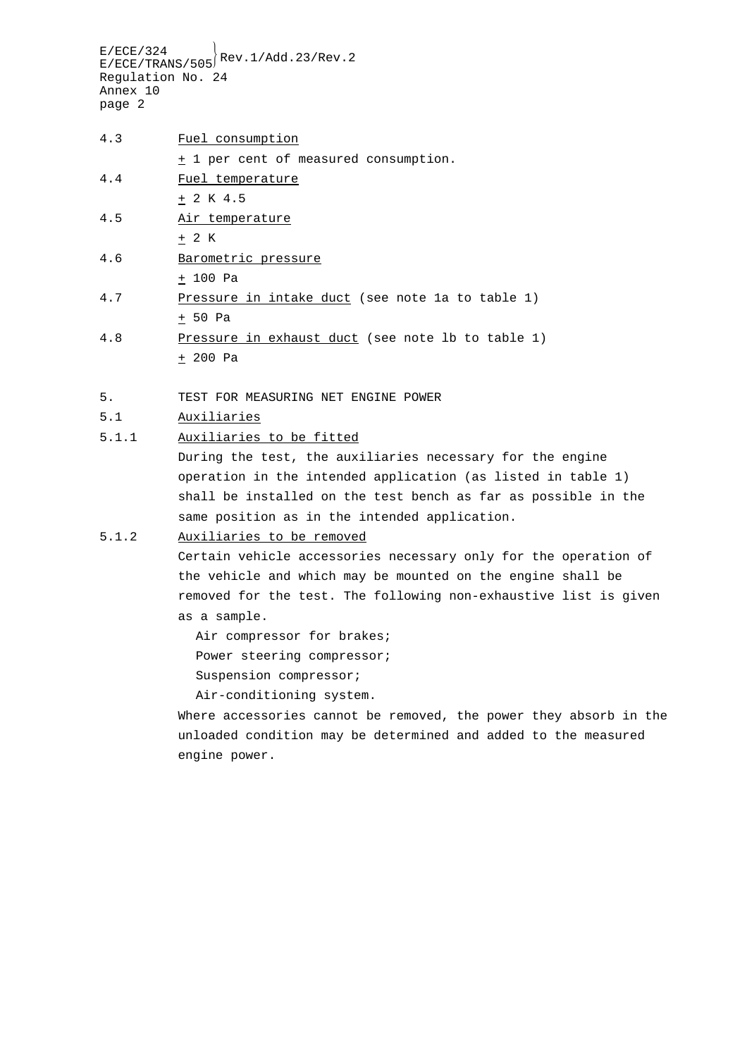4.3 Fuel consumption

± 1 per cent of measured consumption.

4.4 Fuel temperature

± 2 K 4.5

4.5 Air temperature

± 2 K

4.6 Barometric pressure

± 100 Pa

4.7 Pressure in intake duct (see note 1a to table 1)

± 50 Pa

4.8 Pressure in exhaust duct (see note lb to table 1)

± 200 Pa

5. TEST FOR MEASURING NET ENGINE POWER

5.1 Auxiliaries

5.1.1 Auxiliaries to be fitted

During the test, the auxiliaries necessary for the engine operation in the intended application (as listed in table 1) shall be installed on the test bench as far as possible in the same position as in the intended application.

5.1.2 Auxiliaries to be removed

Certain vehicle accessories necessary only for the operation of the vehicle and which may be mounted on the engine shall be removed for the test. The following non-exhaustive list is given as a sample.

Air compressor for brakes;

Power steering compressor;

Suspension compressor;

Air-conditioning system.

Where accessories cannot be removed, the power they absorb in the unloaded condition may be determined and added to the measured engine power.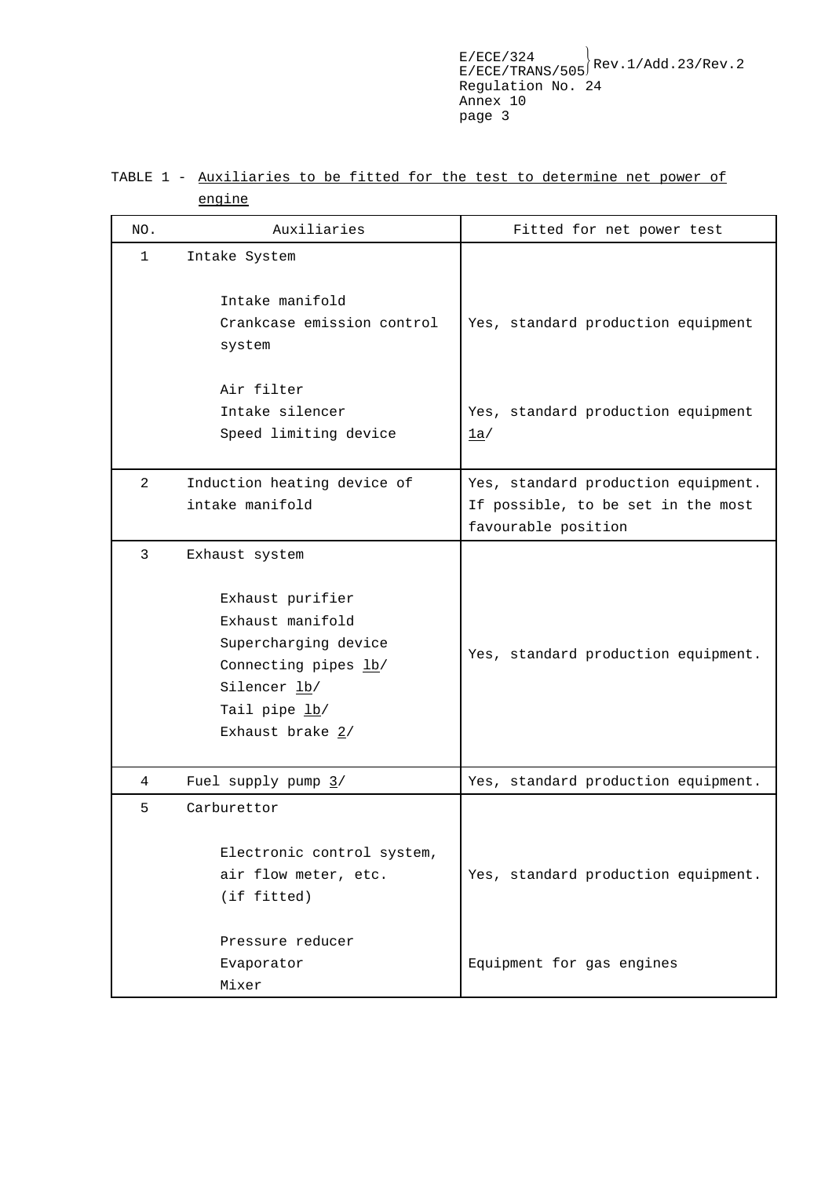TABLE 1 - Auxiliaries to be fitted for the test to determine net power of engine

| NO. | Auxiliaries | Fitted for net power test |
|---|---|---|
| 1 | Intake System<br><br>Intake manifold<br>Crankcase emission control system<br><br>Air filter<br>Intake silencer<br>Speed limiting device | Yes, standard production equipment<br><br>Yes, standard production equipment 1a/ |
| 2 | Induction heating device of intake manifold | Yes, standard production equipment. If possible, to be set in the most favourable position |
| 3 | Exhaust system<br><br>Exhaust purifier<br>Exhaust manifold<br>Supercharging device<br>Connecting pipes 1b/<br>Silencer 1b/<br>Tail pipe 1b/<br>Exhaust brake 2/ | Yes, standard production equipment. |
| 4 | Fuel supply pump 3/ | Yes, standard production equipment. |
| 5 | Carburettor<br><br>Electronic control system, air flow meter, etc. (if fitted)<br><br>Pressure reducer<br>Evaporator<br>Mixer | Yes, standard production equipment.<br><br>Equipment for gas engines |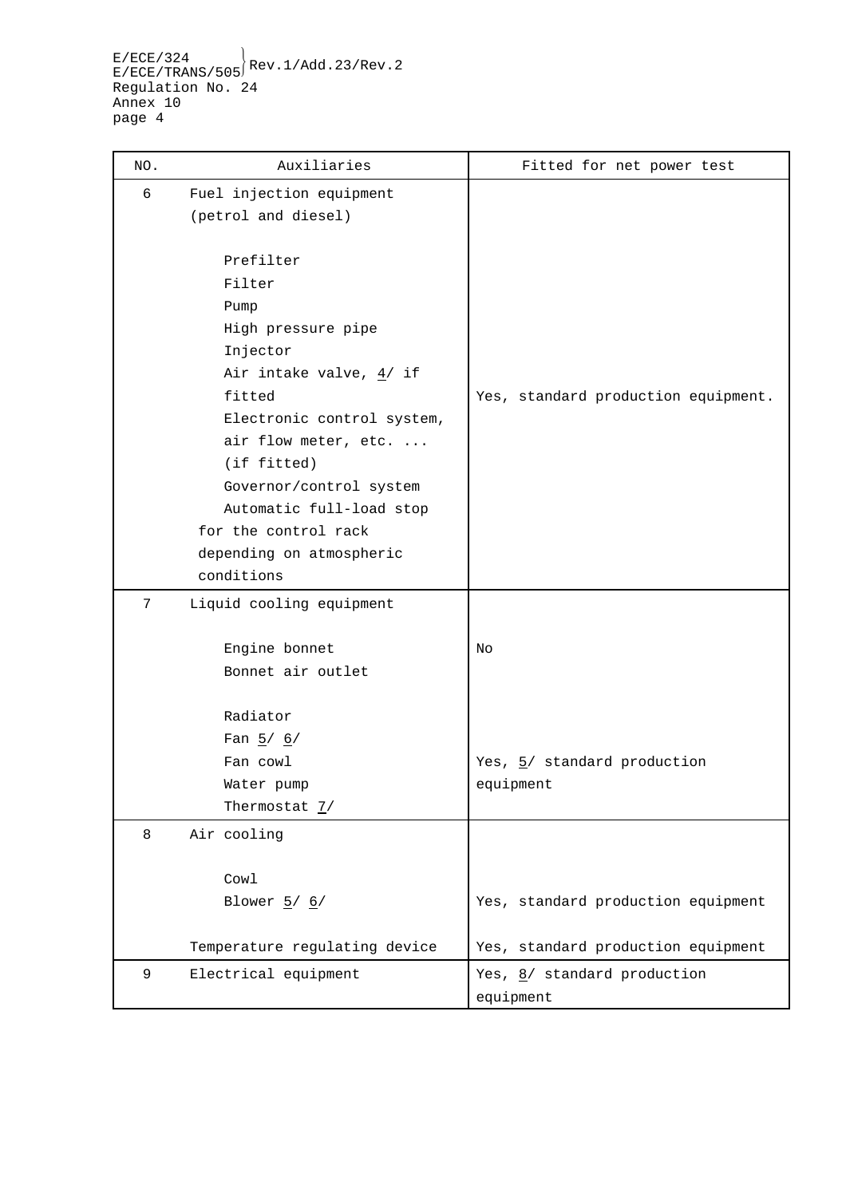| NO. | Auxiliaries | Fitted for net power test |
|---|---|---|
| 6 | Fuel injection equipment (petrol and diesel)<br><br>Prefilter<br>Filter<br>Pump<br>High pressure pipe<br>Injector<br>Air intake valve, 4/ if fitted<br>Electronic control system, air flow meter, etc. ... (if fitted)<br>Governor/control system<br>Automatic full-load stop for the control rack depending on atmospheric conditions | Yes, standard production equipment. |
| 7 | Liquid cooling equipment<br><br>Engine bonnet<br>Bonnet air outlet | No |
| | Radiator<br>Fan 5/ 6/<br>Fan cowl<br>Water pump<br>Thermostat 7/ | Yes, 5/ standard production equipment |
| 8 | Air cooling<br><br>Cowl<br>Blower 5/ 6/ | Yes, standard production equipment |
| | Temperature regulating device | Yes, standard production equipment |
| 9 | Electrical equipment | Yes, 8/ standard production equipment |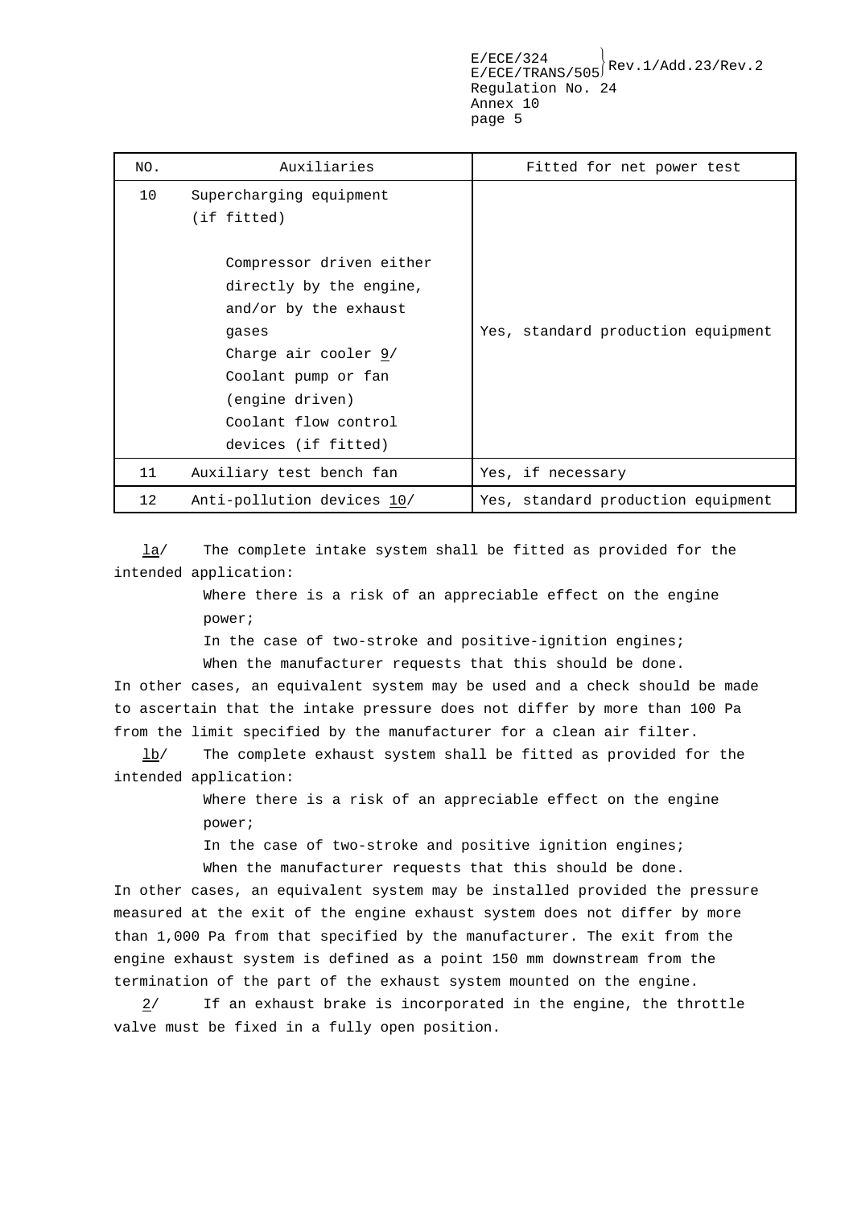| NO. | Auxiliaries | Fitted for net power test |
|---|---|---|
| 10 | Supercharging equipment (if fitted)<br><br>Compressor driven either directly by the engine, and/or by the exhaust gases<br>Charge air cooler 9/<br>Coolant pump or fan (engine driven)<br>Coolant flow control devices (if fitted) | Yes, standard production equipment |
| 11 | Auxiliary test bench fan | Yes, if necessary |
| 12 | Anti-pollution devices 10/ | Yes, standard production equipment |

1a/ The complete intake system shall be fitted as provided for the intended application:

Where there is a risk of an appreciable effect on the engine power;

In the case of two-stroke and positive-ignition engines;

When the manufacturer requests that this should be done.

In other cases, an equivalent system may be used and a check should be made to ascertain that the intake pressure does not differ by more than 100 Pa from the limit specified by the manufacturer for a clean air filter.

1b/ The complete exhaust system shall be fitted as provided for the intended application:

Where there is a risk of an appreciable effect on the engine power;

In the case of two-stroke and positive ignition engines;

When the manufacturer requests that this should be done.

In other cases, an equivalent system may be installed provided the pressure measured at the exit of the engine exhaust system does not differ by more than 1,000 Pa from that specified by the manufacturer. The exit from the engine exhaust system is defined as a point 150 mm downstream from the termination of the part of the exhaust system mounted on the engine.

2/ If an exhaust brake is incorporated in the engine, the throttle valve must be fixed in a fully open position.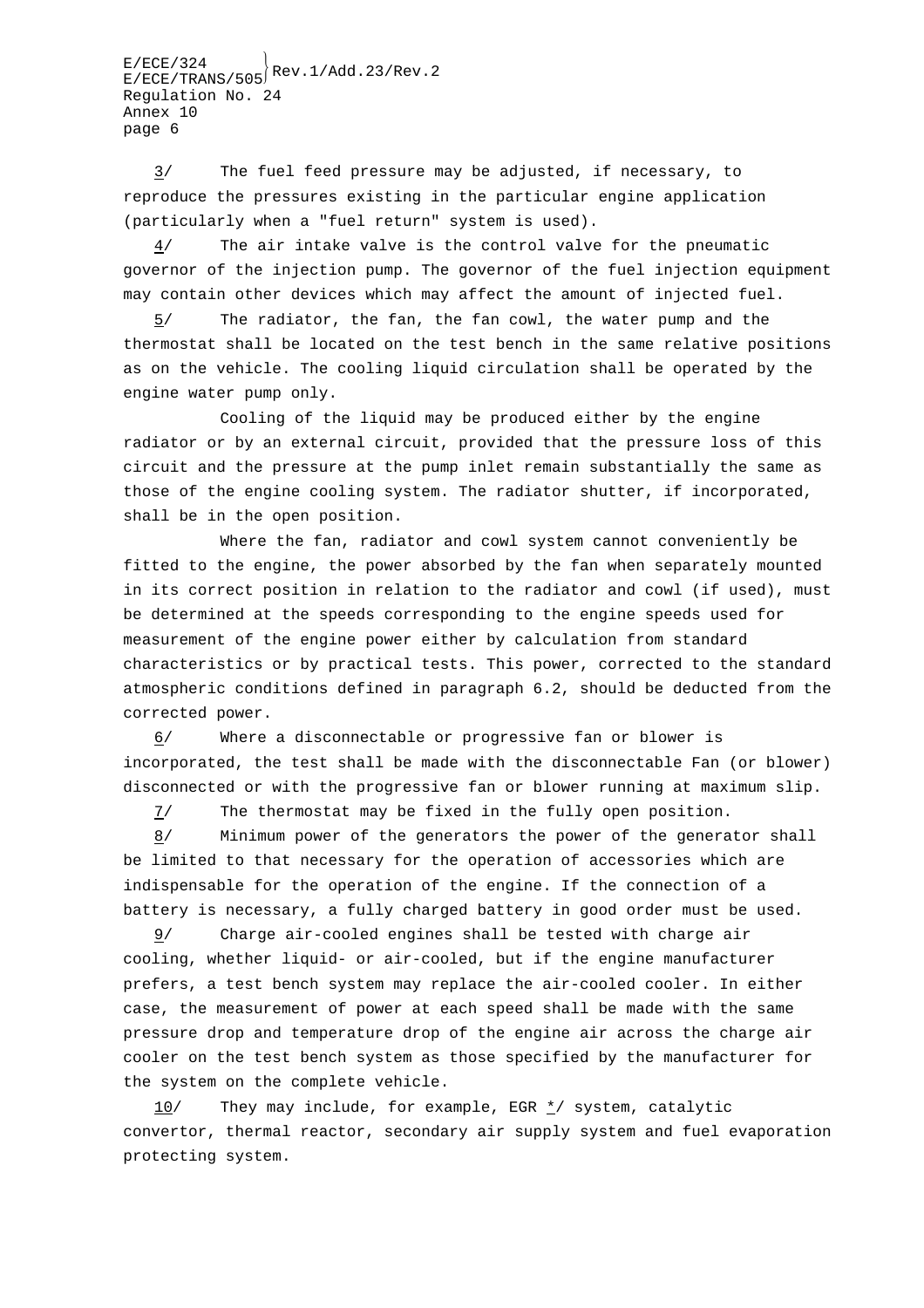3/ The fuel feed pressure may be adjusted, if necessary, to reproduce the pressures existing in the particular engine application (particularly when a "fuel return" system is used).

4/ The air intake valve is the control valve for the pneumatic governor of the injection pump. The governor of the fuel injection equipment may contain other devices which may affect the amount of injected fuel.

5/ The radiator, the fan, the fan cowl, the water pump and the thermostat shall be located on the test bench in the same relative positions as on the vehicle. The cooling liquid circulation shall be operated by the engine water pump only.

Cooling of the liquid may be produced either by the engine radiator or by an external circuit, provided that the pressure loss of this circuit and the pressure at the pump inlet remain substantially the same as those of the engine cooling system. The radiator shutter, if incorporated, shall be in the open position.

Where the fan, radiator and cowl system cannot conveniently be fitted to the engine, the power absorbed by the fan when separately mounted in its correct position in relation to the radiator and cowl (if used), must be determined at the speeds corresponding to the engine speeds used for measurement of the engine power either by calculation from standard characteristics or by practical tests. This power, corrected to the standard atmospheric conditions defined in paragraph 6.2, should be deducted from the corrected power.

6/ Where a disconnectable or progressive fan or blower is incorporated, the test shall be made with the disconnectable Fan (or blower) disconnected or with the progressive fan or blower running at maximum slip.

7/ The thermostat may be fixed in the fully open position.

8/ Minimum power of the generators the power of the generator shall be limited to that necessary for the operation of accessories which are indispensable for the operation of the engine. If the connection of a battery is necessary, a fully charged battery in good order must be used.

9/ Charge air-cooled engines shall be tested with charge air cooling, whether liquid- or air-cooled, but if the engine manufacturer prefers, a test bench system may replace the air-cooled cooler. In either case, the measurement of power at each speed shall be made with the same pressure drop and temperature drop of the engine air across the charge air cooler on the test bench system as those specified by the manufacturer for the system on the complete vehicle.

10/ They may include, for example, EGR */ system, catalytic convertor, thermal reactor, secondary air supply system and fuel evaporation protecting system.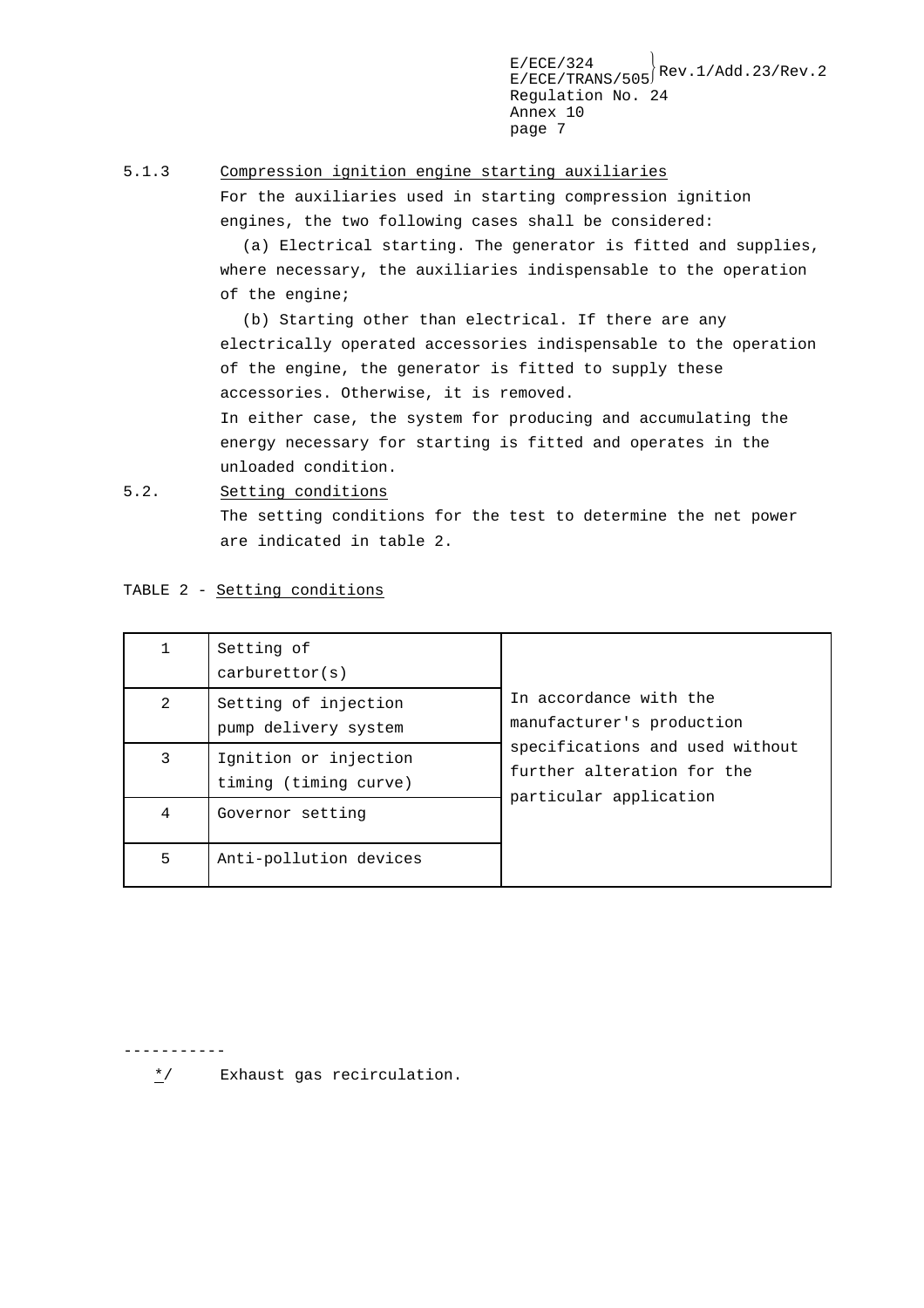5.1.3 Compression ignition engine starting auxiliaries

For the auxiliaries used in starting compression ignition engines, the two following cases shall be considered:

(a) Electrical starting. The generator is fitted and supplies, where necessary, the auxiliaries indispensable to the operation of the engine;

(b) Starting other than electrical. If there are any electrically operated accessories indispensable to the operation of the engine, the generator is fitted to supply these accessories. Otherwise, it is removed.

In either case, the system for producing and accumulating the energy necessary for starting is fitted and operates in the unloaded condition.

5.2. Setting conditions

The setting conditions for the test to determine the net power are indicated in table 2.

TABLE 2 - Setting conditions

| | | |
|---|---|---|
| 1 | Setting of carburettor(s) | In accordance with the manufacturer's production specifications and used without further alteration for the particular application |
| 2 | Setting of injection pump delivery system | |
| 3 | Ignition or injection timing (timing curve) | |
| 4 | Governor setting | |
| 5 | Anti-pollution devices | |

-----------

*/ Exhaust gas recirculation.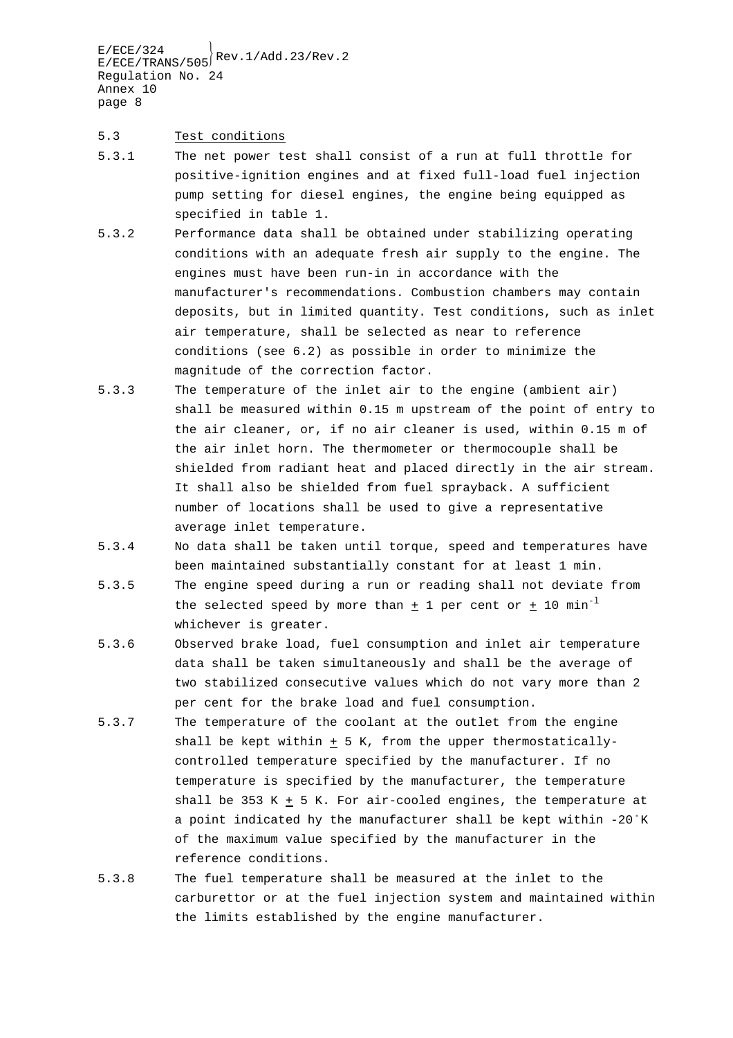### 5.3 Test conditions

5.3.1 The net power test shall consist of a run at full throttle for positive-ignition engines and at fixed full-load fuel injection pump setting for diesel engines, the engine being equipped as specified in table 1.

5.3.2 Performance data shall be obtained under stabilizing operating conditions with an adequate fresh air supply to the engine. The engines must have been run-in in accordance with the manufacturer's recommendations. Combustion chambers may contain deposits, but in limited quantity. Test conditions, such as inlet air temperature, shall be selected as near to reference conditions (see 6.2) as possible in order to minimize the magnitude of the correction factor.

5.3.3 The temperature of the inlet air to the engine (ambient air) shall be measured within 0.15 m upstream of the point of entry to the air cleaner, or, if no air cleaner is used, within 0.15 m of the air inlet horn. The thermometer or thermocouple shall be shielded from radiant heat and placed directly in the air stream. It shall also be shielded from fuel sprayback. A sufficient number of locations shall be used to give a representative average inlet temperature.

5.3.4 No data shall be taken until torque, speed and temperatures have been maintained substantially constant for at least 1 min.

5.3.5 The engine speed during a run or reading shall not deviate from the selected speed by more than ± 1 per cent or ± 10 $min^{-1}$ whichever is greater.

5.3.6 Observed brake load, fuel consumption and inlet air temperature data shall be taken simultaneously and shall be the average of two stabilized consecutive values which do not vary more than 2 per cent for the brake load and fuel consumption.

5.3.7 The temperature of the coolant at the outlet from the engine shall be kept within ± 5 K, from the upper thermostatically-controlled temperature specified by the manufacturer. If no temperature is specified by the manufacturer, the temperature shall be 353 K ± 5 K. For air-cooled engines, the temperature at a point indicated hy the manufacturer shall be kept within -20°K of the maximum value specified by the manufacturer in the reference conditions.

5.3.8 The fuel temperature shall be measured at the inlet to the carburettor or at the fuel injection system and maintained within the limits established by the engine manufacturer.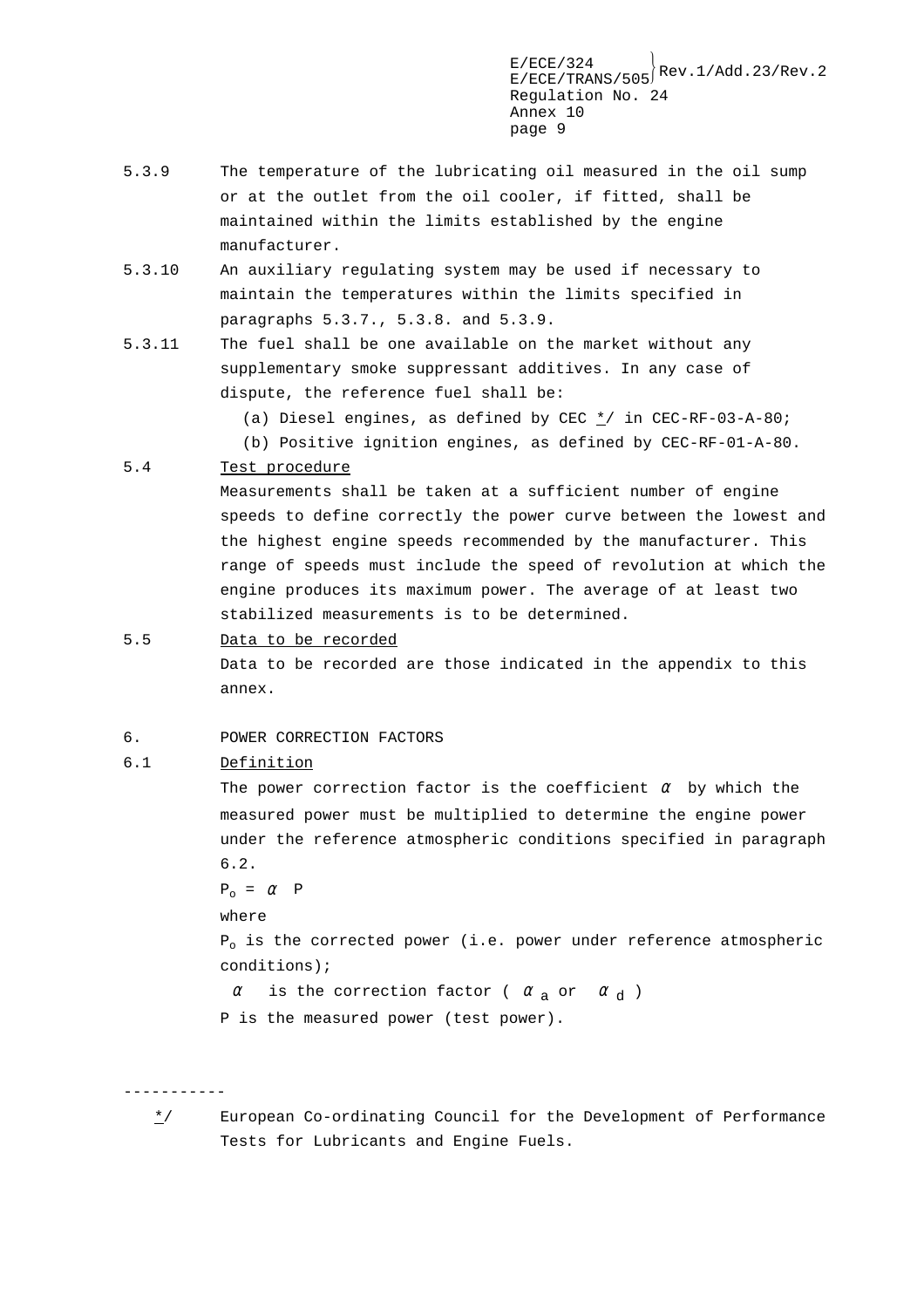5.3.9 The temperature of the lubricating oil measured in the oil sump or at the outlet from the oil cooler, if fitted, shall be maintained within the limits established by the engine manufacturer.

5.3.10 An auxiliary regulating system may be used if necessary to maintain the temperatures within the limits specified in paragraphs 5.3.7., 5.3.8. and 5.3.9.

5.3.11 The fuel shall be one available on the market without any supplementary smoke suppressant additives. In any case of dispute, the reference fuel shall be:

(a) Diesel engines, as defined by CEC */ in CEC-RF-03-A-80;

(b) Positive ignition engines, as defined by CEC-RF-01-A-80.

5.4 Test procedure

Measurements shall be taken at a sufficient number of engine speeds to define correctly the power curve between the lowest and the highest engine speeds recommended by the manufacturer. This range of speeds must include the speed of revolution at which the engine produces its maximum power. The average of at least two stabilized measurements is to be determined.

5.5 Data to be recorded

Data to be recorded are those indicated in the appendix to this annex.

6. POWER CORRECTION FACTORS

6.1 Definition

The power correction factor is the coefficient $\alpha$ by which the measured power must be multiplied to determine the engine power under the reference atmospheric conditions specified in paragraph 6.2.

$P_o = \alpha \; P$

where

$P_o$ is the corrected power (i.e. power under reference atmospheric conditions);

$\alpha$ is the correction factor ( $\alpha_a$ or $\alpha_d$ )

P is the measured power (test power).

-----------

*/ European Co-ordinating Council for the Development of Performance Tests for Lubricants and Engine Fuels.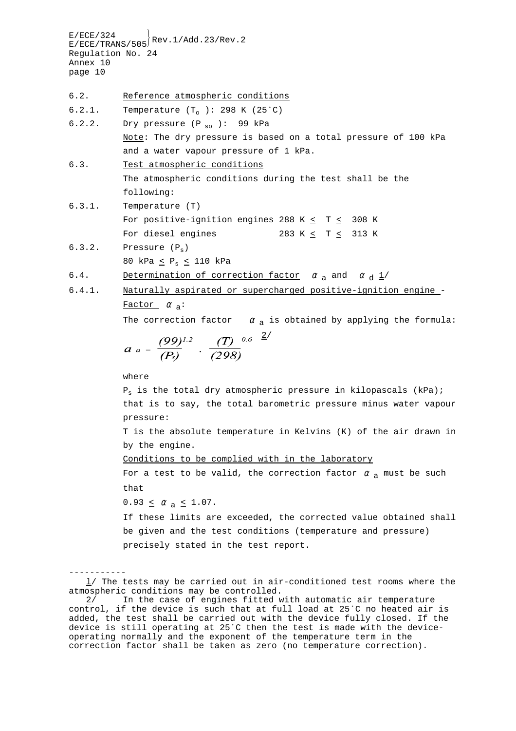6.2. Reference atmospheric conditions

6.2.1. Temperature ($T_o$): 298 K (25°C)

6.2.2. Dry pressure ($P_{so}$): 99 kPa

Note: The dry pressure is based on a total pressure of 100 kPa and a water vapour pressure of 1 kPa.

6.3. Test atmospheric conditions

The atmospheric conditions during the test shall be the following:

6.3.1. Temperature (T)

For positive-ignition engines $288 \text{ K} \leq T \leq 308 \text{ K}$

For diesel engines $283 \text{ K} \leq T \leq 313 \text{ K}$

6.3.2. Pressure ($P_s$)

$80 \text{ kPa} \leq P_s \leq 110 \text{ kPa}$

6.4. Determination of correction factor $\alpha_a$ and $\alpha_d$ 1/

6.4.1. Naturally aspirated or supercharged positive-ignition engine - Factor $\alpha_a$:

The correction factor $\alpha_a$ is obtained by applying the formula:

$$\alpha_a = \left(\frac{99}{P_s}\right)^{1.2} \cdot \left(\frac{T}{298}\right)^{0.6} \quad 2/$$

where

$P_s$ is the total dry atmospheric pressure in kilopascals (kPa); that is to say, the total barometric pressure minus water vapour pressure:

T is the absolute temperature in Kelvins (K) of the air drawn in by the engine.

Conditions to be complied with in the laboratory

For a test to be valid, the correction factor $\alpha_a$ must be such that

$0.93 \leq \alpha_a \leq 1.07$.

If these limits are exceeded, the corrected value obtained shall be given and the test conditions (temperature and pressure) precisely stated in the test report.

-----------

1/ The tests may be carried out in air-conditioned test rooms where the atmospheric conditions may be controlled.

2/ In the case of engines fitted with automatic air temperature control, if the device is such that at full load at 25°C no heated air is added, the test shall be carried out with the device fully closed. If the device is still operating at 25°C then the test is made with the device operating normally and the exponent of the temperature term in the correction factor shall be taken as zero (no temperature correction).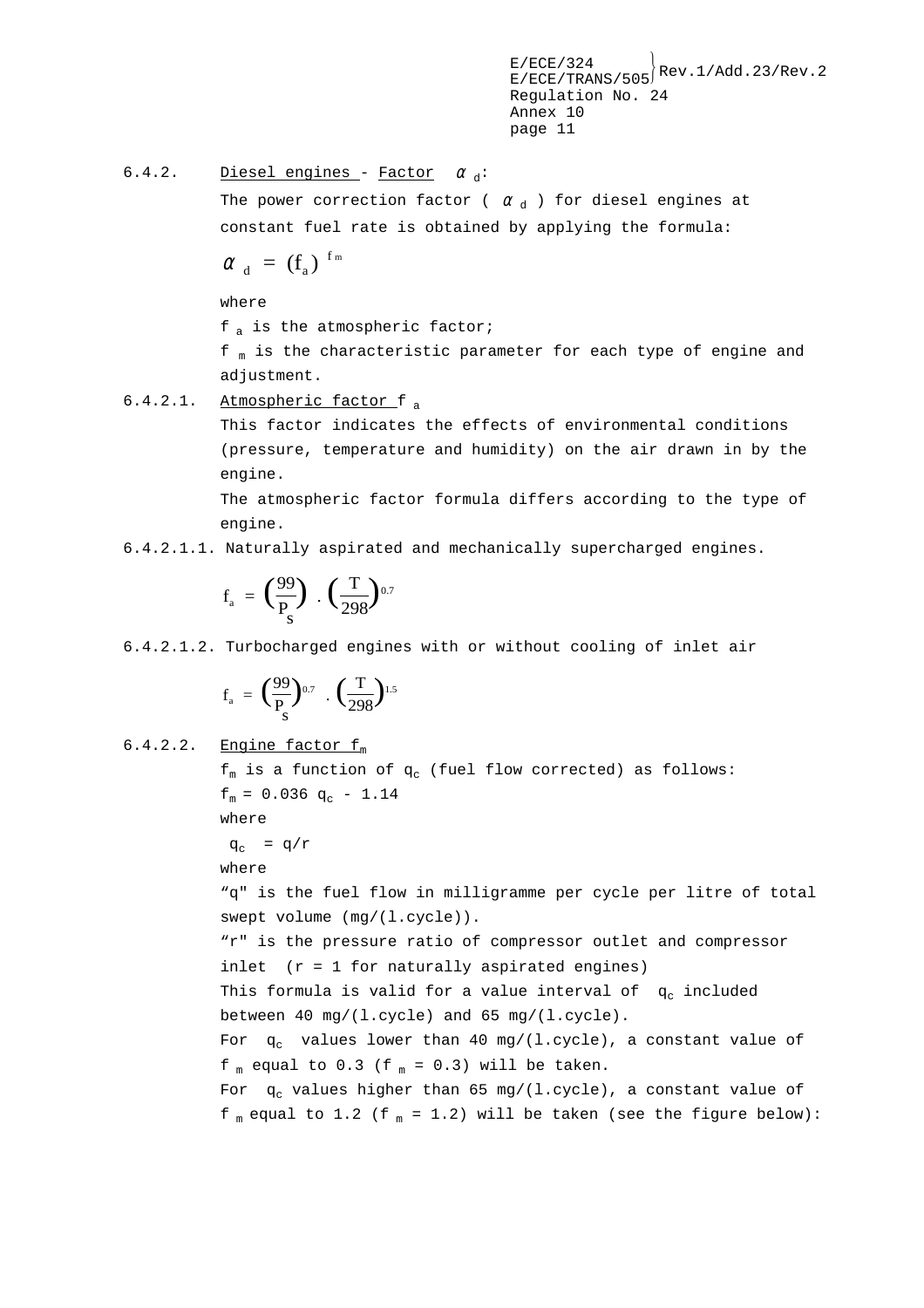6.4.2. Diesel engines - Factor $\alpha_d$:

The power correction factor ( $\alpha_d$ ) for diesel engines at constant fuel rate is obtained by applying the formula:

$$\alpha_d = (f_a)^{f_m}$$

where

$f_a$ is the atmospheric factor;

$f_m$ is the characteristic parameter for each type of engine and adjustment.

6.4.2.1. Atmospheric factor $f_a$

This factor indicates the effects of environmental conditions (pressure, temperature and humidity) on the air drawn in by the engine.

The atmospheric factor formula differs according to the type of engine.

6.4.2.1.1. Naturally aspirated and mechanically supercharged engines.

$$f_a = \left(\frac{99}{P_s}\right) \cdot \left(\frac{T}{298}\right)^{0.7}$$

6.4.2.1.2. Turbocharged engines with or without cooling of inlet air

$$f_a = \left(\frac{99}{P_s}\right)^{0.7} \cdot \left(\frac{T}{298}\right)^{1.5}$$

6.4.2.2. Engine factor $f_m$

$f_m$ is a function of $q_c$ (fuel flow corrected) as follows:

$f_m = 0.036\ q_c - 1.14$

where

$q_c = q/r$

where

"q" is the fuel flow in milligramme per cycle per litre of total swept volume (mg/(l.cycle)).

"r" is the pressure ratio of compressor outlet and compressor inlet (r = 1 for naturally aspirated engines)

This formula is valid for a value interval of $q_c$ included between 40 mg/(l.cycle) and 65 mg/(l.cycle).

For $q_c$ values lower than 40 mg/(l.cycle), a constant value of $f_m$ equal to 0.3 ($f_m = 0.3$) will be taken.

For $q_c$ values higher than 65 mg/(l.cycle), a constant value of $f_m$ equal to 1.2 ($f_m = 1.2$) will be taken (see the figure below):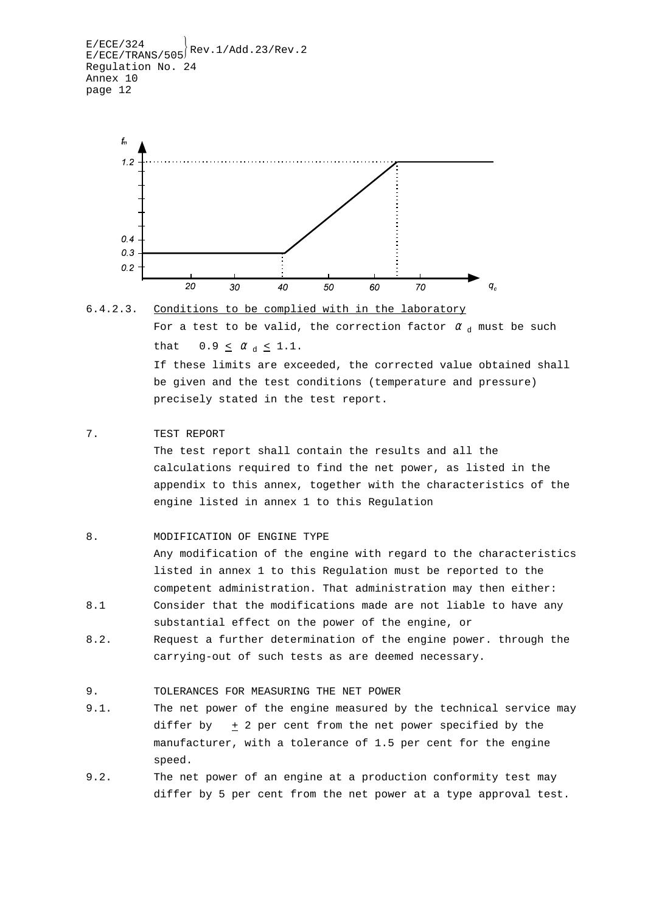6.4.2.3. Conditions to be complied with in the laboratory

For a test to be valid, the correction factor $\alpha_d$ must be such that $0.9 \leq \alpha_d \leq 1.1$.

If these limits are exceeded, the corrected value obtained shall be given and the test conditions (temperature and pressure) precisely stated in the test report.

7. TEST REPORT

The test report shall contain the results and all the calculations required to find the net power, as listed in the appendix to this annex, together with the characteristics of the engine listed in annex 1 to this Regulation

8. MODIFICATION OF ENGINE TYPE

Any modification of the engine with regard to the characteristics listed in annex 1 to this Regulation must be reported to the competent administration. That administration may then either:

8.1 Consider that the modifications made are not liable to have any substantial effect on the power of the engine, or

8.2. Request a further determination of the engine power. through the carrying-out of such tests as are deemed necessary.

9. TOLERANCES FOR MEASURING THE NET POWER

9.1. The net power of the engine measured by the technical service may differ by $\pm$ 2 per cent from the net power specified by the manufacturer, with a tolerance of 1.5 per cent for the engine speed.

9.2. The net power of an engine at a production conformity test may differ by 5 per cent from the net power at a type approval test.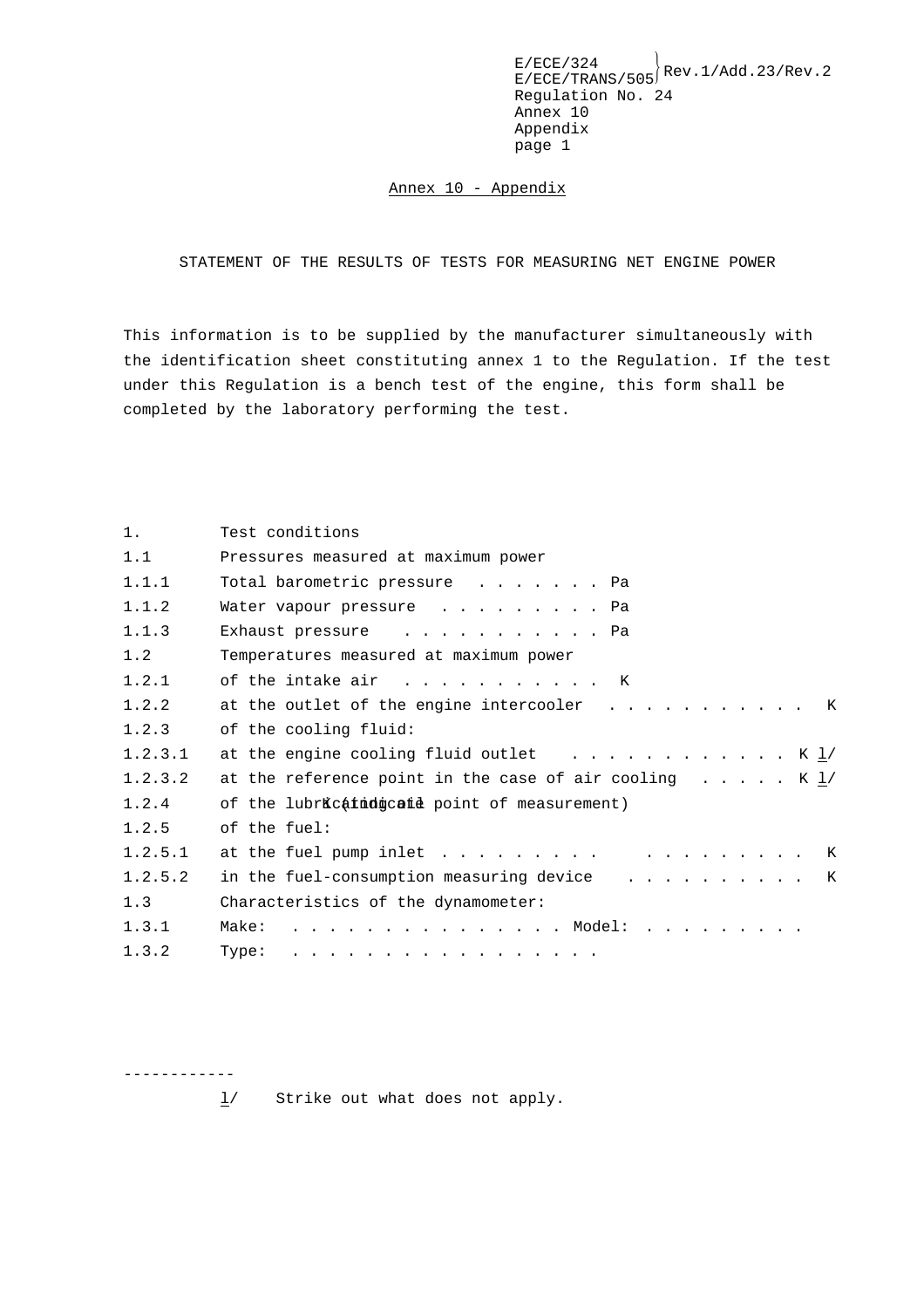## Annex 10 - Appendix

### STATEMENT OF THE RESULTS OF TESTS FOR MEASURING NET ENGINE POWER

This information is to be supplied by the manufacturer simultaneously with the identification sheet constituting annex 1 to the Regulation. If the test under this Regulation is a bench test of the engine, this form shall be completed by the laboratory performing the test.

1. Test conditions
1.1 Pressures measured at maximum power
1.1.1 Total barometric pressure . . . . . . . Pa
1.1.2 Water vapour pressure . . . . . . . . . Pa
1.1.3 Exhaust pressure . . . . . . . . . . . Pa
1.2 Temperatures measured at maximum power
1.2.1 of the intake air . . . . . . . . . . . K
1.2.2 at the outlet of the engine intercooler . . . . . . . . . . . K
1.2.3 of the cooling fluid:
1.2.3.1 at the engine cooling fluid outlet . . . . . . . . . . . . K 1/
1.2.3.2 at the reference point in the case of air cooling . . . . . K 1/
1.2.4 of the lubricating oil K (indicate point of measurement)
1.2.5 of the fuel:
1.2.5.1 at the fuel pump inlet . . . . . . . . . . . . . . . . . . . K
1.2.5.2 in the fuel-consumption measuring device . . . . . . . . . . K
1.3 Characteristics of the dynamometer:
1.3.1 Make: . . . . . . . . . . . . . . . . Model: . . . . . . . . .
1.3.2 Type: . . . . . . . . . . . . . . . . . .

------------

1/ Strike out what does not apply.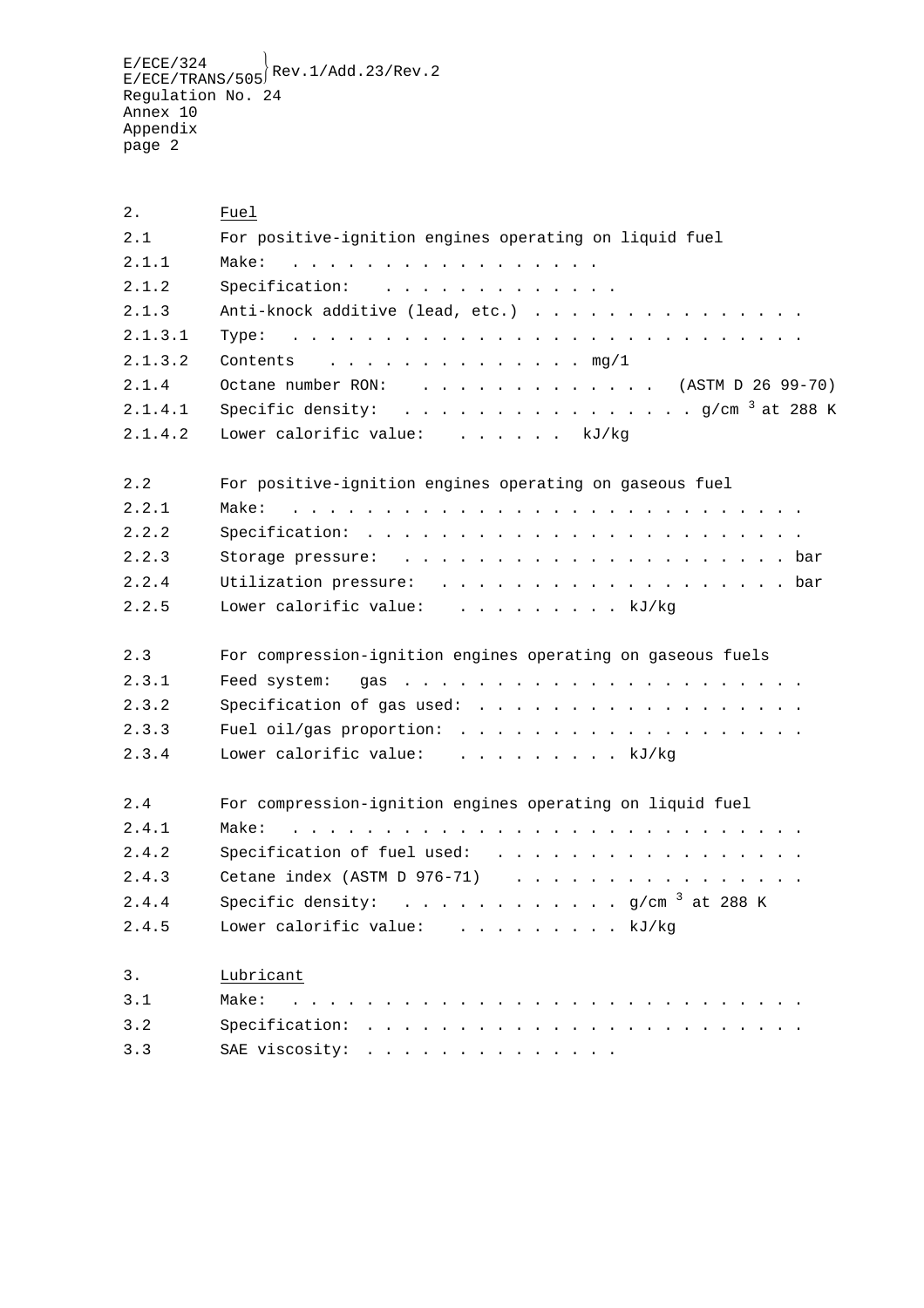2. <u>Fuel</u>

2.1 For positive-ignition engines operating on liquid fuel

2.1.1 Make: . . . . . . . . . . . . . . . . .

2.1.2 Specification: . . . . . . . . . . . . .

2.1.3 Anti-knock additive (lead, etc.) . . . . . . . . . . . . . . .

2.1.3.1 Type: . . . . . . . . . . . . . . . . . . . . . . . . . . . .

2.1.3.2 Contents . . . . . . . . . . . . . . mg/1

2.1.4 Octane number RON: . . . . . . . . . . . . . (ASTM D 26 99-70)

2.1.4.1 Specific density: . . . . . . . . . . . . . . . . g/cm $^3$ at 288 K

2.1.4.2 Lower calorific value: . . . . . . kJ/kg

2.2 For positive-ignition engines operating on gaseous fuel

2.2.1 Make: . . . . . . . . . . . . . . . . . . . . . . . . . . . .

2.2.2 Specification: . . . . . . . . . . . . . . . . . . . . . . . .

2.2.3 Storage pressure: . . . . . . . . . . . . . . . . . . . . . bar

2.2.4 Utilization pressure: . . . . . . . . . . . . . . . . . . . bar

2.2.5 Lower calorific value: . . . . . . . . . kJ/kg

2.3 For compression-ignition engines operating on gaseous fuels

2.3.1 Feed system: gas . . . . . . . . . . . . . . . . . . . . . .

2.3.2 Specification of gas used: . . . . . . . . . . . . . . . . . .

2.3.3 Fuel oil/gas proportion: . . . . . . . . . . . . . . . . . . .

2.3.4 Lower calorific value: . . . . . . . . . kJ/kg

2.4 For compression-ignition engines operating on liquid fuel

2.4.1 Make: . . . . . . . . . . . . . . . . . . . . . . . . . . . .

2.4.2 Specification of fuel used: . . . . . . . . . . . . . . . . .

2.4.3 Cetane index (ASTM D 976-71) . . . . . . . . . . . . . . . .

2.4.4 Specific density: . . . . . . . . . . . . g/cm $^3$ at 288 K

2.4.5 Lower calorific value: . . . . . . . . . kJ/kg

3. <u>Lubricant</u>

3.1 Make: . . . . . . . . . . . . . . . . . . . . . . . . . . . .

3.2 Specification: . . . . . . . . . . . . . . . . . . . . . . . .

3.3 SAE viscosity: . . . . . . . . . . . . .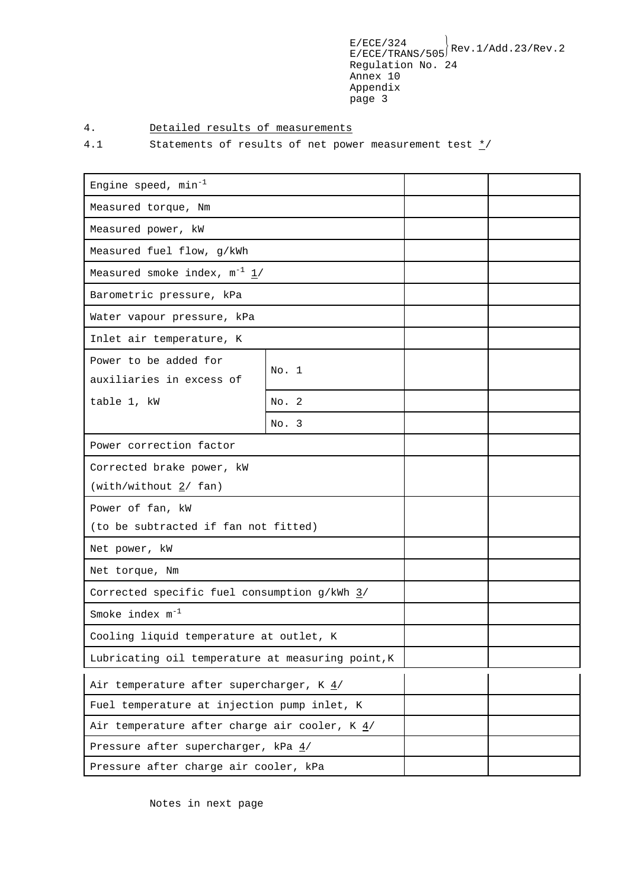4. Detailed results of measurements

4.1 Statements of results of net power measurement test */

| | | | |
|---|---|---|---|
| Engine speed, $min^{-1}$ | | | |
| Measured torque, Nm | | | |
| Measured power, kW | | | |
| Measured fuel flow, g/kWh | | | |
| Measured smoke index, $m^{-1}$ 1/ | | | |
| Barometric pressure, kPa | | | |
| Water vapour pressure, kPa | | | |
| Inlet air temperature, K | | | |
| Power to be added for auxiliaries in excess of table 1, kW | No. 1 | | |
| | No. 2 | | |
| | No. 3 | | |
| Power correction factor | | | |
| Corrected brake power, kW (with/without 2/ fan) | | | |
| Power of fan, kW (to be subtracted if fan not fitted) | | | |
| Net power, kW | | | |
| Net torque, Nm | | | |
| Corrected specific fuel consumption g/kWh 3/ | | | |
| Smoke index $m^{-1}$ | | | |
| Cooling liquid temperature at outlet, K | | | |
| Lubricating oil temperature at measuring point, K | | | |
| Air temperature after supercharger, K 4/ | | | |
| Fuel temperature at injection pump inlet, K | | | |
| Air temperature after charge air cooler, K 4/ | | | |
| Pressure after supercharger, kPa 4/ | | | |
| Pressure after charge air cooler, kPa | | | |

Notes in next page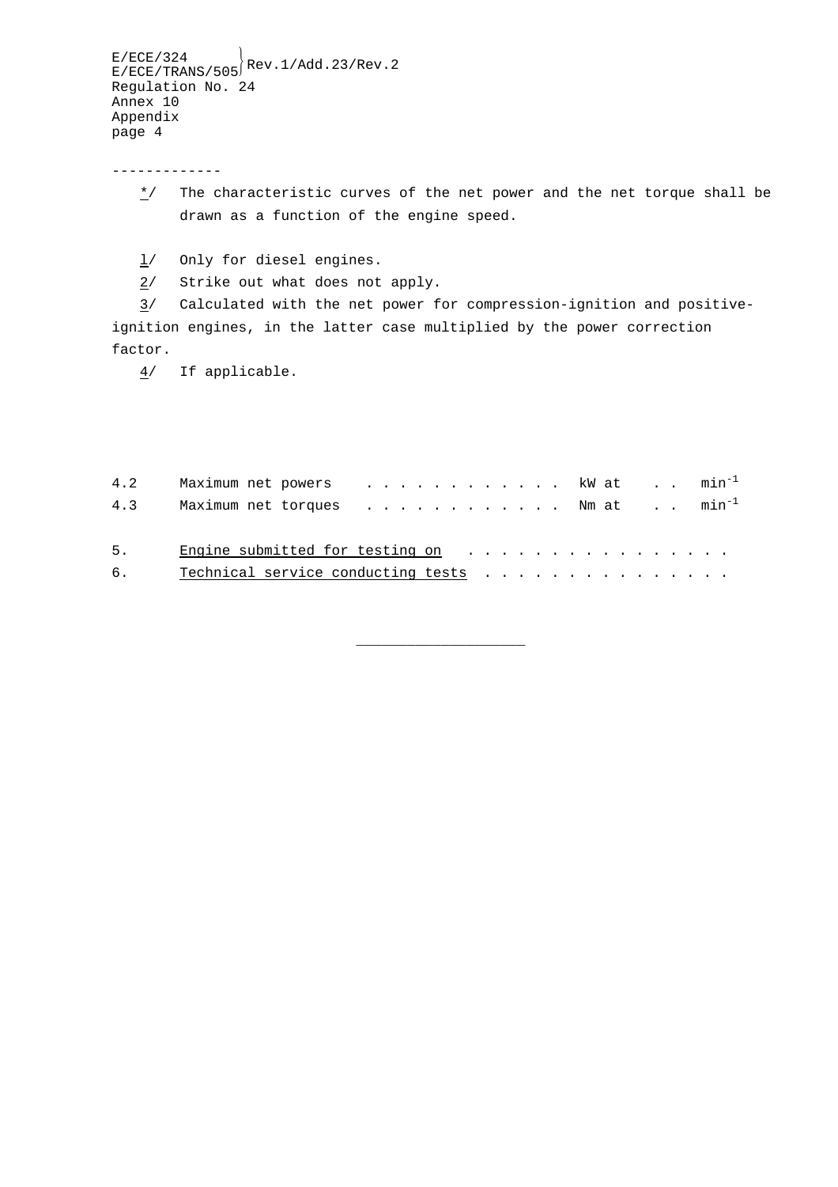-------------

*/ The characteristic curves of the net power and the net torque shall be drawn as a function of the engine speed.

1/ Only for diesel engines.

2/ Strike out what does not apply.

3/ Calculated with the net power for compression-ignition and positive-ignition engines, in the latter case multiplied by the power correction factor.

4/ If applicable.

4.2 Maximum net powers . . . . . . . . . . . . kW at . . $min^{-1}$

4.3 Maximum net torques . . . . . . . . . . . . Nm at . . $min^{-1}$

5. Engine submitted for testing on . . . . . . . . . . . . . . . .

6. Technical service conducting tests . . . . . . . . . . . . . . .

____________________